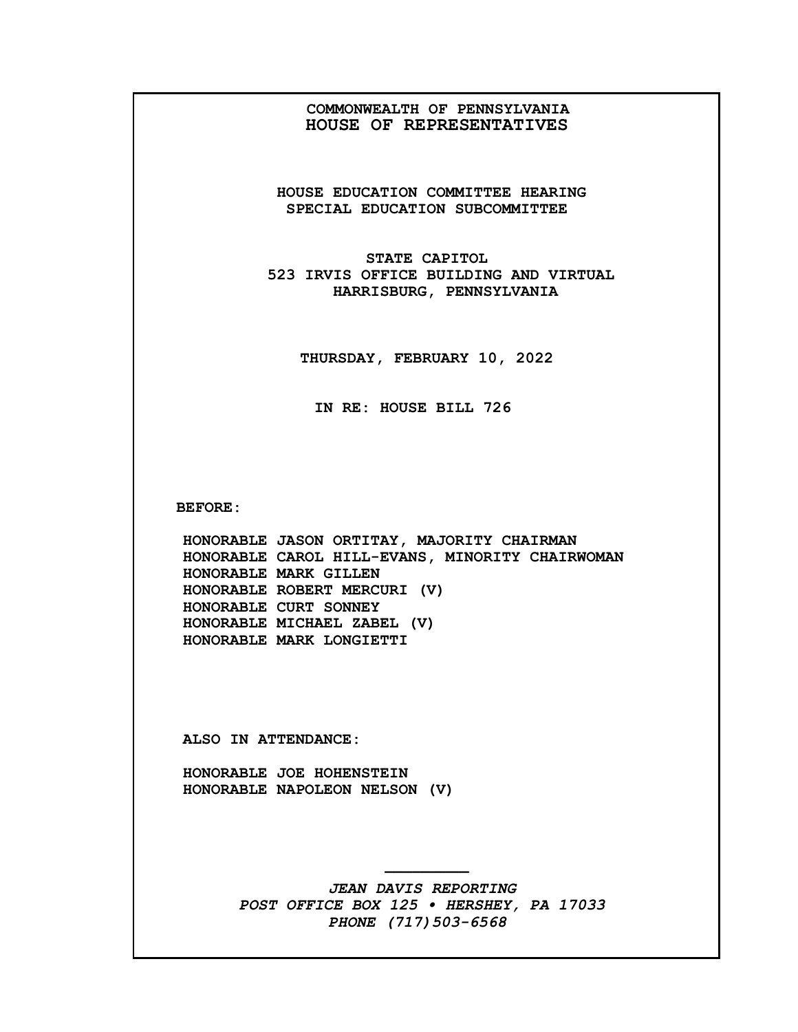# COMMONWEALTH OF PENNSYLVANIA
# HOUSE OF REPRESENTATIVES

## HOUSE EDUCATION COMMITTEE HEARING
## SPECIAL EDUCATION SUBCOMMITTEE

**STATE CAPITOL**
**523 IRVIS OFFICE BUILDING AND VIRTUAL**
**HARRISBURG, PENNSYLVANIA**

**THURSDAY, FEBRUARY 10, 2022**

**IN RE: HOUSE BILL 726**

**BEFORE:**

HONORABLE JASON ORTITAY, MAJORITY CHAIRMAN
HONORABLE CAROL HILL-EVANS, MINORITY CHAIRWOMAN
HONORABLE MARK GILLEN
HONORABLE ROBERT MERCURI (V)
HONORABLE CURT SONNEY
HONORABLE MICHAEL ZABEL (V)
HONORABLE MARK LONGIETTI

**ALSO IN ATTENDANCE:**

HONORABLE JOE HOHENSTEIN
HONORABLE NAPOLEON NELSON (V)

---

*JEAN DAVIS REPORTING*
*POST OFFICE BOX 125 • HERSHEY, PA 17033*
*PHONE (717)503-6568*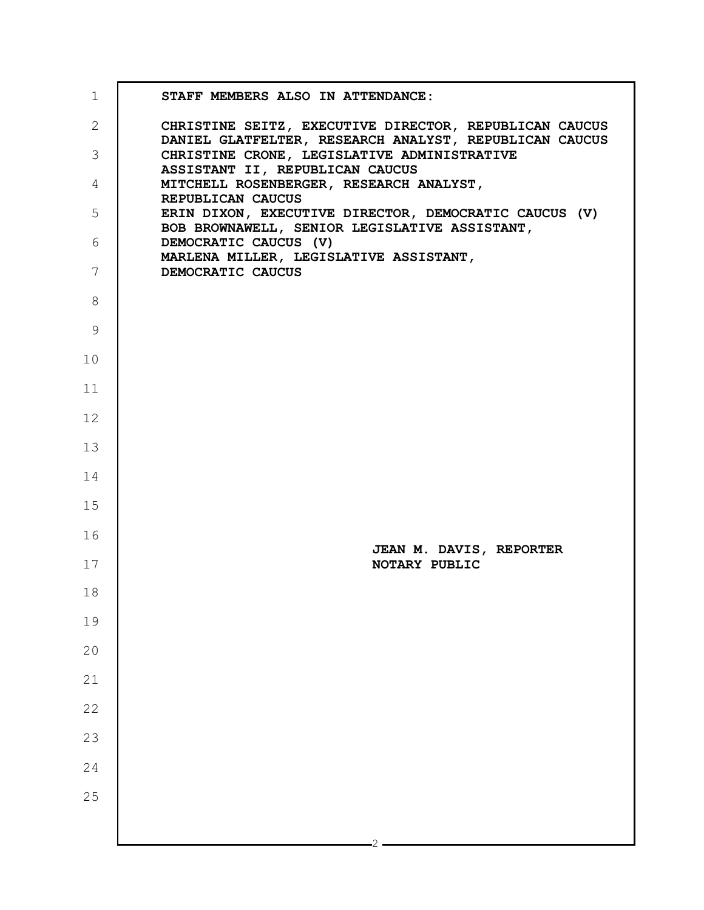**STAFF MEMBERS ALSO IN ATTENDANCE:**

**CHRISTINE SEITZ, EXECUTIVE DIRECTOR, REPUBLICAN CAUCUS**
**DANIEL GLATFELTER, RESEARCH ANALYST, REPUBLICAN CAUCUS**
**CHRISTINE CRONE, LEGISLATIVE ADMINISTRATIVE ASSISTANT II, REPUBLICAN CAUCUS**
**MITCHELL ROSENBERGER, RESEARCH ANALYST, REPUBLICAN CAUCUS**
**ERIN DIXON, EXECUTIVE DIRECTOR, DEMOCRATIC CAUCUS (V)**
**BOB BROWNAWELL, SENIOR LEGISLATIVE ASSISTANT, DEMOCRATIC CAUCUS (V)**
**MARLENA MILLER, LEGISLATIVE ASSISTANT, DEMOCRATIC CAUCUS**

**JEAN M. DAVIS, REPORTER**
**NOTARY PUBLIC**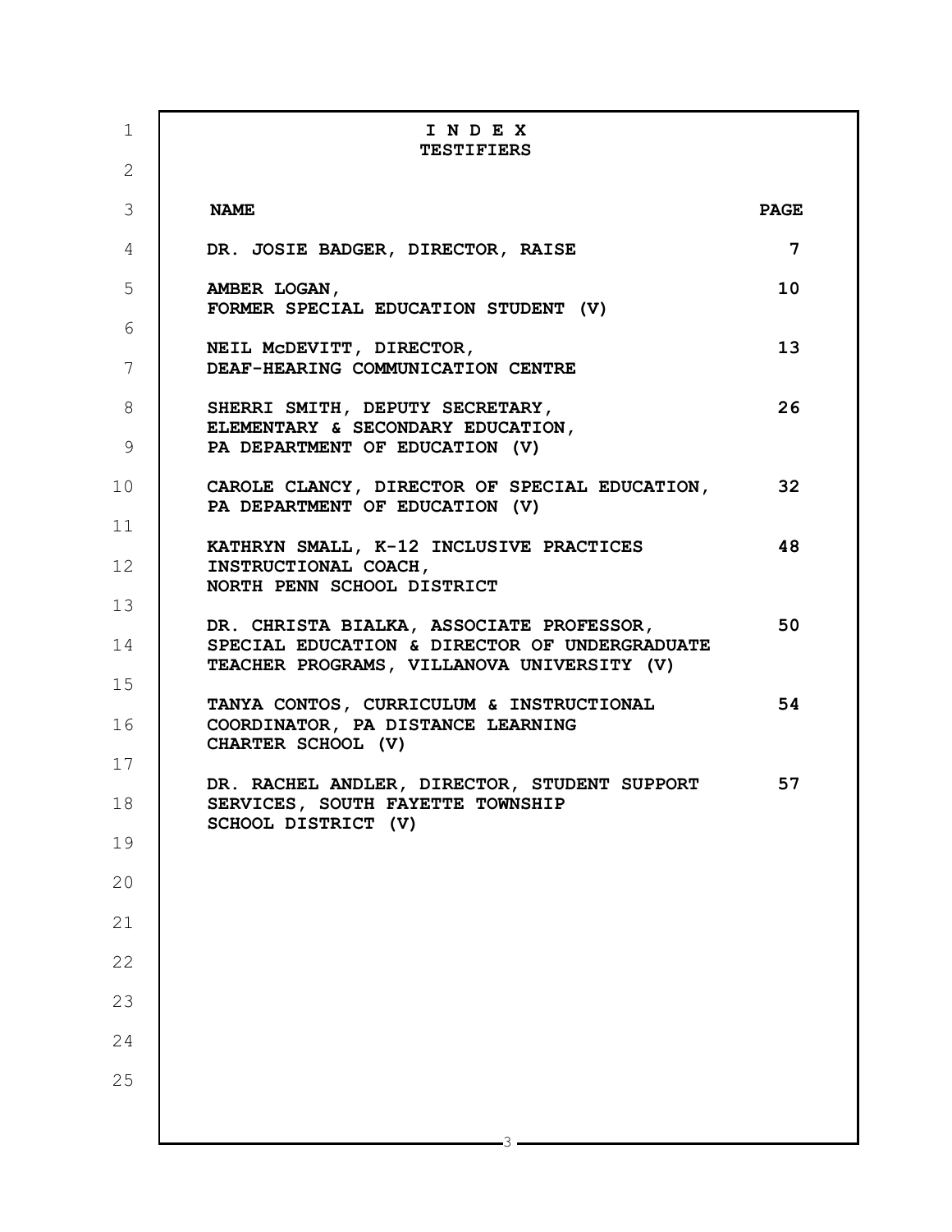# I N D E X
## TESTIFIERS

| NAME | PAGE |
|---|---|
| DR. JOSIE BADGER, DIRECTOR, RAISE | 7 |
| AMBER LOGAN, FORMER SPECIAL EDUCATION STUDENT (V) | 10 |
| NEIL McDEVITT, DIRECTOR, DEAF-HEARING COMMUNICATION CENTRE | 13 |
| SHERRI SMITH, DEPUTY SECRETARY, ELEMENTARY & SECONDARY EDUCATION, PA DEPARTMENT OF EDUCATION (V) | 26 |
| CAROLE CLANCY, DIRECTOR OF SPECIAL EDUCATION, PA DEPARTMENT OF EDUCATION (V) | 32 |
| KATHRYN SMALL, K-12 INCLUSIVE PRACTICES INSTRUCTIONAL COACH, NORTH PENN SCHOOL DISTRICT | 48 |
| DR. CHRISTA BIALKA, ASSOCIATE PROFESSOR, SPECIAL EDUCATION & DIRECTOR OF UNDERGRADUATE TEACHER PROGRAMS, VILLANOVA UNIVERSITY (V) | 50 |
| TANYA CONTOS, CURRICULUM & INSTRUCTIONAL COORDINATOR, PA DISTANCE LEARNING CHARTER SCHOOL (V) | 54 |
| DR. RACHEL ANDLER, DIRECTOR, STUDENT SUPPORT SERVICES, SOUTH FAYETTE TOWNSHIP SCHOOL DISTRICT (V) | 57 |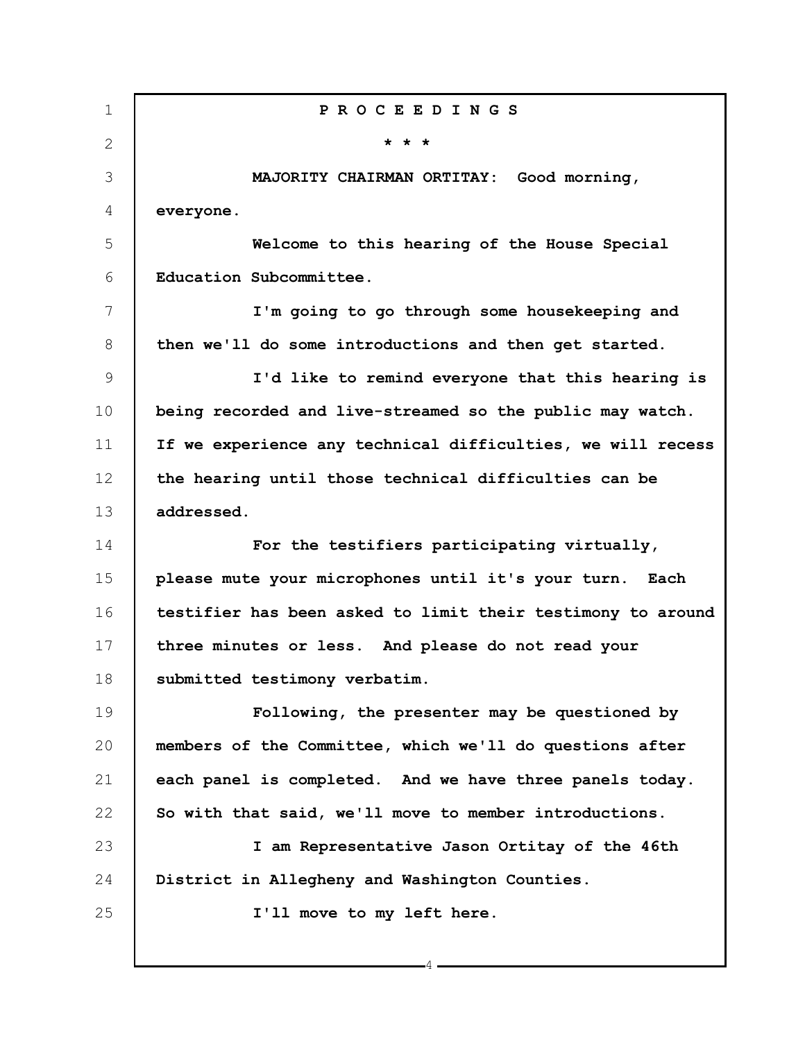**P R O C E E D I N G S**

**\* \* \***

**MAJORITY CHAIRMAN ORTITAY: Good morning, everyone.**

**Welcome to this hearing of the House Special Education Subcommittee.**

**I'm going to go through some housekeeping and then we'll do some introductions and then get started.**

**I'd like to remind everyone that this hearing is being recorded and live-streamed so the public may watch. If we experience any technical difficulties, we will recess the hearing until those technical difficulties can be addressed.**

**For the testifiers participating virtually, please mute your microphones until it's your turn. Each testifier has been asked to limit their testimony to around three minutes or less. And please do not read your submitted testimony verbatim.**

**Following, the presenter may be questioned by members of the Committee, which we'll do questions after each panel is completed. And we have three panels today. So with that said, we'll move to member introductions.**

**I am Representative Jason Ortitay of the 46th District in Allegheny and Washington Counties.**

**I'll move to my left here.**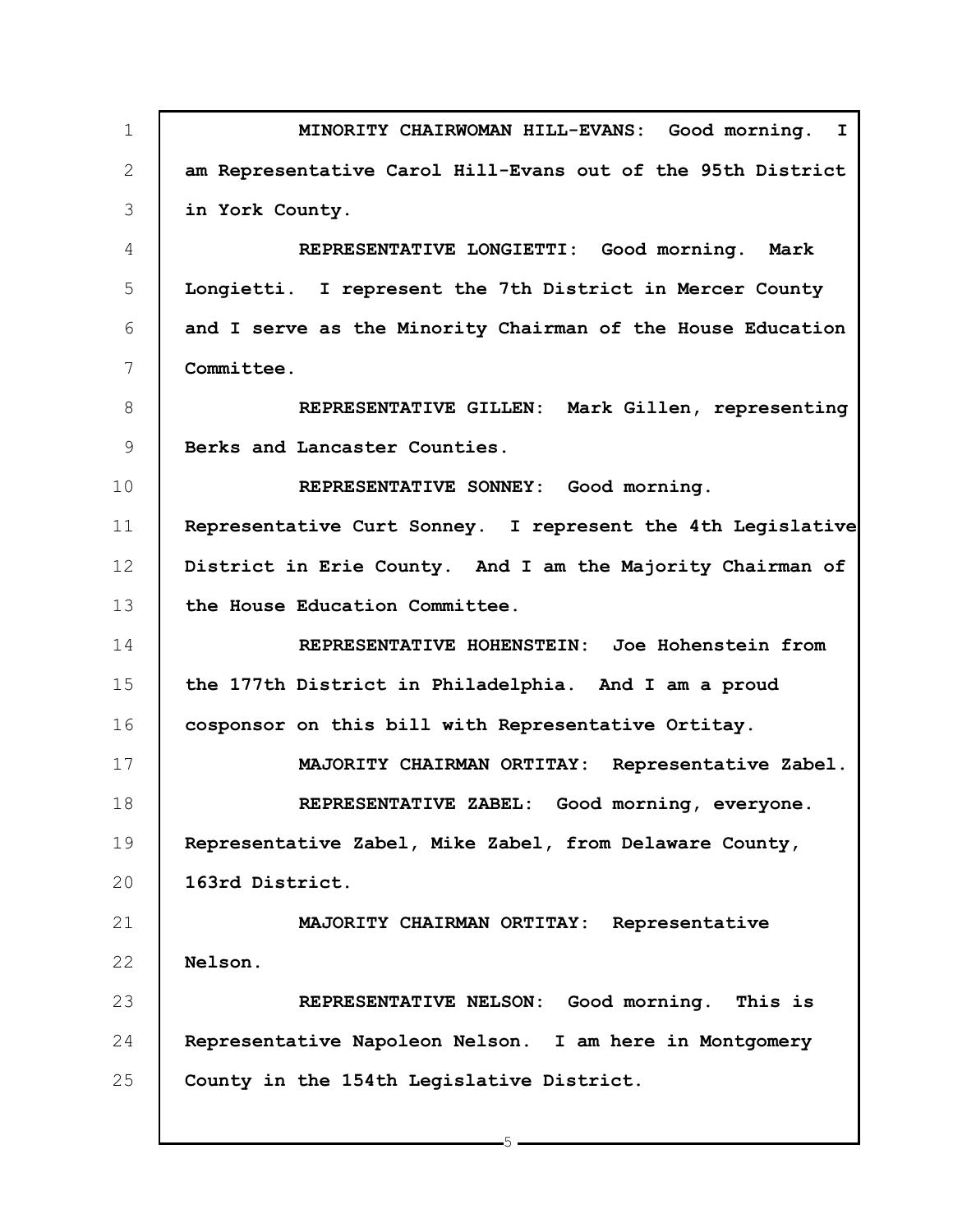MINORITY CHAIRWOMAN HILL-EVANS: Good morning. I am Representative Carol Hill-Evans out of the 95th District in York County.

REPRESENTATIVE LONGIETTI: Good morning. Mark Longietti. I represent the 7th District in Mercer County and I serve as the Minority Chairman of the House Education Committee.

REPRESENTATIVE GILLEN: Mark Gillen, representing Berks and Lancaster Counties.

REPRESENTATIVE SONNEY: Good morning. Representative Curt Sonney. I represent the 4th Legislative District in Erie County. And I am the Majority Chairman of the House Education Committee.

REPRESENTATIVE HOHENSTEIN: Joe Hohenstein from the 177th District in Philadelphia. And I am a proud cosponsor on this bill with Representative Ortitay.

MAJORITY CHAIRMAN ORTITAY: Representative Zabel.

REPRESENTATIVE ZABEL: Good morning, everyone. Representative Zabel, Mike Zabel, from Delaware County, 163rd District.

MAJORITY CHAIRMAN ORTITAY: Representative Nelson.

REPRESENTATIVE NELSON: Good morning. This is Representative Napoleon Nelson. I am here in Montgomery County in the 154th Legislative District.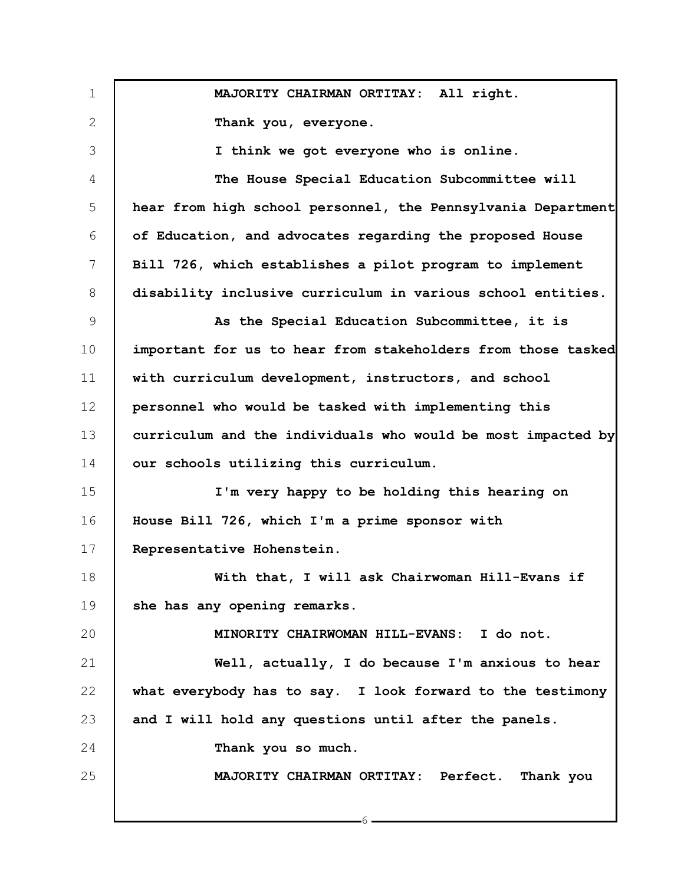**MAJORITY CHAIRMAN ORTITAY: All right.**

**Thank you, everyone.**

**I think we got everyone who is online.**

**The House Special Education Subcommittee will hear from high school personnel, the Pennsylvania Department of Education, and advocates regarding the proposed House Bill 726, which establishes a pilot program to implement disability inclusive curriculum in various school entities.**

**As the Special Education Subcommittee, it is important for us to hear from stakeholders from those tasked with curriculum development, instructors, and school personnel who would be tasked with implementing this curriculum and the individuals who would be most impacted by our schools utilizing this curriculum.**

**I'm very happy to be holding this hearing on House Bill 726, which I'm a prime sponsor with Representative Hohenstein.**

**With that, I will ask Chairwoman Hill-Evans if she has any opening remarks.**

**MINORITY CHAIRWOMAN HILL-EVANS: I do not.**

**Well, actually, I do because I'm anxious to hear what everybody has to say. I look forward to the testimony and I will hold any questions until after the panels.**

**Thank you so much.**

**MAJORITY CHAIRMAN ORTITAY: Perfect. Thank you**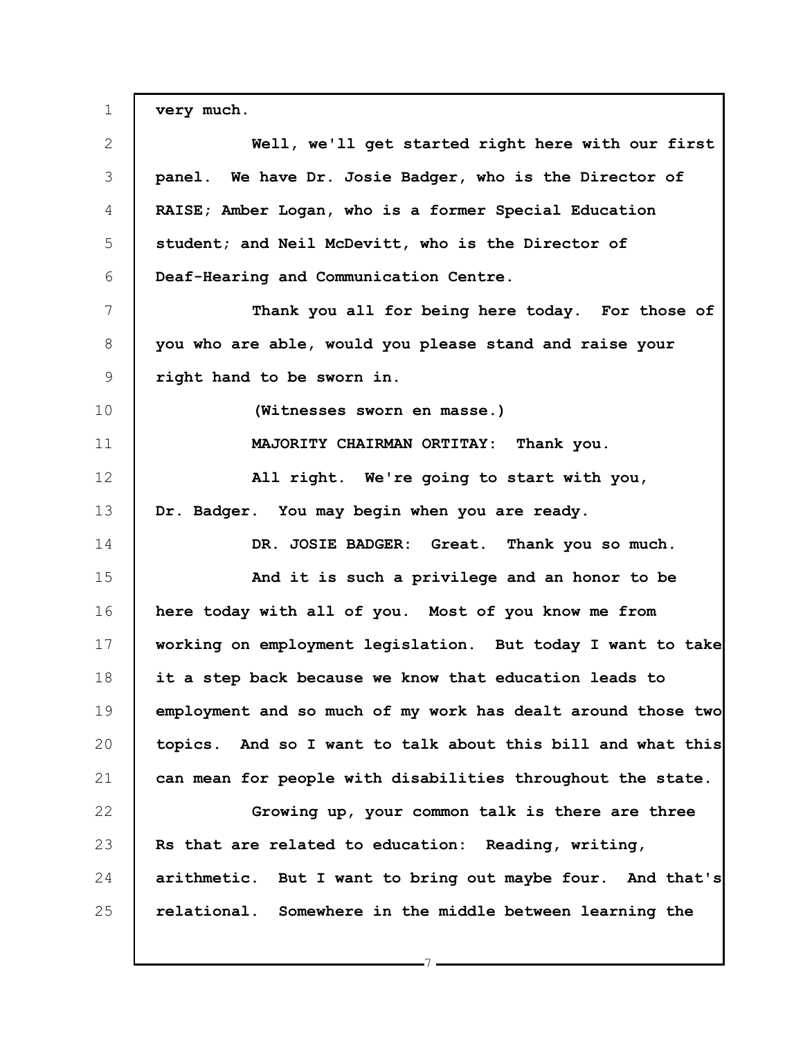very much.

Well, we'll get started right here with our first panel. We have Dr. Josie Badger, who is the Director of RAISE; Amber Logan, who is a former Special Education student; and Neil McDevitt, who is the Director of Deaf-Hearing and Communication Centre.

Thank you all for being here today. For those of you who are able, would you please stand and raise your right hand to be sworn in.

(Witnesses sworn en masse.)

MAJORITY CHAIRMAN ORTITAY: Thank you.

All right. We're going to start with you, Dr. Badger. You may begin when you are ready.

DR. JOSIE BADGER: Great. Thank you so much.

And it is such a privilege and an honor to be here today with all of you. Most of you know me from working on employment legislation. But today I want to take it a step back because we know that education leads to employment and so much of my work has dealt around those two topics. And so I want to talk about this bill and what this can mean for people with disabilities throughout the state.

Growing up, your common talk is there are three Rs that are related to education: Reading, writing, arithmetic. But I want to bring out maybe four. And that's relational. Somewhere in the middle between learning the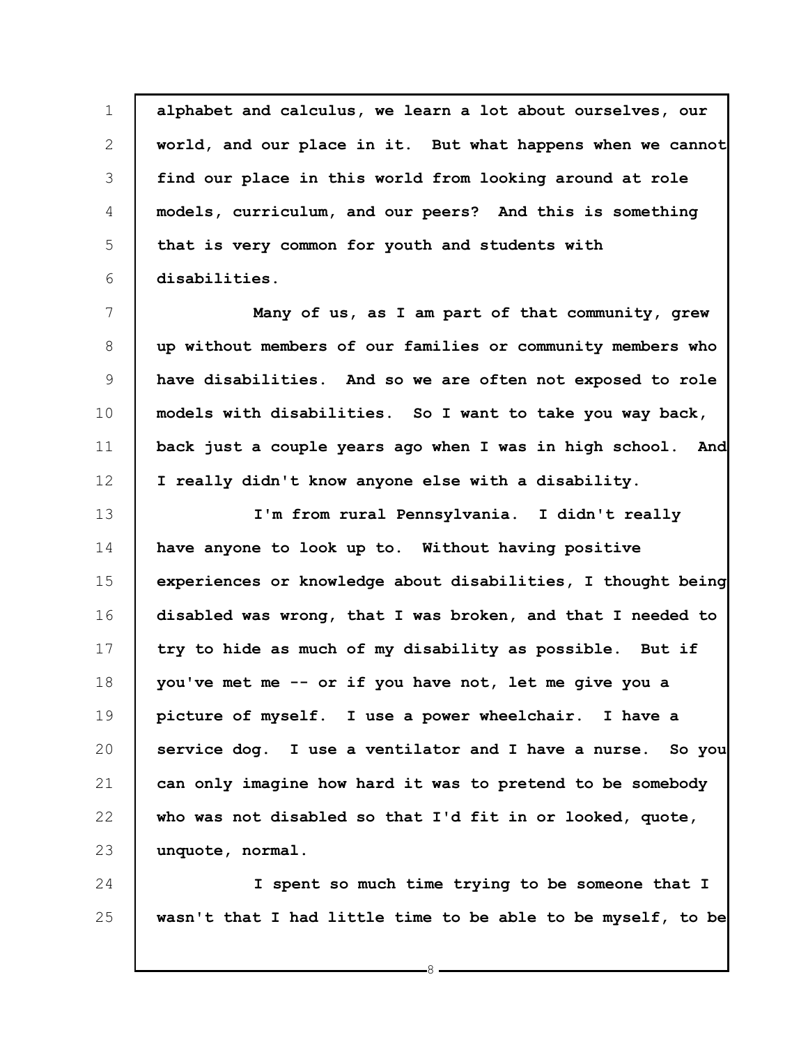**alphabet and calculus, we learn a lot about ourselves, our world, and our place in it. But what happens when we cannot find our place in this world from looking around at role models, curriculum, and our peers? And this is something that is very common for youth and students with disabilities.**

**Many of us, as I am part of that community, grew up without members of our families or community members who have disabilities. And so we are often not exposed to role models with disabilities. So I want to take you way back, back just a couple years ago when I was in high school. And I really didn't know anyone else with a disability.**

**I'm from rural Pennsylvania. I didn't really have anyone to look up to. Without having positive experiences or knowledge about disabilities, I thought being disabled was wrong, that I was broken, and that I needed to try to hide as much of my disability as possible. But if you've met me -- or if you have not, let me give you a picture of myself. I use a power wheelchair. I have a service dog. I use a ventilator and I have a nurse. So you can only imagine how hard it was to pretend to be somebody who was not disabled so that I'd fit in or looked, quote, unquote, normal.**

**I spent so much time trying to be someone that I wasn't that I had little time to be able to be myself, to be**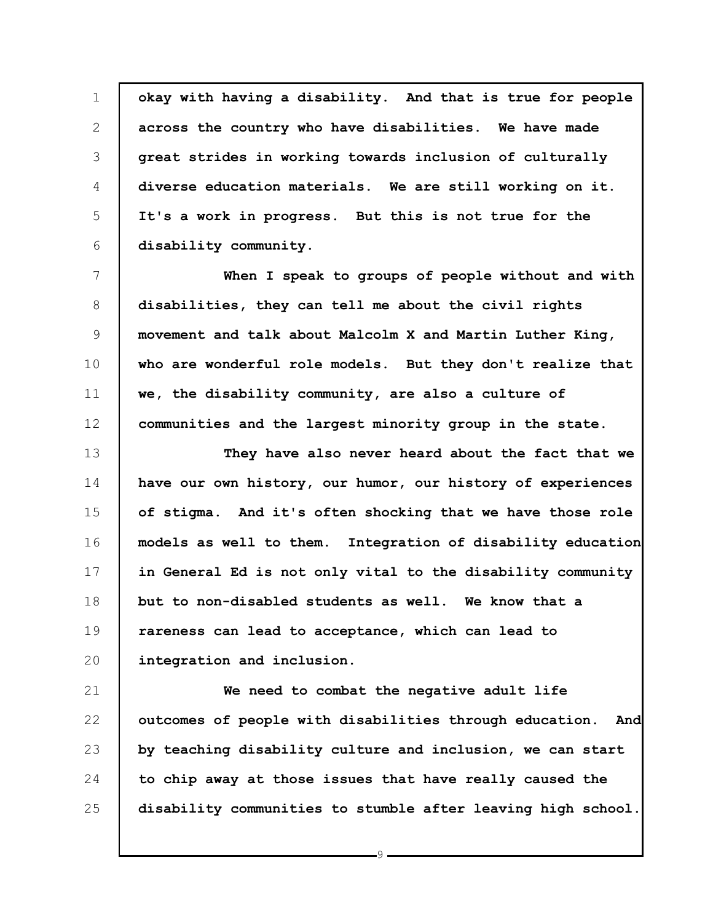**okay with having a disability. And that is true for people across the country who have disabilities. We have made great strides in working towards inclusion of culturally diverse education materials. We are still working on it. It's a work in progress. But this is not true for the disability community.**

**When I speak to groups of people without and with disabilities, they can tell me about the civil rights movement and talk about Malcolm X and Martin Luther King, who are wonderful role models. But they don't realize that we, the disability community, are also a culture of communities and the largest minority group in the state.**

**They have also never heard about the fact that we have our own history, our humor, our history of experiences of stigma. And it's often shocking that we have those role models as well to them. Integration of disability education in General Ed is not only vital to the disability community but to non-disabled students as well. We know that a rareness can lead to acceptance, which can lead to integration and inclusion.**

**We need to combat the negative adult life outcomes of people with disabilities through education. And by teaching disability culture and inclusion, we can start to chip away at those issues that have really caused the disability communities to stumble after leaving high school.**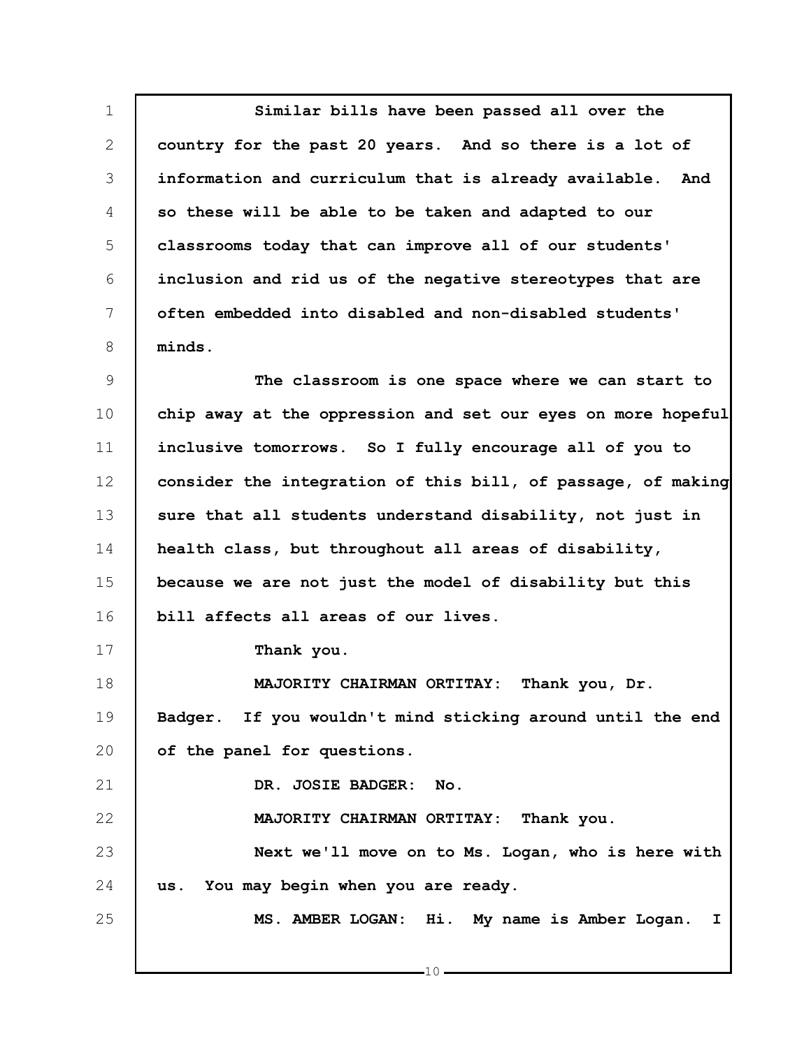Similar bills have been passed all over the country for the past 20 years. And so there is a lot of information and curriculum that is already available. And so these will be able to be taken and adapted to our classrooms today that can improve all of our students' inclusion and rid us of the negative stereotypes that are often embedded into disabled and non-disabled students' minds.

The classroom is one space where we can start to chip away at the oppression and set our eyes on more hopeful inclusive tomorrows. So I fully encourage all of you to consider the integration of this bill, of passage, of making sure that all students understand disability, not just in health class, but throughout all areas of disability, because we are not just the model of disability but this bill affects all areas of our lives.

Thank you.

MAJORITY CHAIRMAN ORTITAY: Thank you, Dr. Badger. If you wouldn't mind sticking around until the end of the panel for questions.

DR. JOSIE BADGER: No.

MAJORITY CHAIRMAN ORTITAY: Thank you.

Next we'll move on to Ms. Logan, who is here with us. You may begin when you are ready.

MS. AMBER LOGAN: Hi. My name is Amber Logan. I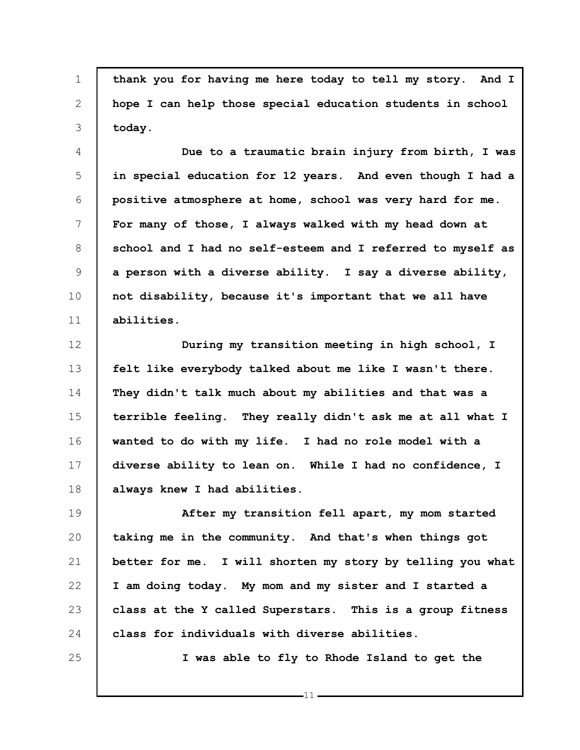**thank you for having me here today to tell my story. And I hope I can help those special education students in school today.**

**Due to a traumatic brain injury from birth, I was in special education for 12 years. And even though I had a positive atmosphere at home, school was very hard for me. For many of those, I always walked with my head down at school and I had no self-esteem and I referred to myself as a person with a diverse ability. I say a diverse ability, not disability, because it's important that we all have abilities.**

**During my transition meeting in high school, I felt like everybody talked about me like I wasn't there. They didn't talk much about my abilities and that was a terrible feeling. They really didn't ask me at all what I wanted to do with my life. I had no role model with a diverse ability to lean on. While I had no confidence, I always knew I had abilities.**

**After my transition fell apart, my mom started taking me in the community. And that's when things got better for me. I will shorten my story by telling you what I am doing today. My mom and my sister and I started a class at the Y called Superstars. This is a group fitness class for individuals with diverse abilities.**

**I was able to fly to Rhode Island to get the**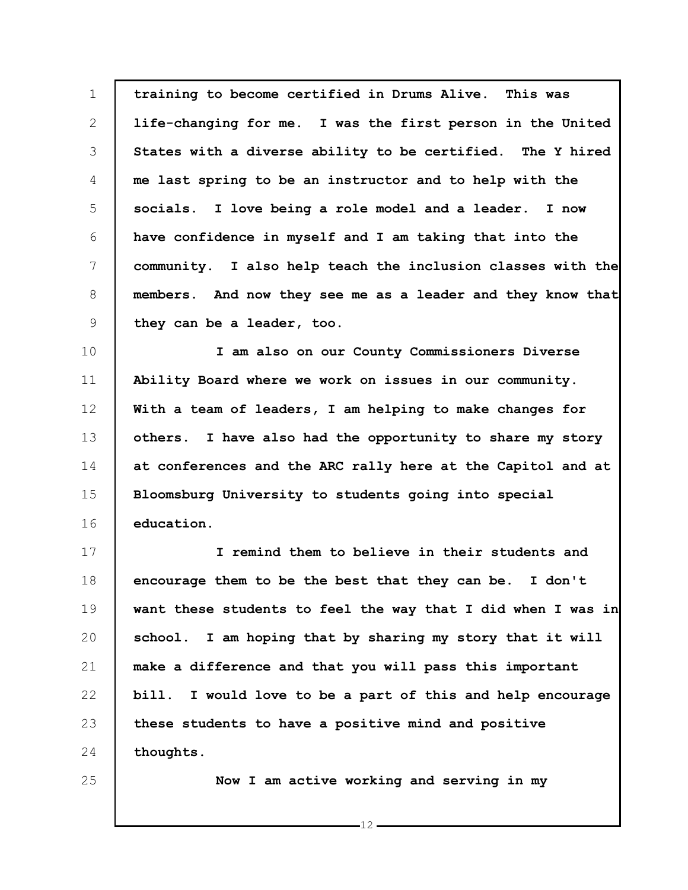**training to become certified in Drums Alive. This was life-changing for me. I was the first person in the United States with a diverse ability to be certified. The Y hired me last spring to be an instructor and to help with the socials. I love being a role model and a leader. I now have confidence in myself and I am taking that into the community. I also help teach the inclusion classes with the members. And now they see me as a leader and they know that they can be a leader, too.**

**I am also on our County Commissioners Diverse Ability Board where we work on issues in our community. With a team of leaders, I am helping to make changes for others. I have also had the opportunity to share my story at conferences and the ARC rally here at the Capitol and at Bloomsburg University to students going into special education.**

**I remind them to believe in their students and encourage them to be the best that they can be. I don't want these students to feel the way that I did when I was in school. I am hoping that by sharing my story that it will make a difference and that you will pass this important bill. I would love to be a part of this and help encourage these students to have a positive mind and positive thoughts.**

**Now I am active working and serving in my**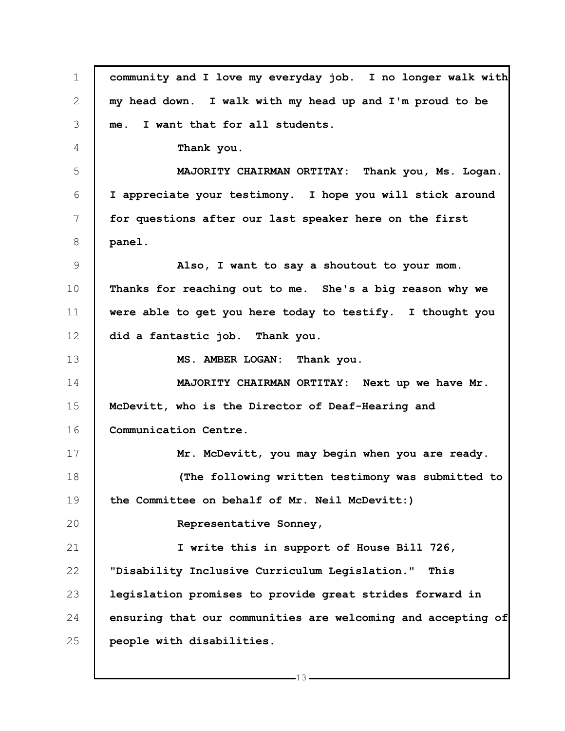community and I love my everyday job. I no longer walk with my head down. I walk with my head up and I'm proud to be me. I want that for all students.

Thank you.

MAJORITY CHAIRMAN ORTITAY: Thank you, Ms. Logan. I appreciate your testimony. I hope you will stick around for questions after our last speaker here on the first panel.

Also, I want to say a shoutout to your mom. Thanks for reaching out to me. She's a big reason why we were able to get you here today to testify. I thought you did a fantastic job. Thank you.

MS. AMBER LOGAN: Thank you.

MAJORITY CHAIRMAN ORTITAY: Next up we have Mr. McDevitt, who is the Director of Deaf-Hearing and Communication Centre.

Mr. McDevitt, you may begin when you are ready.

(The following written testimony was submitted to the Committee on behalf of Mr. Neil McDevitt:)

Representative Sonney,

I write this in support of House Bill 726, "Disability Inclusive Curriculum Legislation." This legislation promises to provide great strides forward in ensuring that our communities are welcoming and accepting of people with disabilities.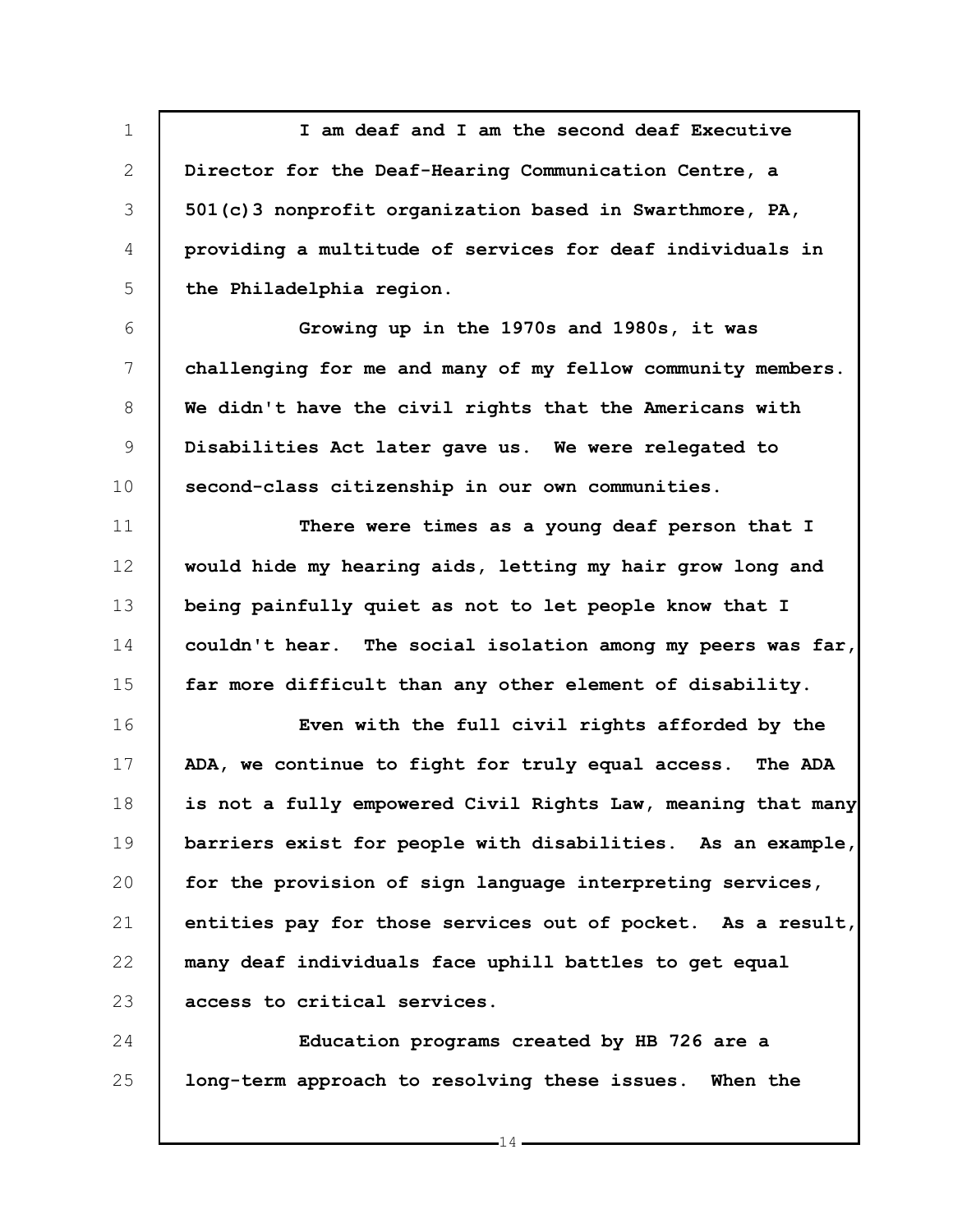I am deaf and I am the second deaf Executive Director for the Deaf-Hearing Communication Centre, a 501(c)3 nonprofit organization based in Swarthmore, PA, providing a multitude of services for deaf individuals in the Philadelphia region.

Growing up in the 1970s and 1980s, it was challenging for me and many of my fellow community members. We didn't have the civil rights that the Americans with Disabilities Act later gave us. We were relegated to second-class citizenship in our own communities.

There were times as a young deaf person that I would hide my hearing aids, letting my hair grow long and being painfully quiet as not to let people know that I couldn't hear. The social isolation among my peers was far, far more difficult than any other element of disability.

Even with the full civil rights afforded by the ADA, we continue to fight for truly equal access. The ADA is not a fully empowered Civil Rights Law, meaning that many barriers exist for people with disabilities. As an example, for the provision of sign language interpreting services, entities pay for those services out of pocket. As a result, many deaf individuals face uphill battles to get equal access to critical services.

Education programs created by HB 726 are a long-term approach to resolving these issues. When the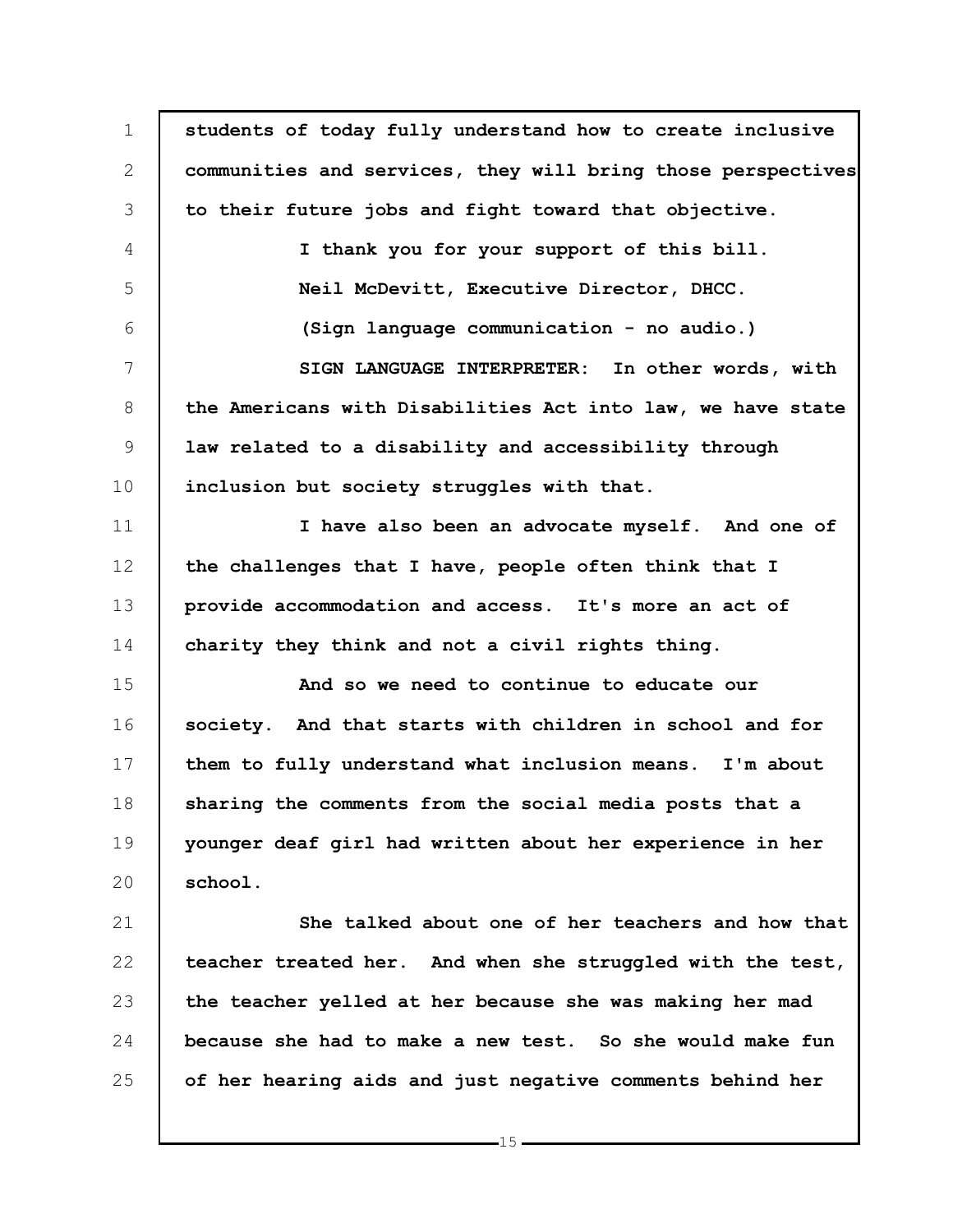students of today fully understand how to create inclusive communities and services, they will bring those perspectives to their future jobs and fight toward that objective.

I thank you for your support of this bill.

Neil McDevitt, Executive Director, DHCC.

(Sign language communication - no audio.)

SIGN LANGUAGE INTERPRETER: In other words, with the Americans with Disabilities Act into law, we have state law related to a disability and accessibility through inclusion but society struggles with that.

I have also been an advocate myself. And one of the challenges that I have, people often think that I provide accommodation and access. It's more an act of charity they think and not a civil rights thing.

And so we need to continue to educate our society. And that starts with children in school and for them to fully understand what inclusion means. I'm about sharing the comments from the social media posts that a younger deaf girl had written about her experience in her school.

She talked about one of her teachers and how that teacher treated her. And when she struggled with the test, the teacher yelled at her because she was making her mad because she had to make a new test. So she would make fun of her hearing aids and just negative comments behind her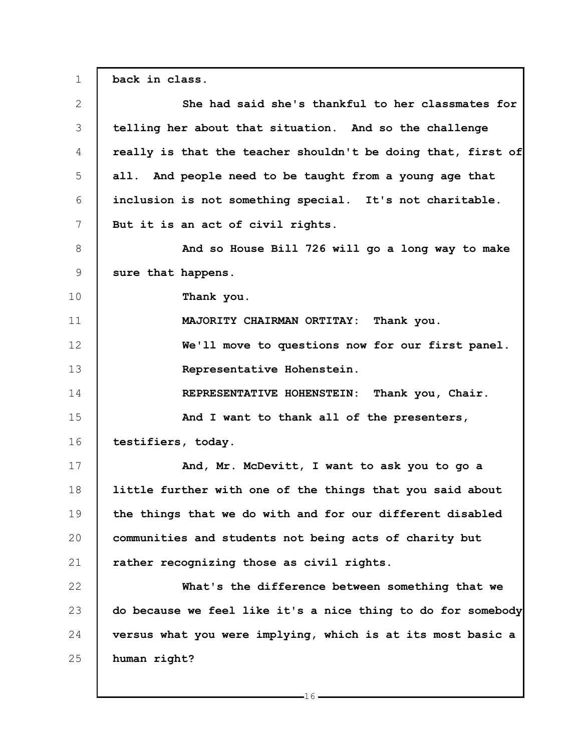back in class.

She had said she's thankful to her classmates for telling her about that situation. And so the challenge really is that the teacher shouldn't be doing that, first of all. And people need to be taught from a young age that inclusion is not something special. It's not charitable. But it is an act of civil rights.

And so House Bill 726 will go a long way to make sure that happens.

Thank you.

MAJORITY CHAIRMAN ORTITAY: Thank you.

We'll move to questions now for our first panel.

Representative Hohenstein.

REPRESENTATIVE HOHENSTEIN: Thank you, Chair.

And I want to thank all of the presenters, testifiers, today.

And, Mr. McDevitt, I want to ask you to go a little further with one of the things that you said about the things that we do with and for our different disabled communities and students not being acts of charity but rather recognizing those as civil rights.

What's the difference between something that we do because we feel like it's a nice thing to do for somebody versus what you were implying, which is at its most basic a human right?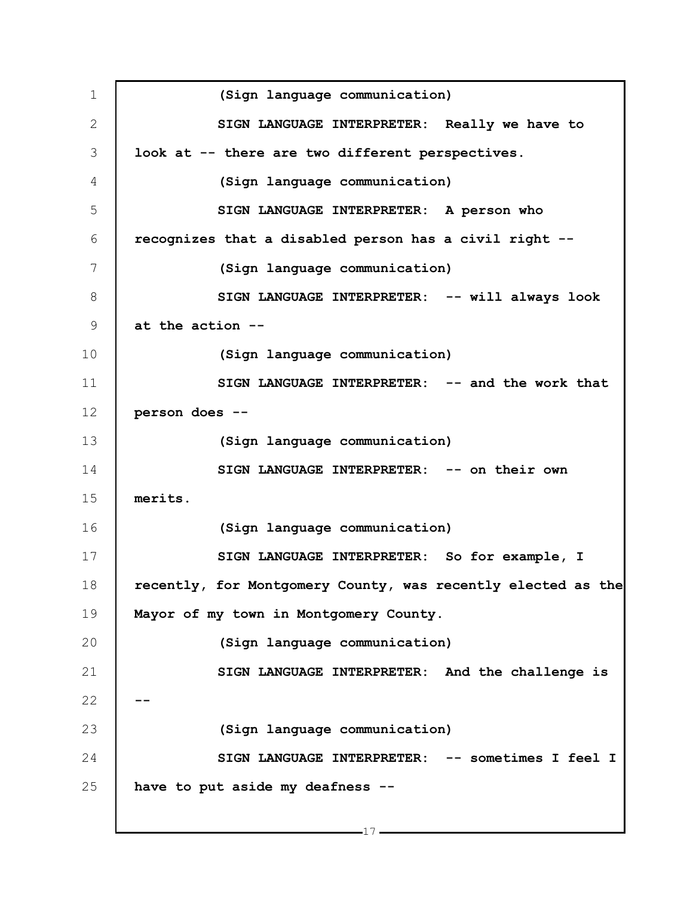(Sign language communication)

SIGN LANGUAGE INTERPRETER: Really we have to look at -- there are two different perspectives.

(Sign language communication)

SIGN LANGUAGE INTERPRETER: A person who recognizes that a disabled person has a civil right --

(Sign language communication)

SIGN LANGUAGE INTERPRETER: -- will always look at the action --

(Sign language communication)

SIGN LANGUAGE INTERPRETER: -- and the work that person does --

(Sign language communication)

SIGN LANGUAGE INTERPRETER: -- on their own merits.

(Sign language communication)

SIGN LANGUAGE INTERPRETER: So for example, I recently, for Montgomery County, was recently elected as the Mayor of my town in Montgomery County.

(Sign language communication)

SIGN LANGUAGE INTERPRETER: And the challenge is --

(Sign language communication)

SIGN LANGUAGE INTERPRETER: -- sometimes I feel I have to put aside my deafness --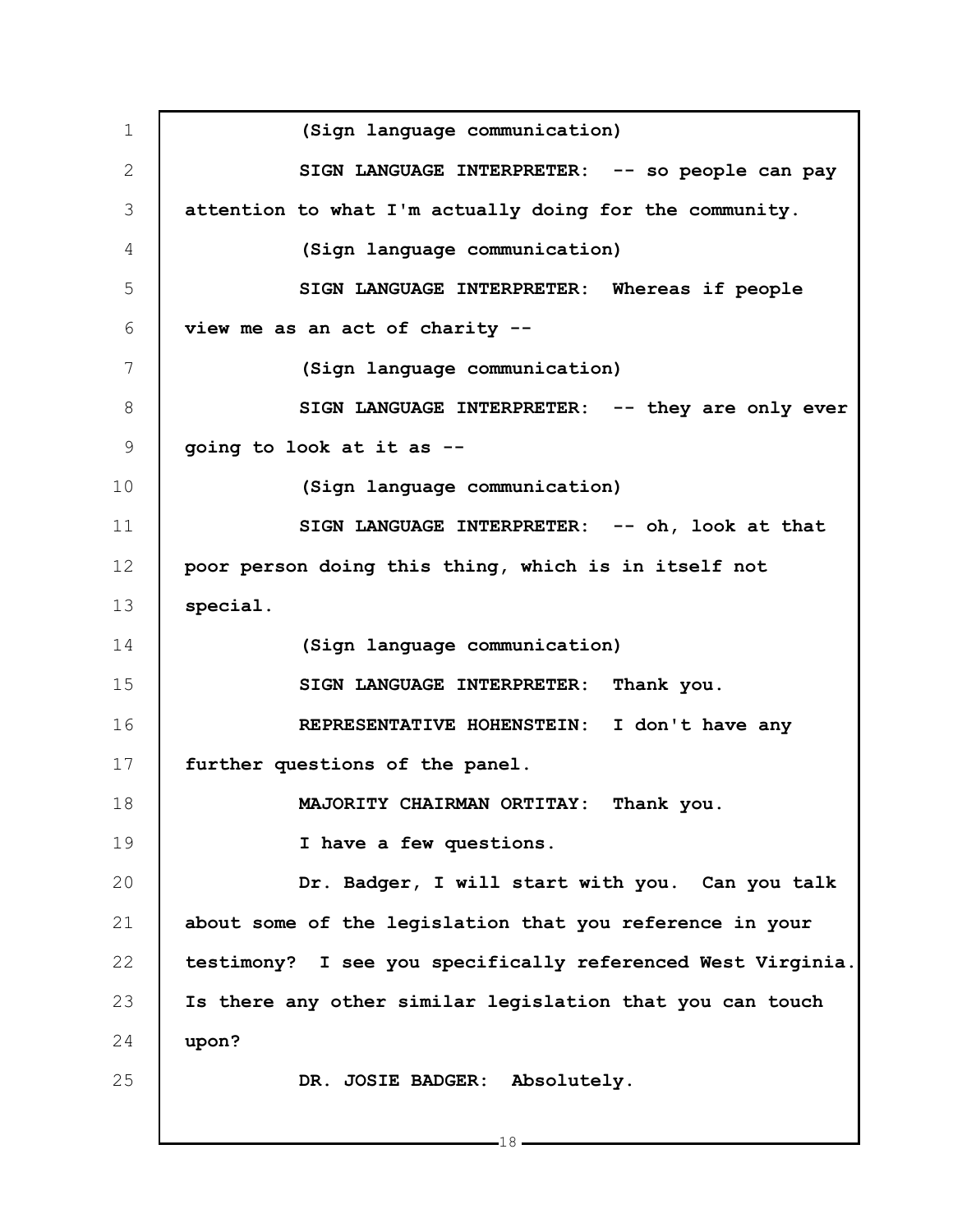(Sign language communication)

SIGN LANGUAGE INTERPRETER: -- so people can pay attention to what I'm actually doing for the community.

(Sign language communication)

SIGN LANGUAGE INTERPRETER: Whereas if people view me as an act of charity --

(Sign language communication)

SIGN LANGUAGE INTERPRETER: -- they are only ever going to look at it as --

(Sign language communication)

SIGN LANGUAGE INTERPRETER: -- oh, look at that poor person doing this thing, which is in itself not special.

(Sign language communication)

SIGN LANGUAGE INTERPRETER: Thank you.

REPRESENTATIVE HOHENSTEIN: I don't have any further questions of the panel.

MAJORITY CHAIRMAN ORTITAY: Thank you.

I have a few questions.

Dr. Badger, I will start with you. Can you talk about some of the legislation that you reference in your testimony? I see you specifically referenced West Virginia. Is there any other similar legislation that you can touch upon?

DR. JOSIE BADGER: Absolutely.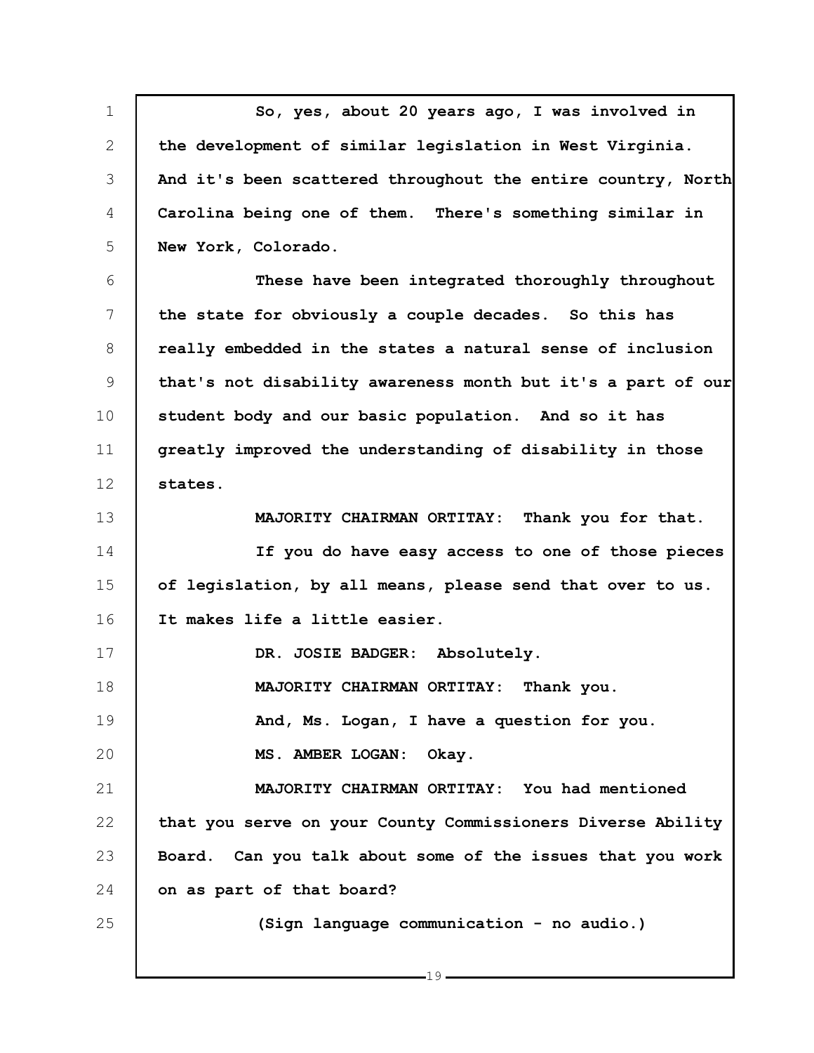So, yes, about 20 years ago, I was involved in the development of similar legislation in West Virginia. And it's been scattered throughout the entire country, North Carolina being one of them. There's something similar in New York, Colorado.

These have been integrated thoroughly throughout the state for obviously a couple decades. So this has really embedded in the states a natural sense of inclusion that's not disability awareness month but it's a part of our student body and our basic population. And so it has greatly improved the understanding of disability in those states.

MAJORITY CHAIRMAN ORTITAY: Thank you for that.

If you do have easy access to one of those pieces of legislation, by all means, please send that over to us. It makes life a little easier.

DR. JOSIE BADGER: Absolutely.

MAJORITY CHAIRMAN ORTITAY: Thank you.

And, Ms. Logan, I have a question for you.

MS. AMBER LOGAN: Okay.

MAJORITY CHAIRMAN ORTITAY: You had mentioned that you serve on your County Commissioners Diverse Ability Board. Can you talk about some of the issues that you work on as part of that board?

(Sign language communication - no audio.)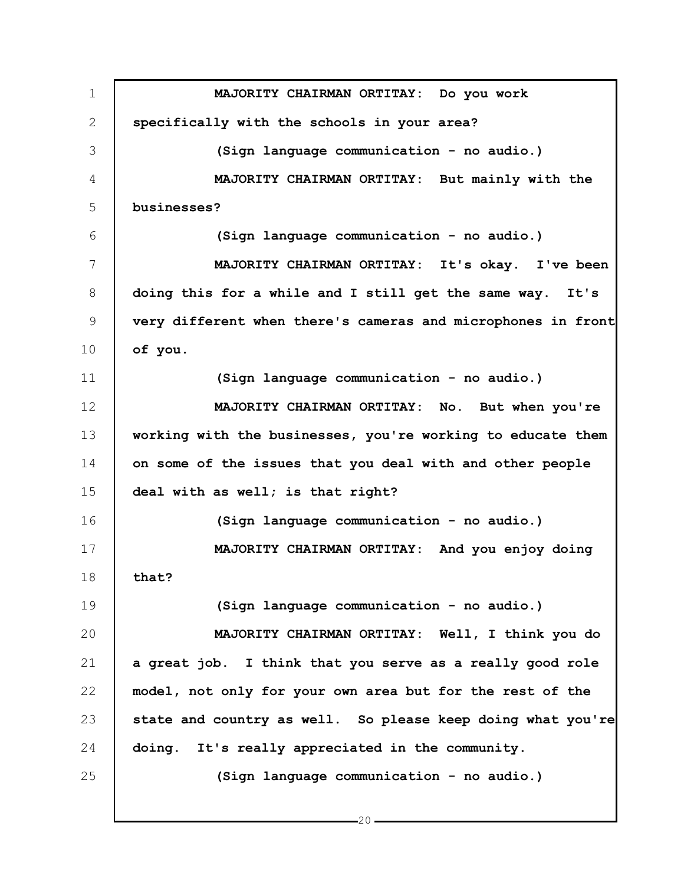**MAJORITY CHAIRMAN ORTITAY: Do you work specifically with the schools in your area?**

**(Sign language communication - no audio.)**

**MAJORITY CHAIRMAN ORTITAY: But mainly with the businesses?**

**(Sign language communication - no audio.)**

**MAJORITY CHAIRMAN ORTITAY: It's okay. I've been doing this for a while and I still get the same way. It's very different when there's cameras and microphones in front of you.**

**(Sign language communication - no audio.)**

**MAJORITY CHAIRMAN ORTITAY: No. But when you're working with the businesses, you're working to educate them on some of the issues that you deal with and other people deal with as well; is that right?**

**(Sign language communication - no audio.)**

**MAJORITY CHAIRMAN ORTITAY: And you enjoy doing that?**

**(Sign language communication - no audio.)**

**MAJORITY CHAIRMAN ORTITAY: Well, I think you do a great job. I think that you serve as a really good role model, not only for your own area but for the rest of the state and country as well. So please keep doing what you're doing. It's really appreciated in the community.**

**(Sign language communication - no audio.)**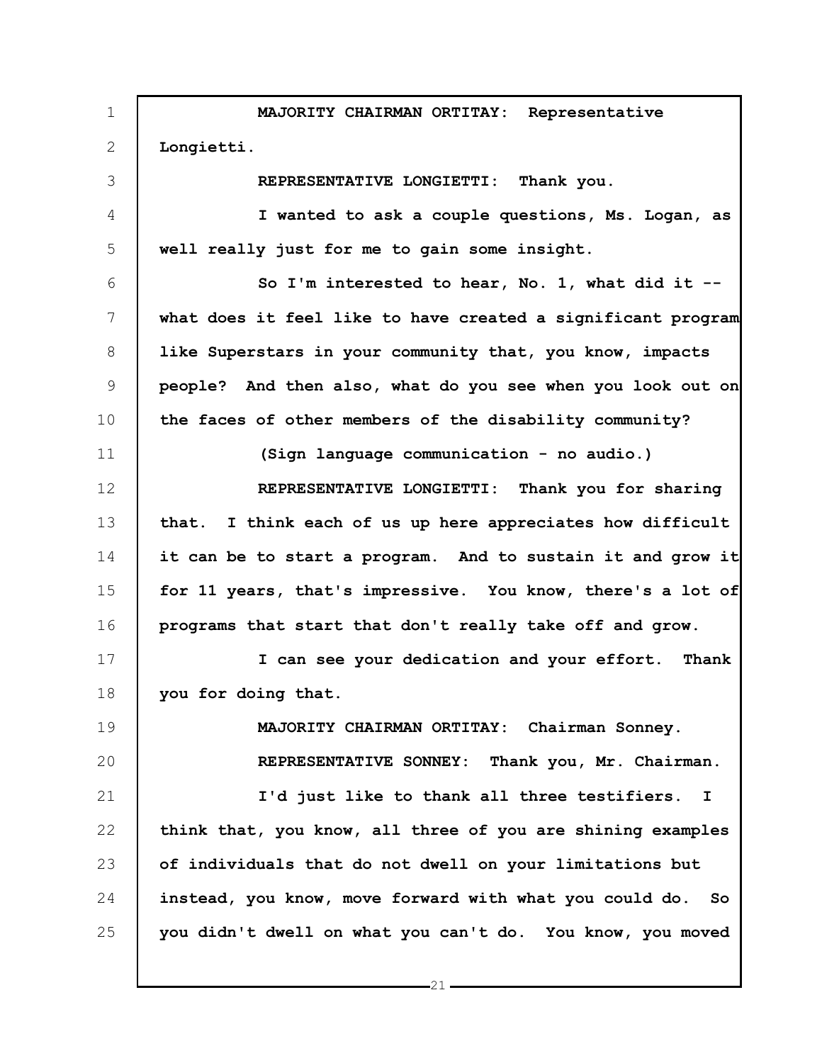**MAJORITY CHAIRMAN ORTITAY: Representative Longietti.**

**REPRESENTATIVE LONGIETTI: Thank you.**

**I wanted to ask a couple questions, Ms. Logan, as well really just for me to gain some insight.**

**So I'm interested to hear, No. 1, what did it -- what does it feel like to have created a significant program like Superstars in your community that, you know, impacts people? And then also, what do you see when you look out on the faces of other members of the disability community?**

**(Sign language communication - no audio.)**

**REPRESENTATIVE LONGIETTI: Thank you for sharing that. I think each of us up here appreciates how difficult it can be to start a program. And to sustain it and grow it for 11 years, that's impressive. You know, there's a lot of programs that start that don't really take off and grow.**

**I can see your dedication and your effort. Thank you for doing that.**

**MAJORITY CHAIRMAN ORTITAY: Chairman Sonney.**

**REPRESENTATIVE SONNEY: Thank you, Mr. Chairman.**

**I'd just like to thank all three testifiers. I think that, you know, all three of you are shining examples of individuals that do not dwell on your limitations but instead, you know, move forward with what you could do. So you didn't dwell on what you can't do. You know, you moved**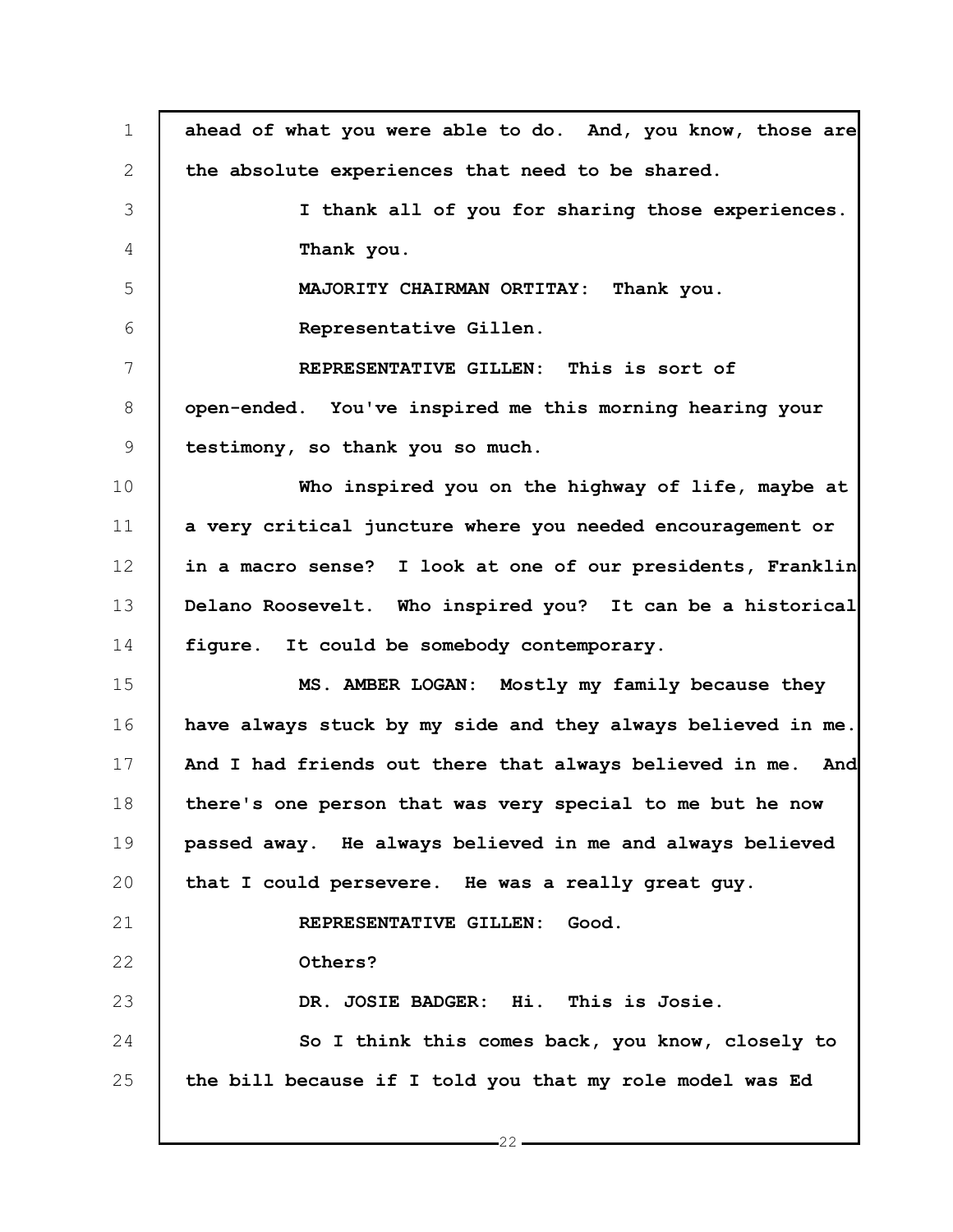ahead of what you were able to do. And, you know, those are the absolute experiences that need to be shared.

I thank all of you for sharing those experiences. Thank you.

MAJORITY CHAIRMAN ORTITAY: Thank you.

Representative Gillen.

REPRESENTATIVE GILLEN: This is sort of open-ended. You've inspired me this morning hearing your testimony, so thank you so much.

Who inspired you on the highway of life, maybe at a very critical juncture where you needed encouragement or in a macro sense? I look at one of our presidents, Franklin Delano Roosevelt. Who inspired you? It can be a historical figure. It could be somebody contemporary.

MS. AMBER LOGAN: Mostly my family because they have always stuck by my side and they always believed in me. And I had friends out there that always believed in me. And there's one person that was very special to me but he now passed away. He always believed in me and always believed that I could persevere. He was a really great guy.

REPRESENTATIVE GILLEN: Good.

Others?

DR. JOSIE BADGER: Hi. This is Josie.

So I think this comes back, you know, closely to the bill because if I told you that my role model was Ed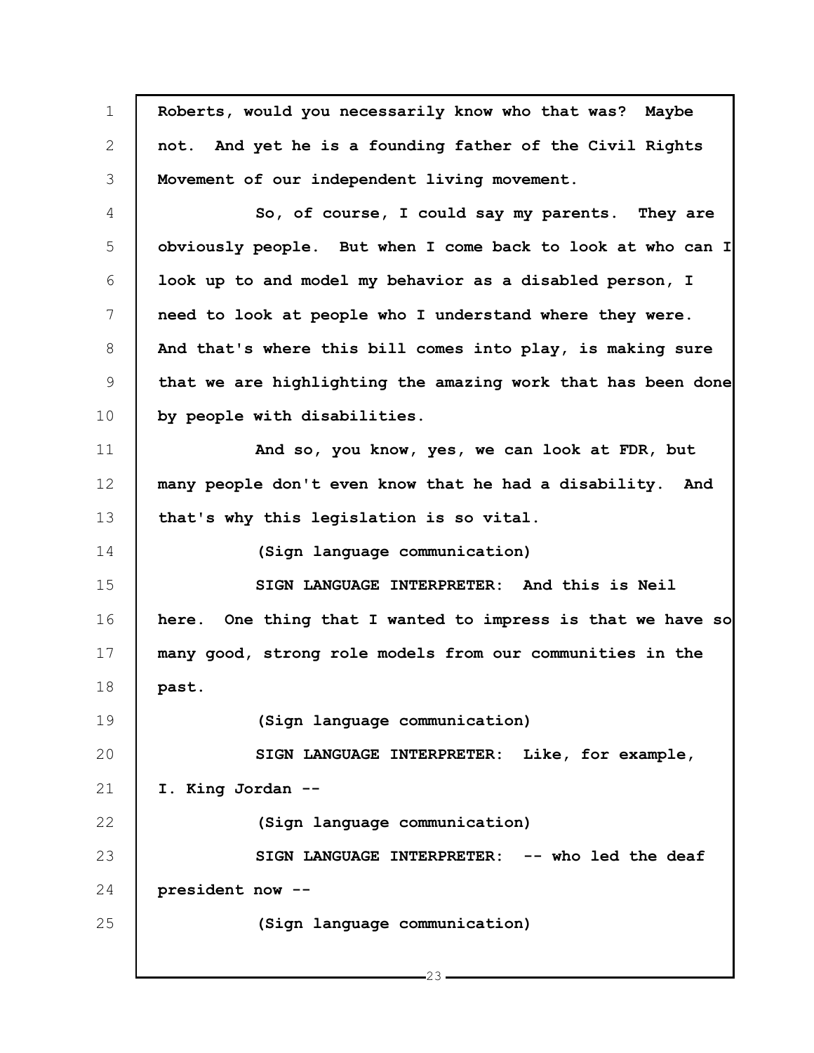Roberts, would you necessarily know who that was? Maybe not. And yet he is a founding father of the Civil Rights Movement of our independent living movement.

So, of course, I could say my parents. They are obviously people. But when I come back to look at who can I look up to and model my behavior as a disabled person, I need to look at people who I understand where they were. And that's where this bill comes into play, is making sure that we are highlighting the amazing work that has been done by people with disabilities.

And so, you know, yes, we can look at FDR, but many people don't even know that he had a disability. And that's why this legislation is so vital.

(Sign language communication)

SIGN LANGUAGE INTERPRETER: And this is Neil here. One thing that I wanted to impress is that we have so many good, strong role models from our communities in the past.

(Sign language communication)

SIGN LANGUAGE INTERPRETER: Like, for example, I. King Jordan --

(Sign language communication)

SIGN LANGUAGE INTERPRETER: -- who led the deaf president now --

(Sign language communication)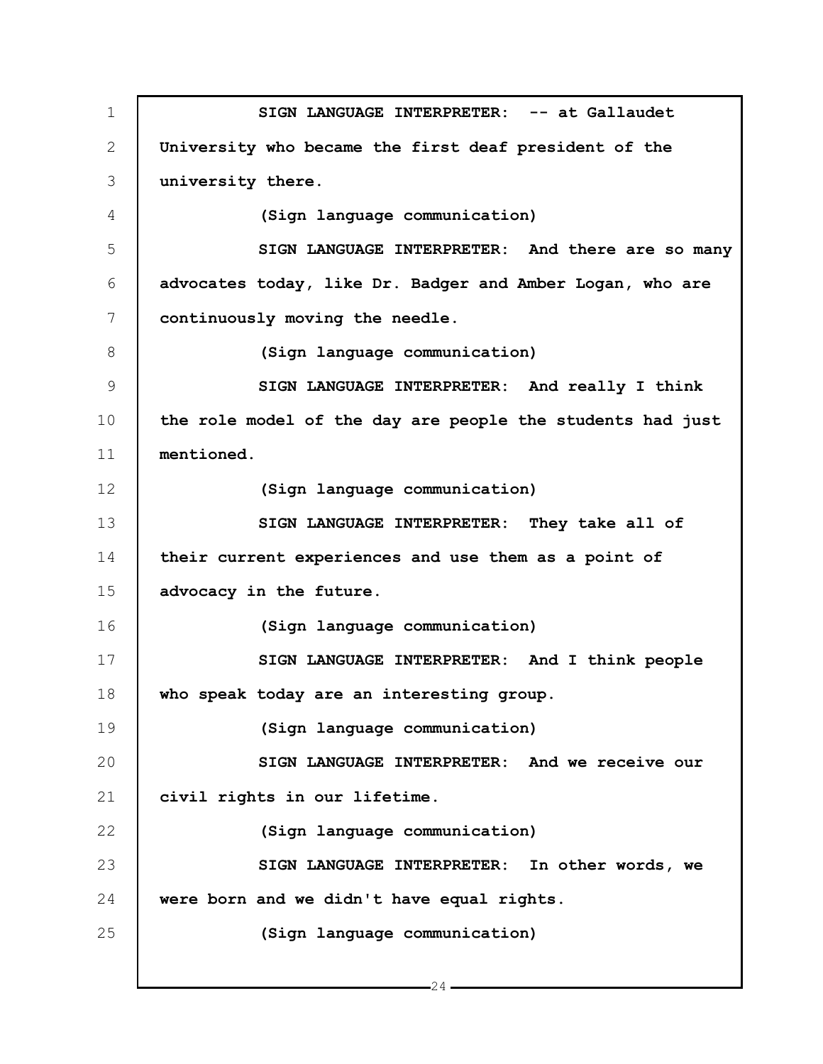**SIGN LANGUAGE INTERPRETER: -- at Gallaudet University who became the first deaf president of the university there.**

**(Sign language communication)**

**SIGN LANGUAGE INTERPRETER: And there are so many advocates today, like Dr. Badger and Amber Logan, who are continuously moving the needle.**

**(Sign language communication)**

**SIGN LANGUAGE INTERPRETER: And really I think the role model of the day are people the students had just mentioned.**

**(Sign language communication)**

**SIGN LANGUAGE INTERPRETER: They take all of their current experiences and use them as a point of advocacy in the future.**

**(Sign language communication)**

**SIGN LANGUAGE INTERPRETER: And I think people who speak today are an interesting group.**

**(Sign language communication)**

**SIGN LANGUAGE INTERPRETER: And we receive our civil rights in our lifetime.**

**(Sign language communication)**

**SIGN LANGUAGE INTERPRETER: In other words, we were born and we didn't have equal rights.**

**(Sign language communication)**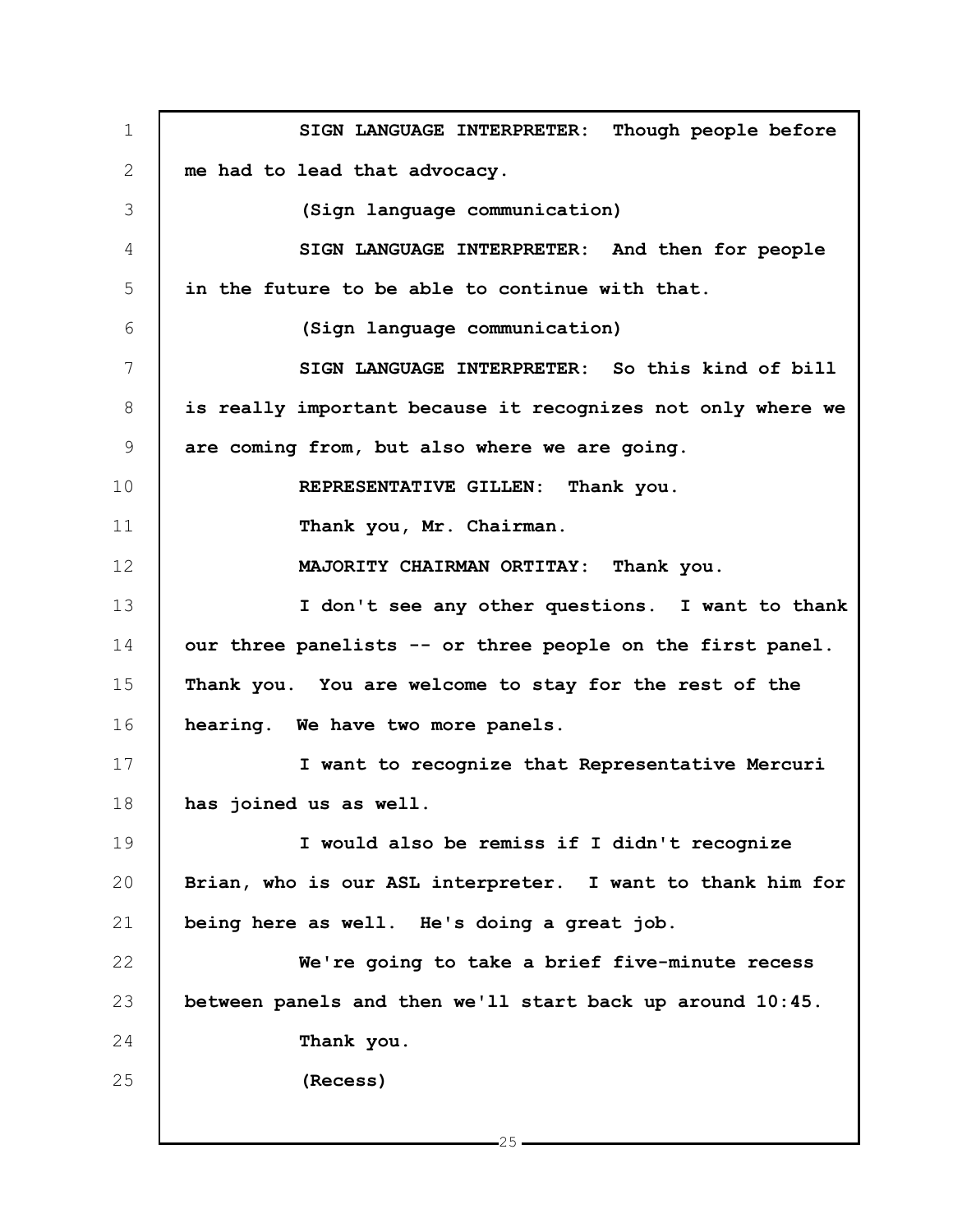**SIGN LANGUAGE INTERPRETER: Though people before me had to lead that advocacy.**

**(Sign language communication)**

**SIGN LANGUAGE INTERPRETER: And then for people in the future to be able to continue with that.**

**(Sign language communication)**

**SIGN LANGUAGE INTERPRETER: So this kind of bill is really important because it recognizes not only where we are coming from, but also where we are going.**

**REPRESENTATIVE GILLEN: Thank you.**

**Thank you, Mr. Chairman.**

**MAJORITY CHAIRMAN ORTITAY: Thank you.**

**I don't see any other questions. I want to thank our three panelists -- or three people on the first panel. Thank you. You are welcome to stay for the rest of the hearing. We have two more panels.**

**I want to recognize that Representative Mercuri has joined us as well.**

**I would also be remiss if I didn't recognize Brian, who is our ASL interpreter. I want to thank him for being here as well. He's doing a great job.**

**We're going to take a brief five-minute recess between panels and then we'll start back up around 10:45.**

**Thank you.**

**(Recess)**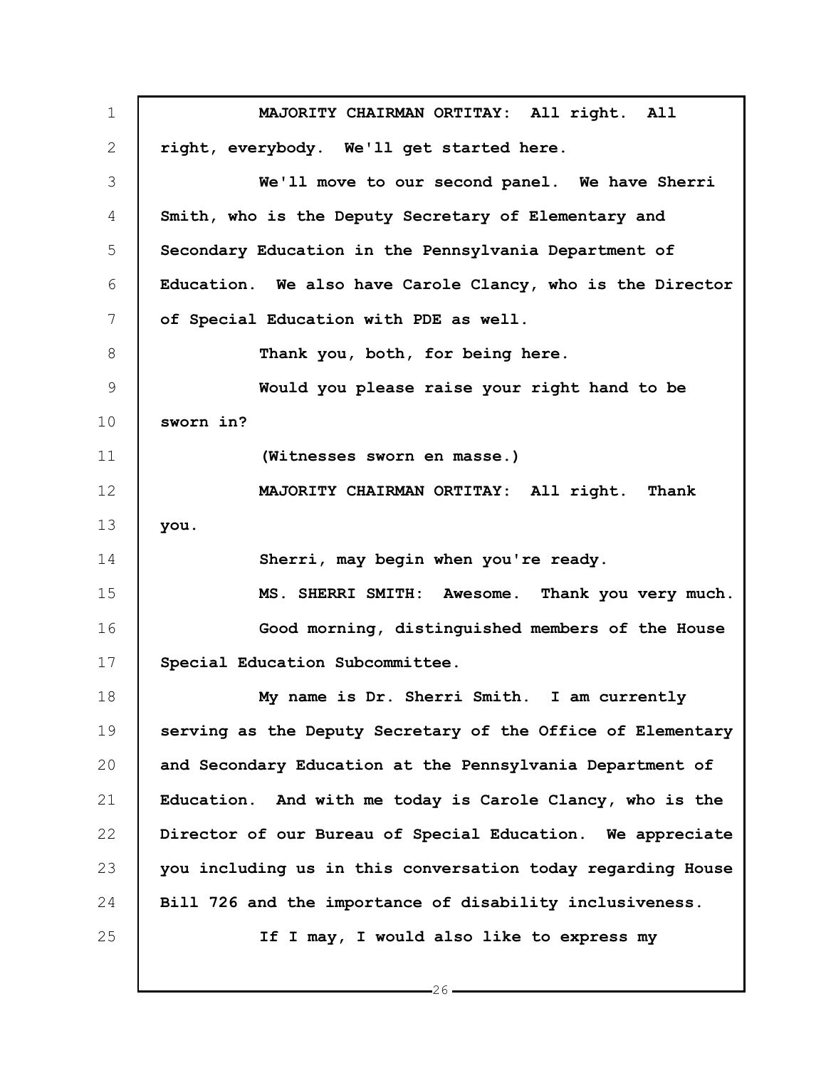MAJORITY CHAIRMAN ORTITAY: All right. All right, everybody. We'll get started here.

We'll move to our second panel. We have Sherri Smith, who is the Deputy Secretary of Elementary and Secondary Education in the Pennsylvania Department of Education. We also have Carole Clancy, who is the Director of Special Education with PDE as well.

Thank you, both, for being here.

Would you please raise your right hand to be sworn in?

(Witnesses sworn en masse.)

MAJORITY CHAIRMAN ORTITAY: All right. Thank you.

Sherri, may begin when you're ready.

MS. SHERRI SMITH: Awesome. Thank you very much.

Good morning, distinguished members of the House Special Education Subcommittee.

My name is Dr. Sherri Smith. I am currently serving as the Deputy Secretary of the Office of Elementary and Secondary Education at the Pennsylvania Department of Education. And with me today is Carole Clancy, who is the Director of our Bureau of Special Education. We appreciate you including us in this conversation today regarding House Bill 726 and the importance of disability inclusiveness.

If I may, I would also like to express my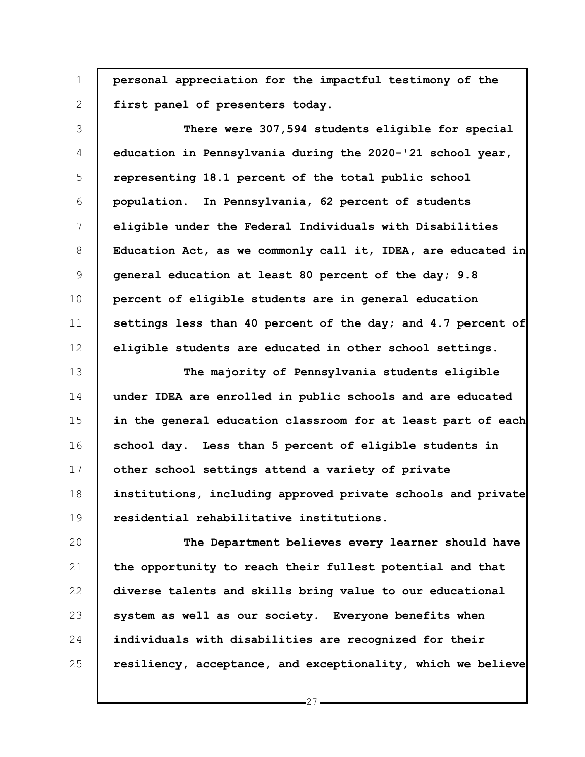personal appreciation for the impactful testimony of the first panel of presenters today.

There were 307,594 students eligible for special education in Pennsylvania during the 2020-'21 school year, representing 18.1 percent of the total public school population. In Pennsylvania, 62 percent of students eligible under the Federal Individuals with Disabilities Education Act, as we commonly call it, IDEA, are educated in general education at least 80 percent of the day; 9.8 percent of eligible students are in general education settings less than 40 percent of the day; and 4.7 percent of eligible students are educated in other school settings.

The majority of Pennsylvania students eligible under IDEA are enrolled in public schools and are educated in the general education classroom for at least part of each school day. Less than 5 percent of eligible students in other school settings attend a variety of private institutions, including approved private schools and private residential rehabilitative institutions.

The Department believes every learner should have the opportunity to reach their fullest potential and that diverse talents and skills bring value to our educational system as well as our society. Everyone benefits when individuals with disabilities are recognized for their resiliency, acceptance, and exceptionality, which we believe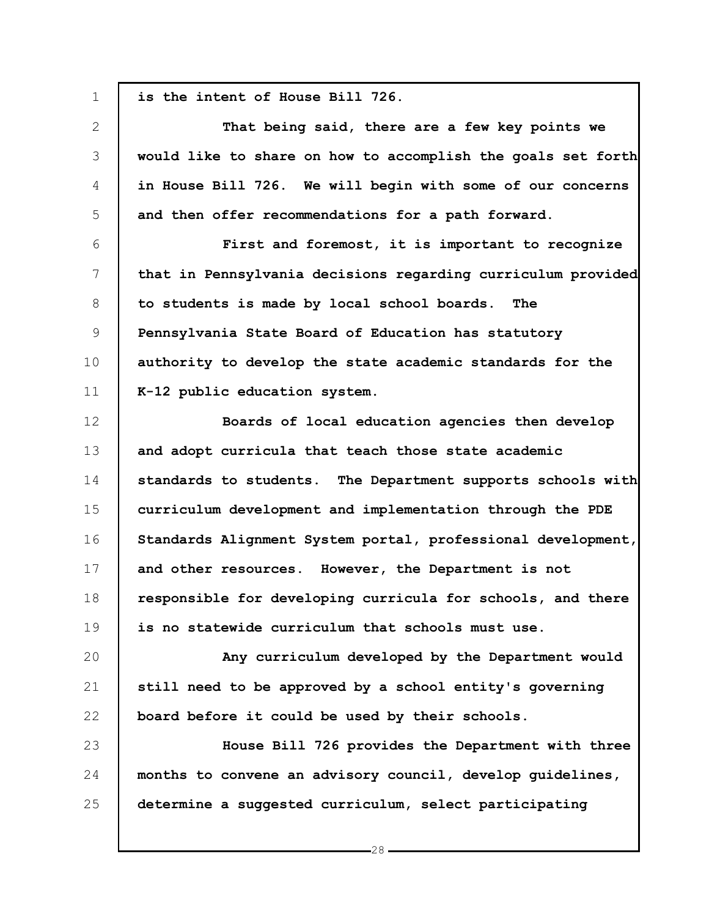is the intent of House Bill 726.

That being said, there are a few key points we would like to share on how to accomplish the goals set forth in House Bill 726. We will begin with some of our concerns and then offer recommendations for a path forward.

First and foremost, it is important to recognize that in Pennsylvania decisions regarding curriculum provided to students is made by local school boards. The Pennsylvania State Board of Education has statutory authority to develop the state academic standards for the K-12 public education system.

Boards of local education agencies then develop and adopt curricula that teach those state academic standards to students. The Department supports schools with curriculum development and implementation through the PDE Standards Alignment System portal, professional development, and other resources. However, the Department is not responsible for developing curricula for schools, and there is no statewide curriculum that schools must use.

Any curriculum developed by the Department would still need to be approved by a school entity's governing board before it could be used by their schools.

House Bill 726 provides the Department with three months to convene an advisory council, develop guidelines, determine a suggested curriculum, select participating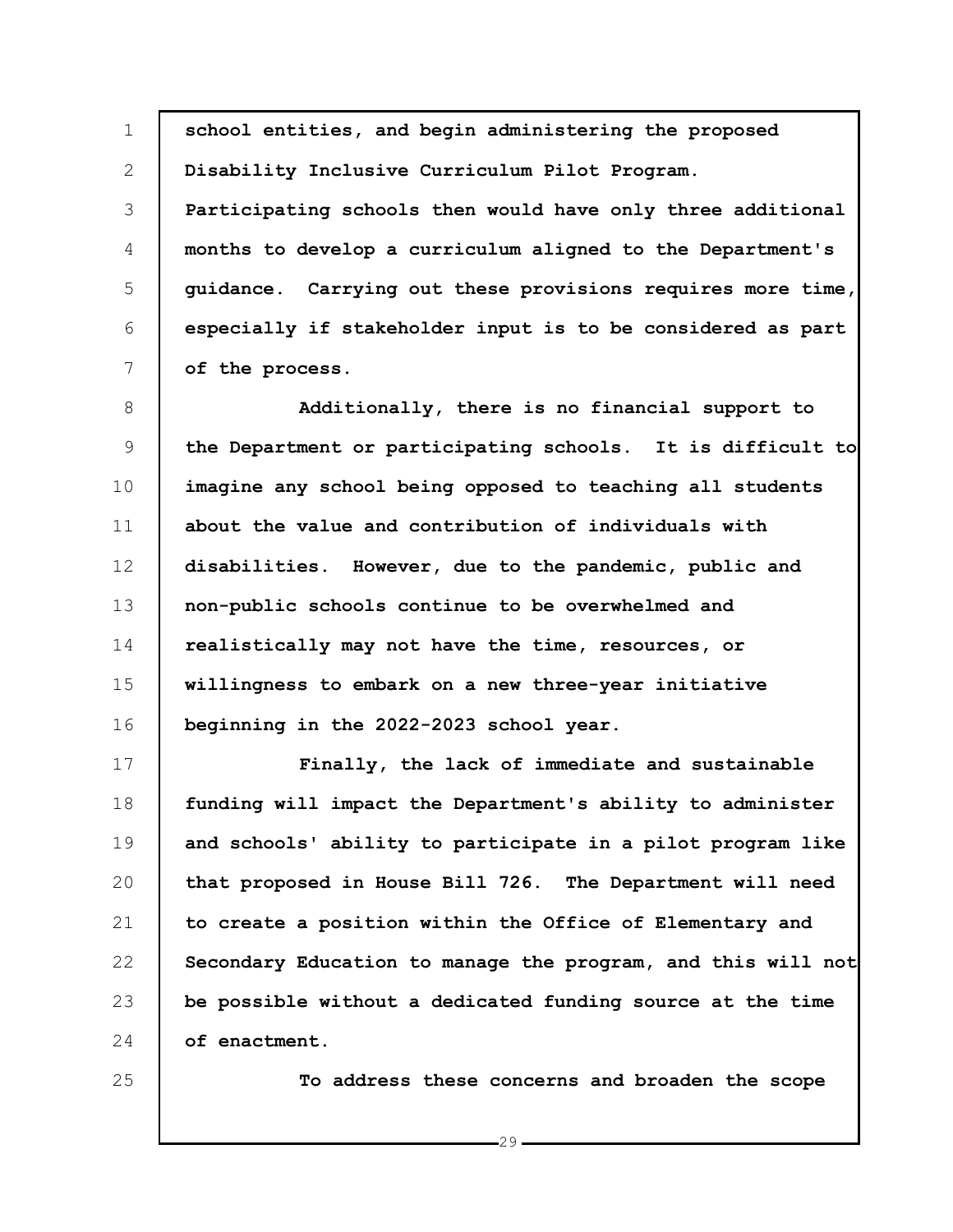school entities, and begin administering the proposed Disability Inclusive Curriculum Pilot Program. Participating schools then would have only three additional months to develop a curriculum aligned to the Department's guidance. Carrying out these provisions requires more time, especially if stakeholder input is to be considered as part of the process.

Additionally, there is no financial support to the Department or participating schools. It is difficult to imagine any school being opposed to teaching all students about the value and contribution of individuals with disabilities. However, due to the pandemic, public and non-public schools continue to be overwhelmed and realistically may not have the time, resources, or willingness to embark on a new three-year initiative beginning in the 2022-2023 school year.

Finally, the lack of immediate and sustainable funding will impact the Department's ability to administer and schools' ability to participate in a pilot program like that proposed in House Bill 726. The Department will need to create a position within the Office of Elementary and Secondary Education to manage the program, and this will not be possible without a dedicated funding source at the time of enactment.

To address these concerns and broaden the scope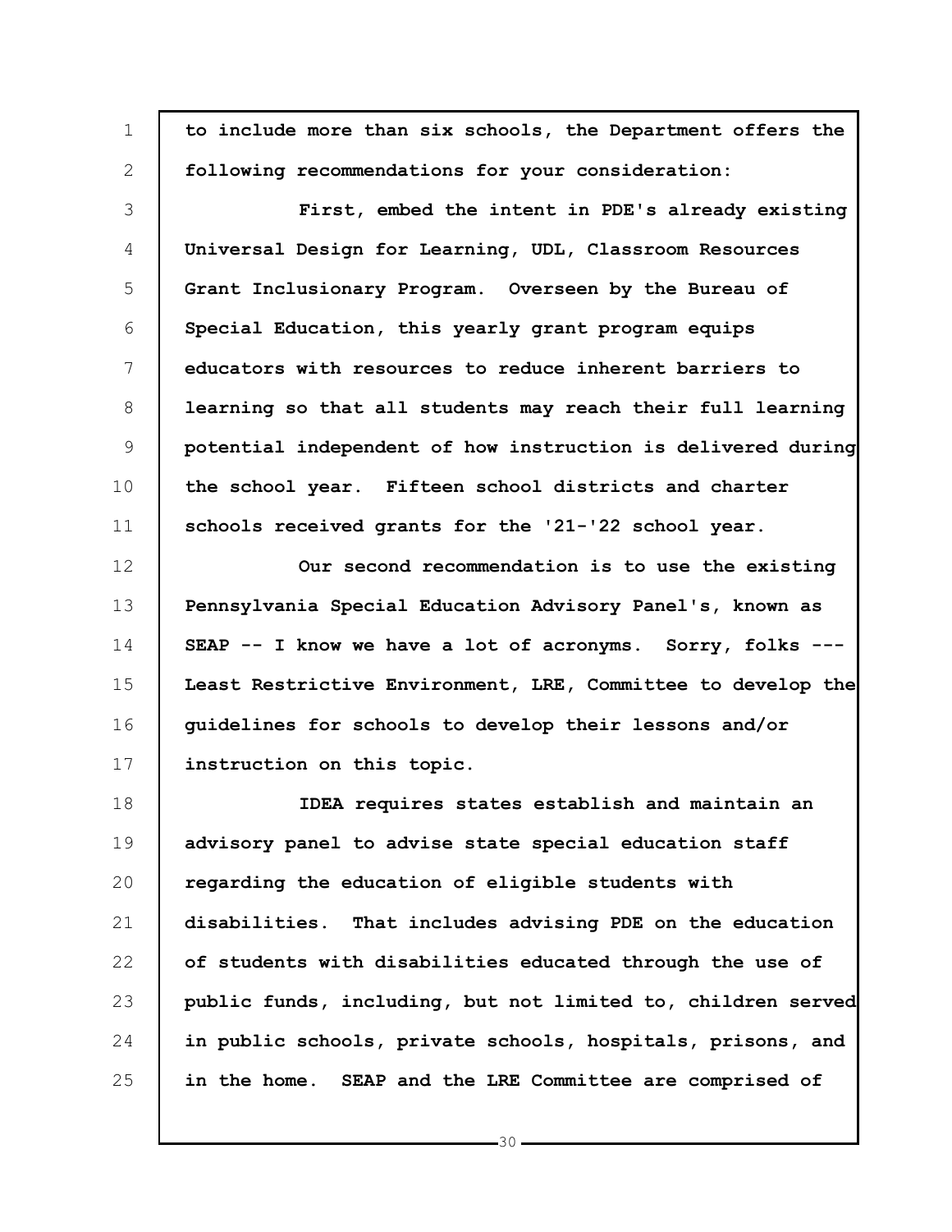to include more than six schools, the Department offers the following recommendations for your consideration:

First, embed the intent in PDE's already existing Universal Design for Learning, UDL, Classroom Resources Grant Inclusionary Program. Overseen by the Bureau of Special Education, this yearly grant program equips educators with resources to reduce inherent barriers to learning so that all students may reach their full learning potential independent of how instruction is delivered during the school year. Fifteen school districts and charter schools received grants for the '21-'22 school year.

Our second recommendation is to use the existing Pennsylvania Special Education Advisory Panel's, known as SEAP -- I know we have a lot of acronyms. Sorry, folks --- Least Restrictive Environment, LRE, Committee to develop the guidelines for schools to develop their lessons and/or instruction on this topic.

IDEA requires states establish and maintain an advisory panel to advise state special education staff regarding the education of eligible students with disabilities. That includes advising PDE on the education of students with disabilities educated through the use of public funds, including, but not limited to, children served in public schools, private schools, hospitals, prisons, and in the home. SEAP and the LRE Committee are comprised of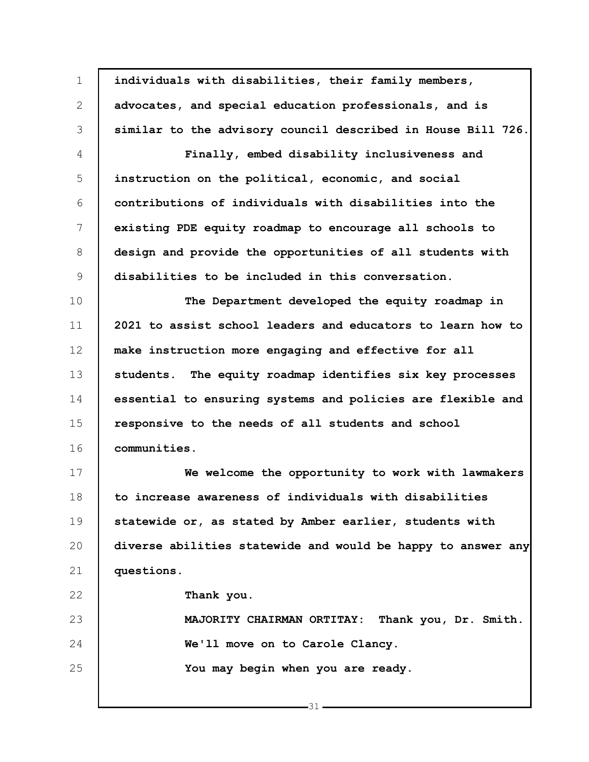**individuals with disabilities, their family members, advocates, and special education professionals, and is similar to the advisory council described in House Bill 726.**

**Finally, embed disability inclusiveness and instruction on the political, economic, and social contributions of individuals with disabilities into the existing PDE equity roadmap to encourage all schools to design and provide the opportunities of all students with disabilities to be included in this conversation.**

**The Department developed the equity roadmap in 2021 to assist school leaders and educators to learn how to make instruction more engaging and effective for all students. The equity roadmap identifies six key processes essential to ensuring systems and policies are flexible and responsive to the needs of all students and school communities.**

**We welcome the opportunity to work with lawmakers to increase awareness of individuals with disabilities statewide or, as stated by Amber earlier, students with diverse abilities statewide and would be happy to answer any questions.**

**Thank you.**

**MAJORITY CHAIRMAN ORTITAY: Thank you, Dr. Smith.**

**We'll move on to Carole Clancy.**

**You may begin when you are ready.**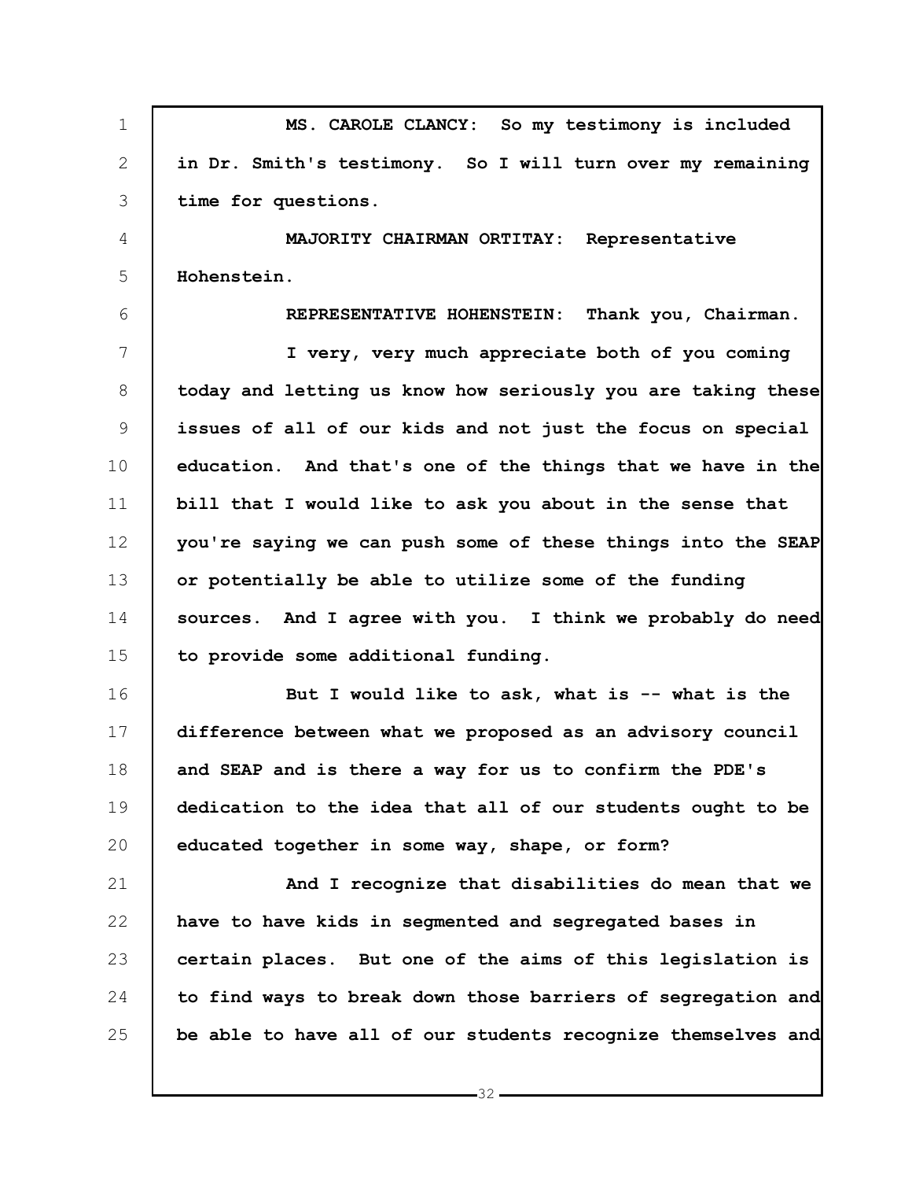**MS. CAROLE CLANCY: So my testimony is included in Dr. Smith's testimony. So I will turn over my remaining time for questions.**

**MAJORITY CHAIRMAN ORTITAY: Representative Hohenstein.**

**REPRESENTATIVE HOHENSTEIN: Thank you, Chairman.**

**I very, very much appreciate both of you coming today and letting us know how seriously you are taking these issues of all of our kids and not just the focus on special education. And that's one of the things that we have in the bill that I would like to ask you about in the sense that you're saying we can push some of these things into the SEAP or potentially be able to utilize some of the funding sources. And I agree with you. I think we probably do need to provide some additional funding.**

**But I would like to ask, what is -- what is the difference between what we proposed as an advisory council and SEAP and is there a way for us to confirm the PDE's dedication to the idea that all of our students ought to be educated together in some way, shape, or form?**

**And I recognize that disabilities do mean that we have to have kids in segmented and segregated bases in certain places. But one of the aims of this legislation is to find ways to break down those barriers of segregation and be able to have all of our students recognize themselves and**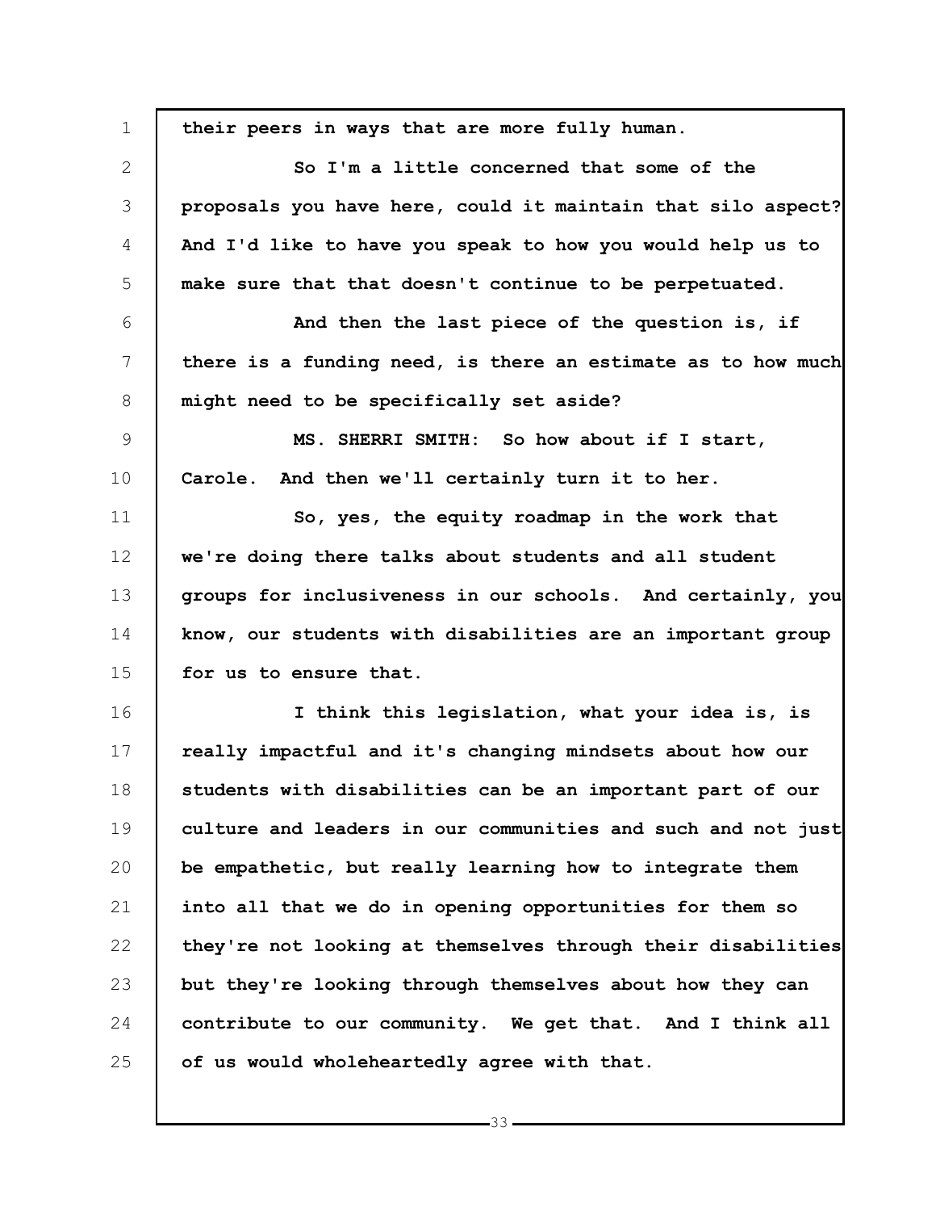their peers in ways that are more fully human.

So I'm a little concerned that some of the proposals you have here, could it maintain that silo aspect? And I'd like to have you speak to how you would help us to make sure that that doesn't continue to be perpetuated.

And then the last piece of the question is, if there is a funding need, is there an estimate as to how much might need to be specifically set aside?

MS. SHERRI SMITH: So how about if I start, Carole. And then we'll certainly turn it to her.

So, yes, the equity roadmap in the work that we're doing there talks about students and all student groups for inclusiveness in our schools. And certainly, you know, our students with disabilities are an important group for us to ensure that.

I think this legislation, what your idea is, is really impactful and it's changing mindsets about how our students with disabilities can be an important part of our culture and leaders in our communities and such and not just be empathetic, but really learning how to integrate them into all that we do in opening opportunities for them so they're not looking at themselves through their disabilities but they're looking through themselves about how they can contribute to our community. We get that. And I think all of us would wholeheartedly agree with that.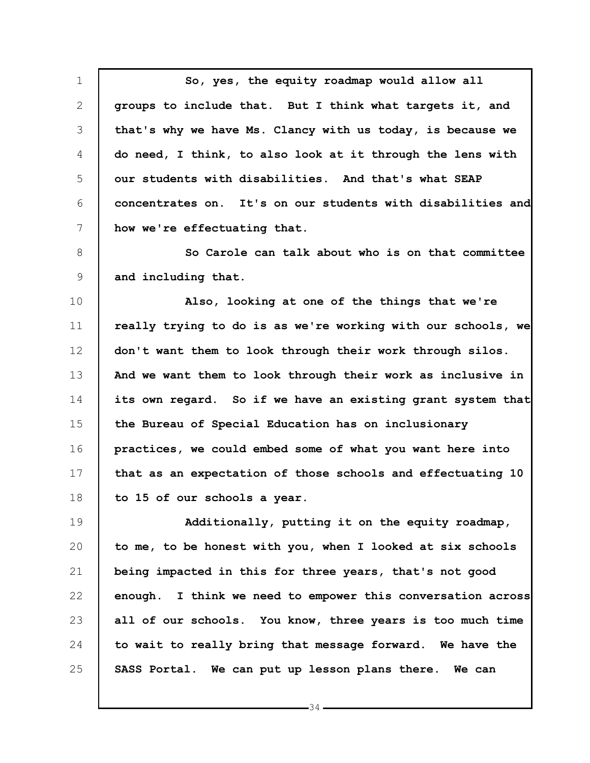So, yes, the equity roadmap would allow all groups to include that. But I think what targets it, and that's why we have Ms. Clancy with us today, is because we do need, I think, to also look at it through the lens with our students with disabilities. And that's what SEAP concentrates on. It's on our students with disabilities and how we're effectuating that.

So Carole can talk about who is on that committee and including that.

Also, looking at one of the things that we're really trying to do is as we're working with our schools, we don't want them to look through their work through silos. And we want them to look through their work as inclusive in its own regard. So if we have an existing grant system that the Bureau of Special Education has on inclusionary practices, we could embed some of what you want here into that as an expectation of those schools and effectuating 10 to 15 of our schools a year.

Additionally, putting it on the equity roadmap, to me, to be honest with you, when I looked at six schools being impacted in this for three years, that's not good enough. I think we need to empower this conversation across all of our schools. You know, three years is too much time to wait to really bring that message forward. We have the SASS Portal. We can put up lesson plans there. We can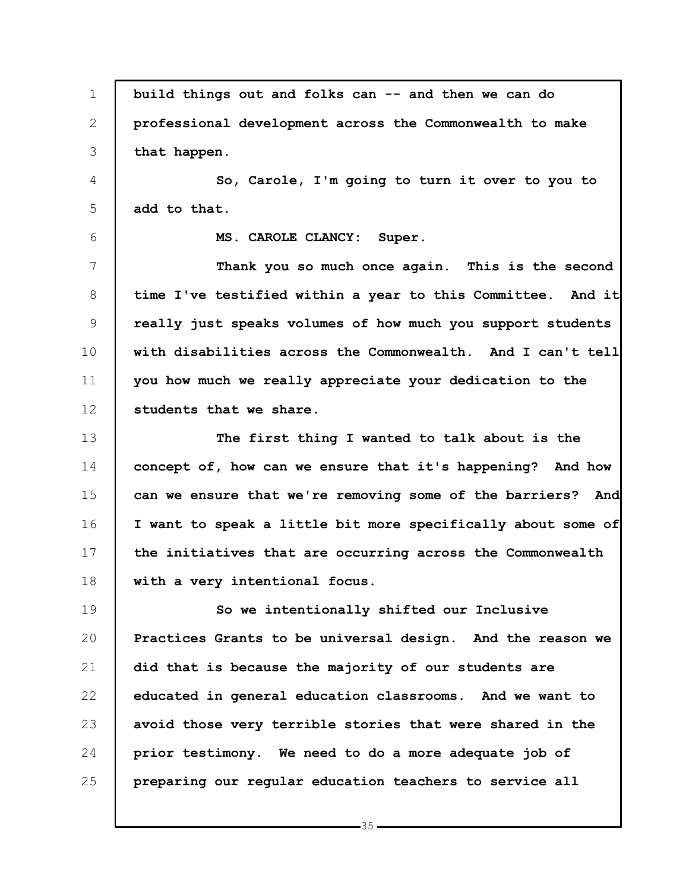build things out and folks can -- and then we can do professional development across the Commonwealth to make that happen.

So, Carole, I'm going to turn it over to you to add to that.

MS. CAROLE CLANCY: Super.

Thank you so much once again. This is the second time I've testified within a year to this Committee. And it really just speaks volumes of how much you support students with disabilities across the Commonwealth. And I can't tell you how much we really appreciate your dedication to the students that we share.

The first thing I wanted to talk about is the concept of, how can we ensure that it's happening? And how can we ensure that we're removing some of the barriers? And I want to speak a little bit more specifically about some of the initiatives that are occurring across the Commonwealth with a very intentional focus.

So we intentionally shifted our Inclusive Practices Grants to be universal design. And the reason we did that is because the majority of our students are educated in general education classrooms. And we want to avoid those very terrible stories that were shared in the prior testimony. We need to do a more adequate job of preparing our regular education teachers to service all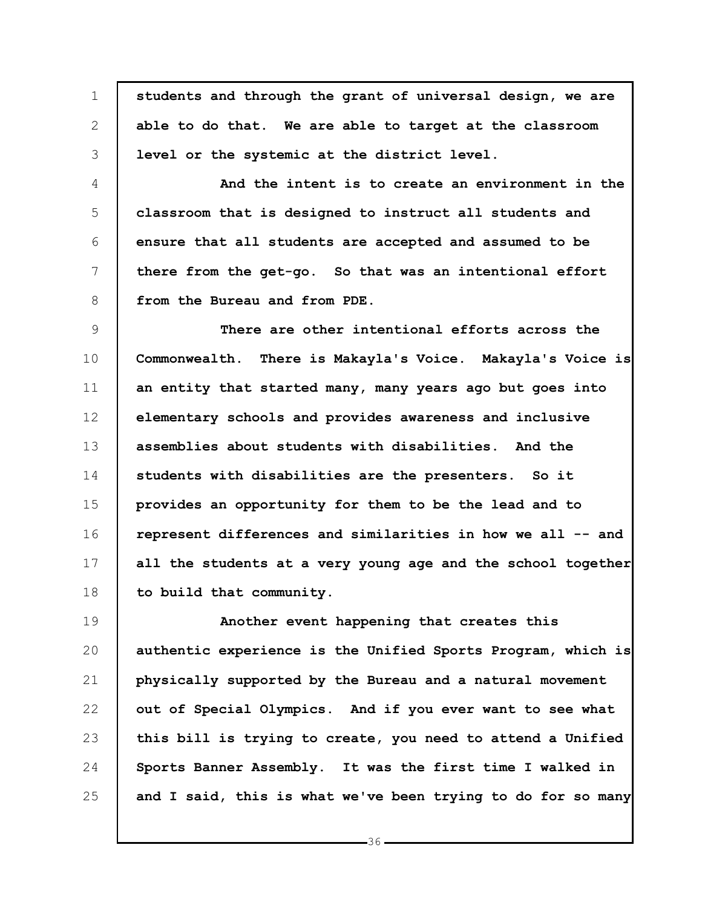students and through the grant of universal design, we are able to do that. We are able to target at the classroom level or the systemic at the district level.

And the intent is to create an environment in the classroom that is designed to instruct all students and ensure that all students are accepted and assumed to be there from the get-go. So that was an intentional effort from the Bureau and from PDE.

There are other intentional efforts across the Commonwealth. There is Makayla's Voice. Makayla's Voice is an entity that started many, many years ago but goes into elementary schools and provides awareness and inclusive assemblies about students with disabilities. And the students with disabilities are the presenters. So it provides an opportunity for them to be the lead and to represent differences and similarities in how we all -- and all the students at a very young age and the school together to build that community.

Another event happening that creates this authentic experience is the Unified Sports Program, which is physically supported by the Bureau and a natural movement out of Special Olympics. And if you ever want to see what this bill is trying to create, you need to attend a Unified Sports Banner Assembly. It was the first time I walked in and I said, this is what we've been trying to do for so many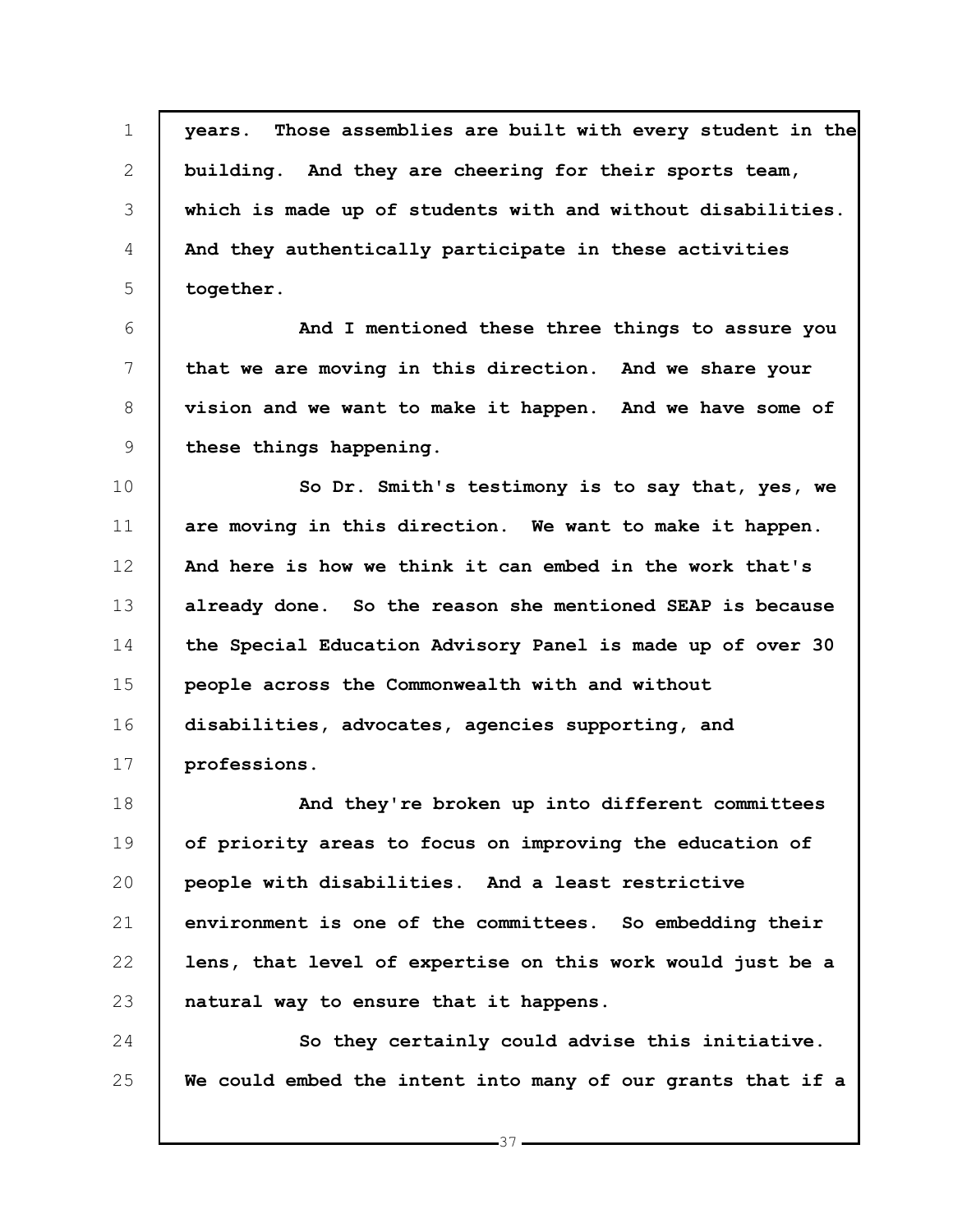**years. Those assemblies are built with every student in the building. And they are cheering for their sports team, which is made up of students with and without disabilities. And they authentically participate in these activities together.**

**And I mentioned these three things to assure you that we are moving in this direction. And we share your vision and we want to make it happen. And we have some of these things happening.**

**So Dr. Smith's testimony is to say that, yes, we are moving in this direction. We want to make it happen. And here is how we think it can embed in the work that's already done. So the reason she mentioned SEAP is because the Special Education Advisory Panel is made up of over 30 people across the Commonwealth with and without disabilities, advocates, agencies supporting, and professions.**

**And they're broken up into different committees of priority areas to focus on improving the education of people with disabilities. And a least restrictive environment is one of the committees. So embedding their lens, that level of expertise on this work would just be a natural way to ensure that it happens.**

**So they certainly could advise this initiative. We could embed the intent into many of our grants that if a**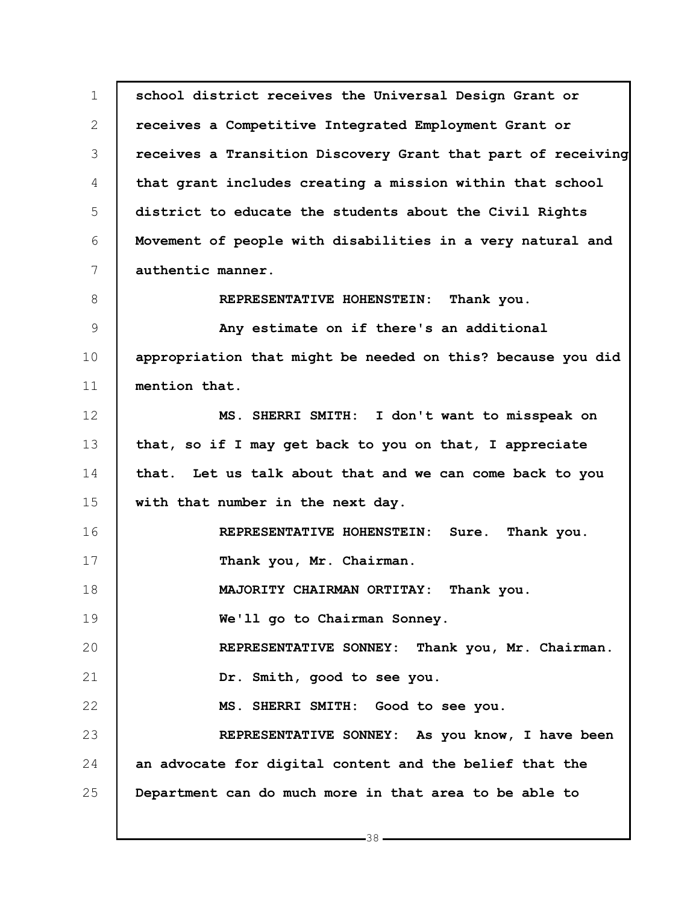school district receives the Universal Design Grant or receives a Competitive Integrated Employment Grant or receives a Transition Discovery Grant that part of receiving that grant includes creating a mission within that school district to educate the students about the Civil Rights Movement of people with disabilities in a very natural and authentic manner.

REPRESENTATIVE HOHENSTEIN: Thank you.

Any estimate on if there's an additional appropriation that might be needed on this? because you did mention that.

MS. SHERRI SMITH: I don't want to misspeak on that, so if I may get back to you on that, I appreciate that. Let us talk about that and we can come back to you with that number in the next day.

REPRESENTATIVE HOHENSTEIN: Sure. Thank you. Thank you, Mr. Chairman.

MAJORITY CHAIRMAN ORTITAY: Thank you.

We'll go to Chairman Sonney.

REPRESENTATIVE SONNEY: Thank you, Mr. Chairman.

Dr. Smith, good to see you.

MS. SHERRI SMITH: Good to see you.

REPRESENTATIVE SONNEY: As you know, I have been an advocate for digital content and the belief that the Department can do much more in that area to be able to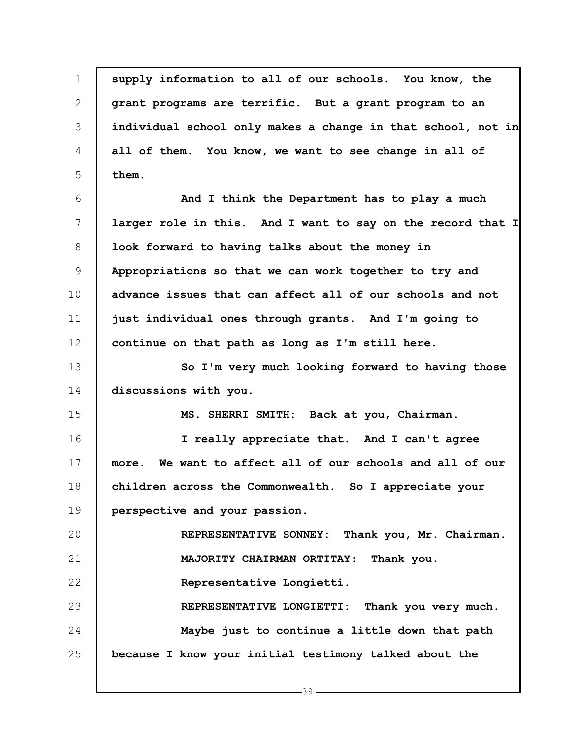supply information to all of our schools. You know, the grant programs are terrific. But a grant program to an individual school only makes a change in that school, not in all of them. You know, we want to see change in all of them.

And I think the Department has to play a much larger role in this. And I want to say on the record that I look forward to having talks about the money in Appropriations so that we can work together to try and advance issues that can affect all of our schools and not just individual ones through grants. And I'm going to continue on that path as long as I'm still here.

So I'm very much looking forward to having those discussions with you.

MS. SHERRI SMITH: Back at you, Chairman.

I really appreciate that. And I can't agree more. We want to affect all of our schools and all of our children across the Commonwealth. So I appreciate your perspective and your passion.

REPRESENTATIVE SONNEY: Thank you, Mr. Chairman.

MAJORITY CHAIRMAN ORTITAY: Thank you.

Representative Longietti.

REPRESENTATIVE LONGIETTI: Thank you very much.

Maybe just to continue a little down that path because I know your initial testimony talked about the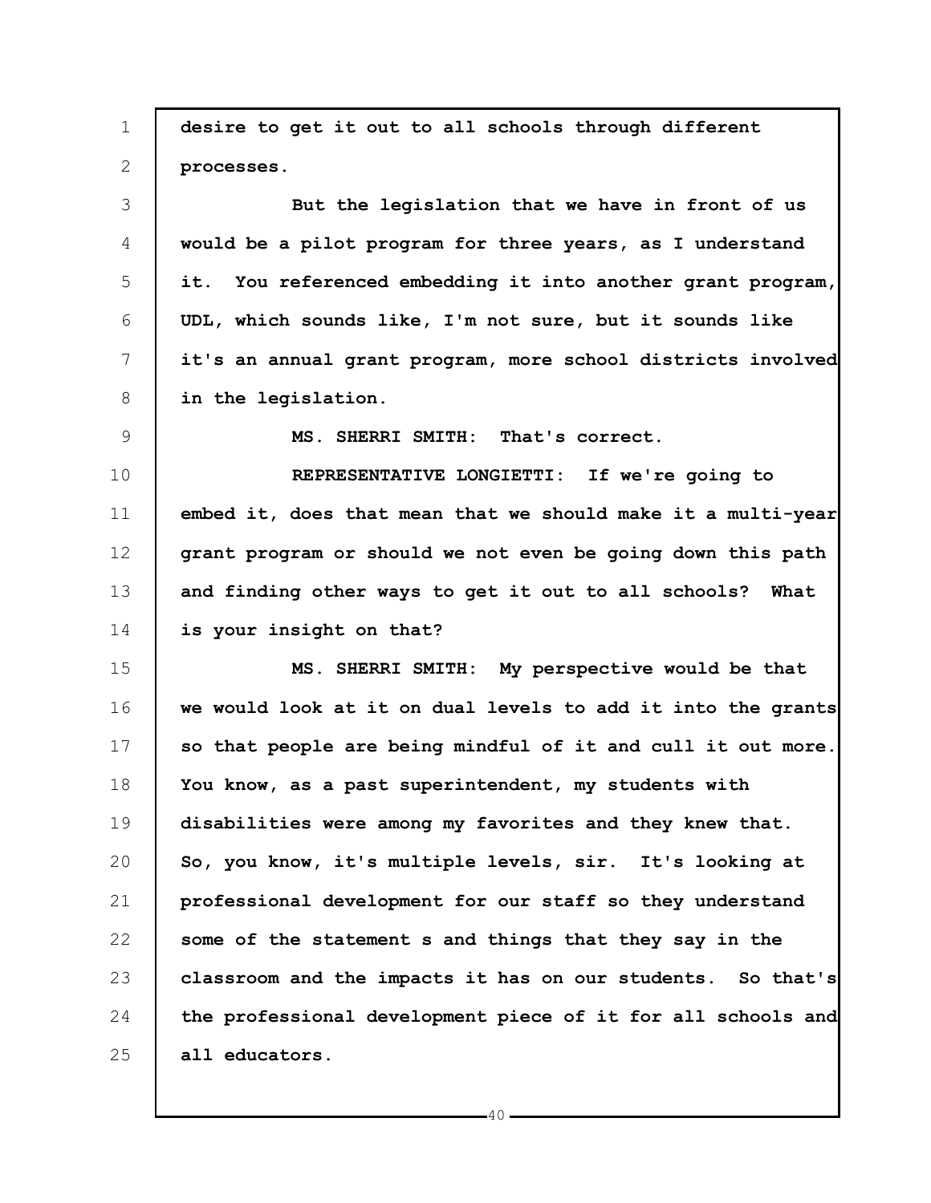desire to get it out to all schools through different processes.

But the legislation that we have in front of us would be a pilot program for three years, as I understand it. You referenced embedding it into another grant program, UDL, which sounds like, I'm not sure, but it sounds like it's an annual grant program, more school districts involved in the legislation.

MS. SHERRI SMITH: That's correct.

REPRESENTATIVE LONGIETTI: If we're going to embed it, does that mean that we should make it a multi-year grant program or should we not even be going down this path and finding other ways to get it out to all schools? What is your insight on that?

MS. SHERRI SMITH: My perspective would be that we would look at it on dual levels to add it into the grants so that people are being mindful of it and cull it out more. You know, as a past superintendent, my students with disabilities were among my favorites and they knew that. So, you know, it's multiple levels, sir. It's looking at professional development for our staff so they understand some of the statement s and things that they say in the classroom and the impacts it has on our students. So that's the professional development piece of it for all schools and all educators.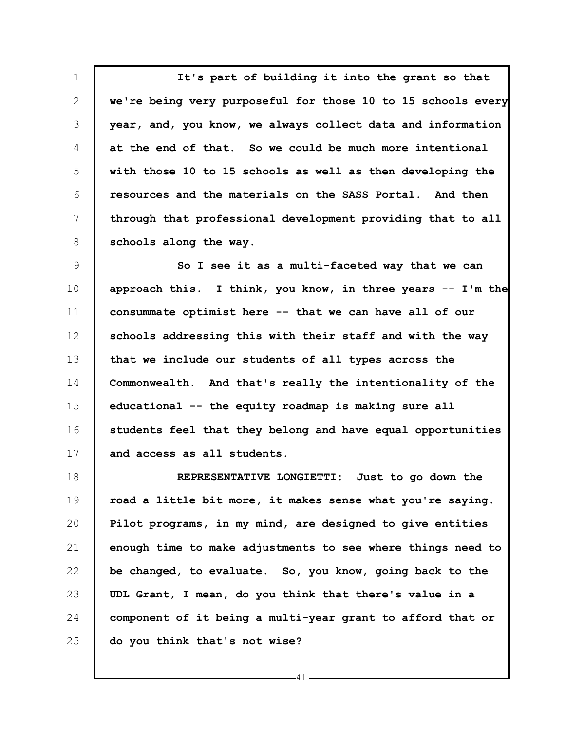It's part of building it into the grant so that we're being very purposeful for those 10 to 15 schools every year, and, you know, we always collect data and information at the end of that. So we could be much more intentional with those 10 to 15 schools as well as then developing the resources and the materials on the SASS Portal. And then through that professional development providing that to all schools along the way.

So I see it as a multi-faceted way that we can approach this. I think, you know, in three years -- I'm the consummate optimist here -- that we can have all of our schools addressing this with their staff and with the way that we include our students of all types across the Commonwealth. And that's really the intentionality of the educational -- the equity roadmap is making sure all students feel that they belong and have equal opportunities and access as all students.

REPRESENTATIVE LONGIETTI: Just to go down the road a little bit more, it makes sense what you're saying. Pilot programs, in my mind, are designed to give entities enough time to make adjustments to see where things need to be changed, to evaluate. So, you know, going back to the UDL Grant, I mean, do you think that there's value in a component of it being a multi-year grant to afford that or do you think that's not wise?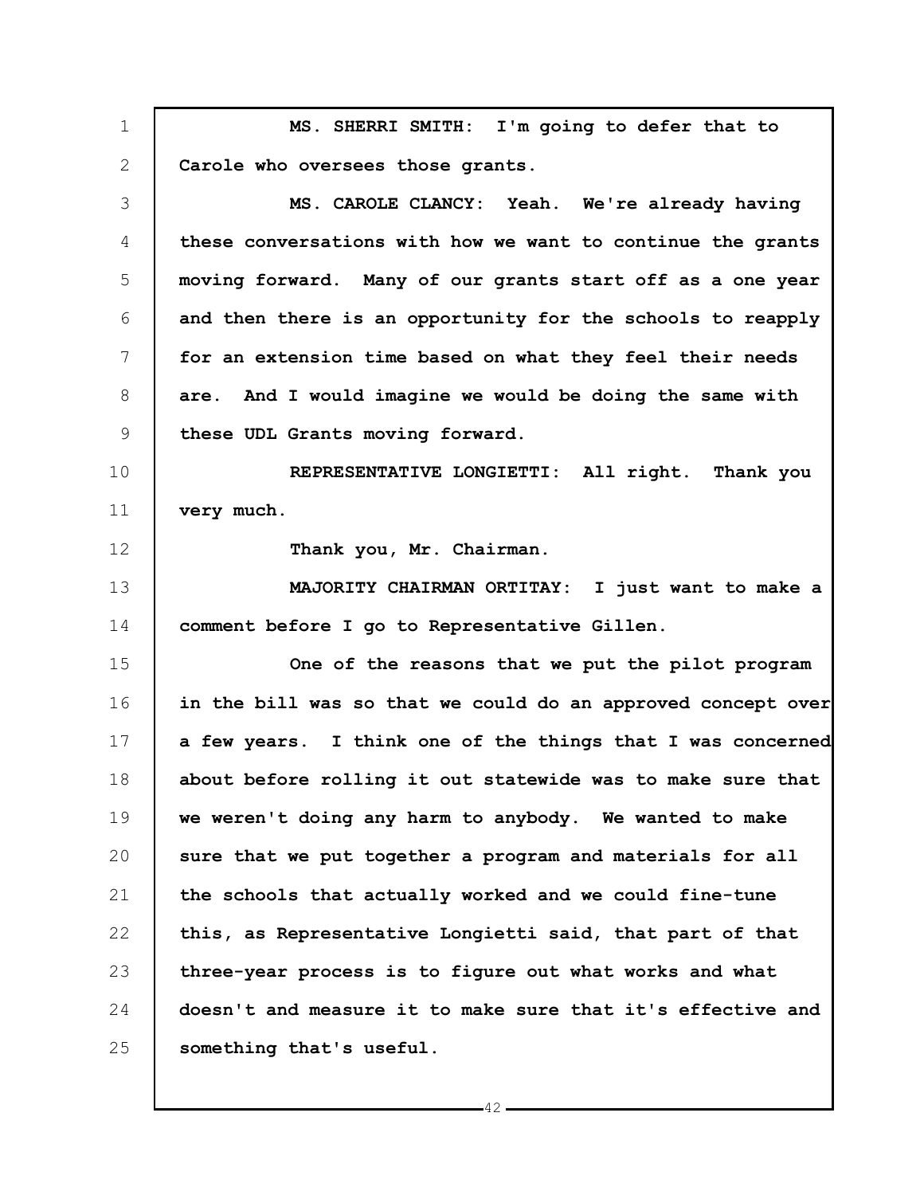**MS. SHERRI SMITH: I'm going to defer that to Carole who oversees those grants.**

**MS. CAROLE CLANCY: Yeah. We're already having these conversations with how we want to continue the grants moving forward. Many of our grants start off as a one year and then there is an opportunity for the schools to reapply for an extension time based on what they feel their needs are. And I would imagine we would be doing the same with these UDL Grants moving forward.**

**REPRESENTATIVE LONGIETTI: All right. Thank you very much.**

**Thank you, Mr. Chairman.**

**MAJORITY CHAIRMAN ORTITAY: I just want to make a comment before I go to Representative Gillen.**

**One of the reasons that we put the pilot program in the bill was so that we could do an approved concept over a few years. I think one of the things that I was concerned about before rolling it out statewide was to make sure that we weren't doing any harm to anybody. We wanted to make sure that we put together a program and materials for all the schools that actually worked and we could fine-tune this, as Representative Longietti said, that part of that three-year process is to figure out what works and what doesn't and measure it to make sure that it's effective and something that's useful.**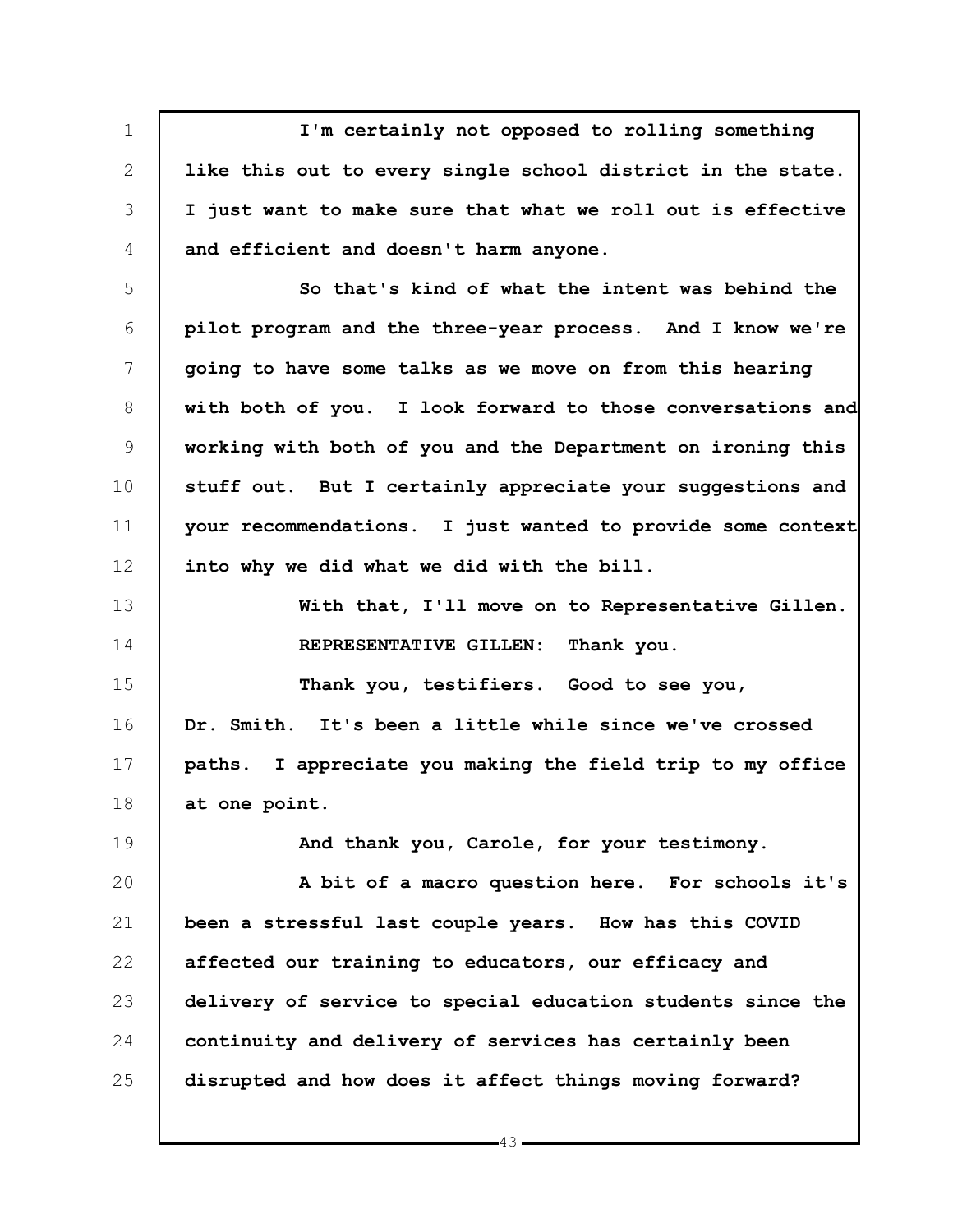I'm certainly not opposed to rolling something like this out to every single school district in the state. I just want to make sure that what we roll out is effective and efficient and doesn't harm anyone.

So that's kind of what the intent was behind the pilot program and the three-year process. And I know we're going to have some talks as we move on from this hearing with both of you. I look forward to those conversations and working with both of you and the Department on ironing this stuff out. But I certainly appreciate your suggestions and your recommendations. I just wanted to provide some context into why we did what we did with the bill.

With that, I'll move on to Representative Gillen.

REPRESENTATIVE GILLEN: Thank you.

Thank you, testifiers. Good to see you, Dr. Smith. It's been a little while since we've crossed paths. I appreciate you making the field trip to my office at one point.

And thank you, Carole, for your testimony.

A bit of a macro question here. For schools it's been a stressful last couple years. How has this COVID affected our training to educators, our efficacy and delivery of service to special education students since the continuity and delivery of services has certainly been disrupted and how does it affect things moving forward?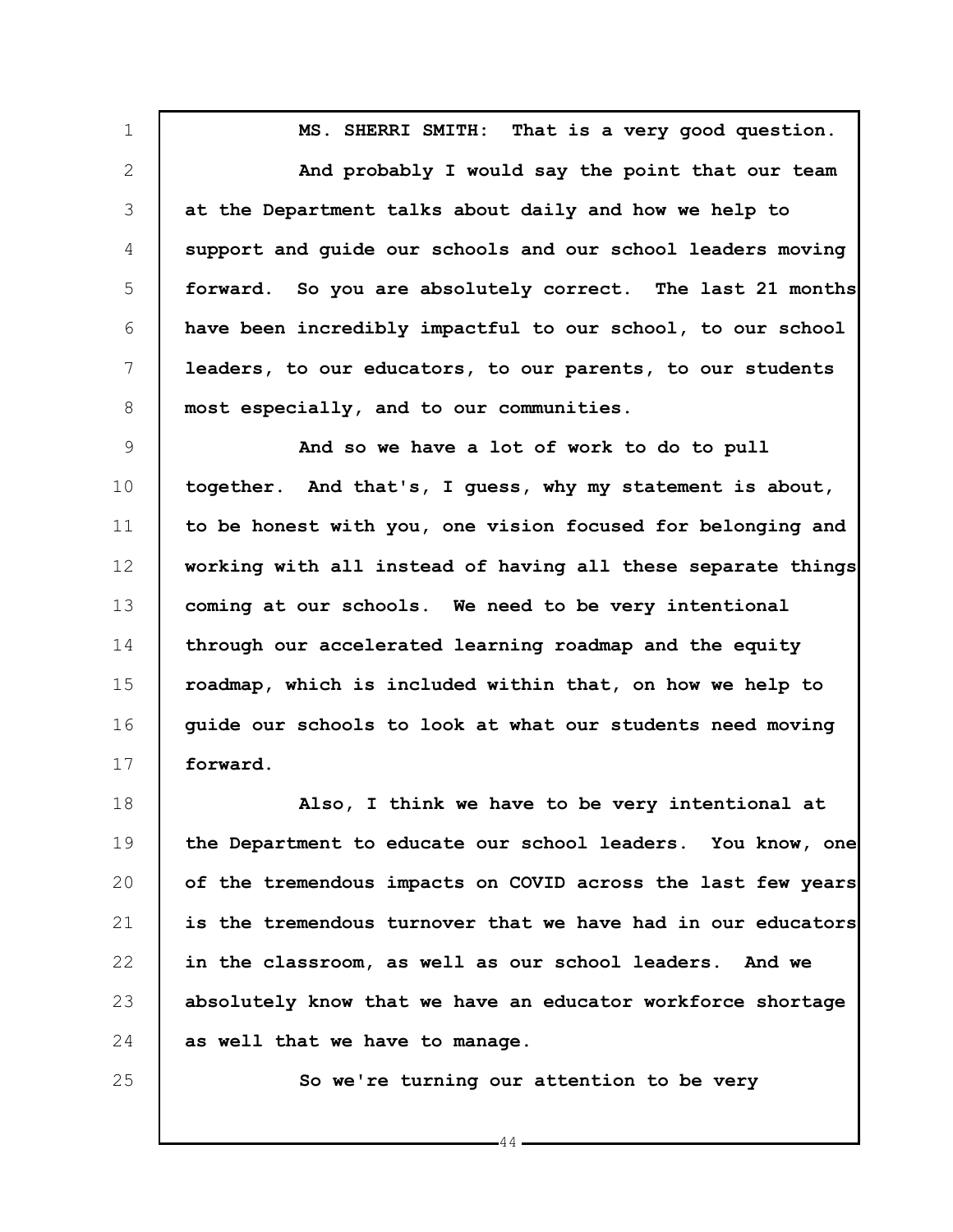**MS. SHERRI SMITH: That is a very good question.**

**And probably I would say the point that our team at the Department talks about daily and how we help to support and guide our schools and our school leaders moving forward. So you are absolutely correct. The last 21 months have been incredibly impactful to our school, to our school leaders, to our educators, to our parents, to our students most especially, and to our communities.**

**And so we have a lot of work to do to pull together. And that's, I guess, why my statement is about, to be honest with you, one vision focused for belonging and working with all instead of having all these separate things coming at our schools. We need to be very intentional through our accelerated learning roadmap and the equity roadmap, which is included within that, on how we help to guide our schools to look at what our students need moving forward.**

**Also, I think we have to be very intentional at the Department to educate our school leaders. You know, one of the tremendous impacts on COVID across the last few years is the tremendous turnover that we have had in our educators in the classroom, as well as our school leaders. And we absolutely know that we have an educator workforce shortage as well that we have to manage.**

**So we're turning our attention to be very**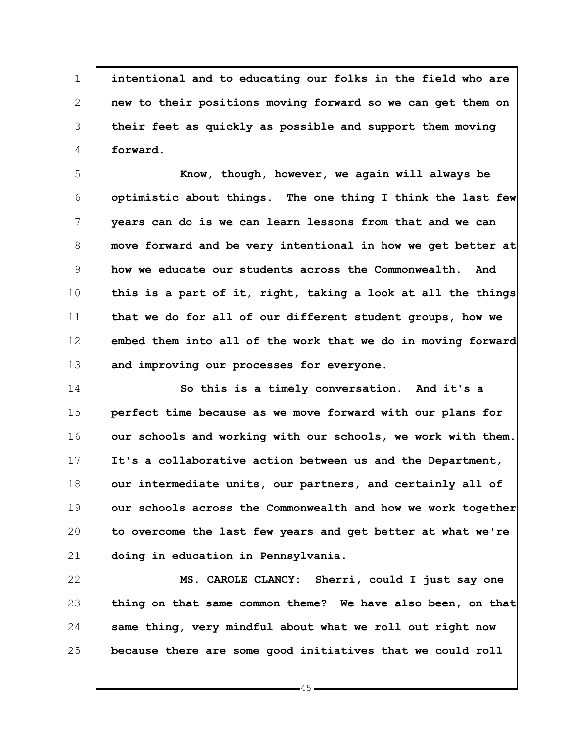**intentional and to educating our folks in the field who are new to their positions moving forward so we can get them on their feet as quickly as possible and support them moving forward.**

**Know, though, however, we again will always be optimistic about things. The one thing I think the last few years can do is we can learn lessons from that and we can move forward and be very intentional in how we get better at how we educate our students across the Commonwealth. And this is a part of it, right, taking a look at all the things that we do for all of our different student groups, how we embed them into all of the work that we do in moving forward and improving our processes for everyone.**

**So this is a timely conversation. And it's a perfect time because as we move forward with our plans for our schools and working with our schools, we work with them. It's a collaborative action between us and the Department, our intermediate units, our partners, and certainly all of our schools across the Commonwealth and how we work together to overcome the last few years and get better at what we're doing in education in Pennsylvania.**

**MS. CAROLE CLANCY: Sherri, could I just say one thing on that same common theme? We have also been, on that same thing, very mindful about what we roll out right now because there are some good initiatives that we could roll**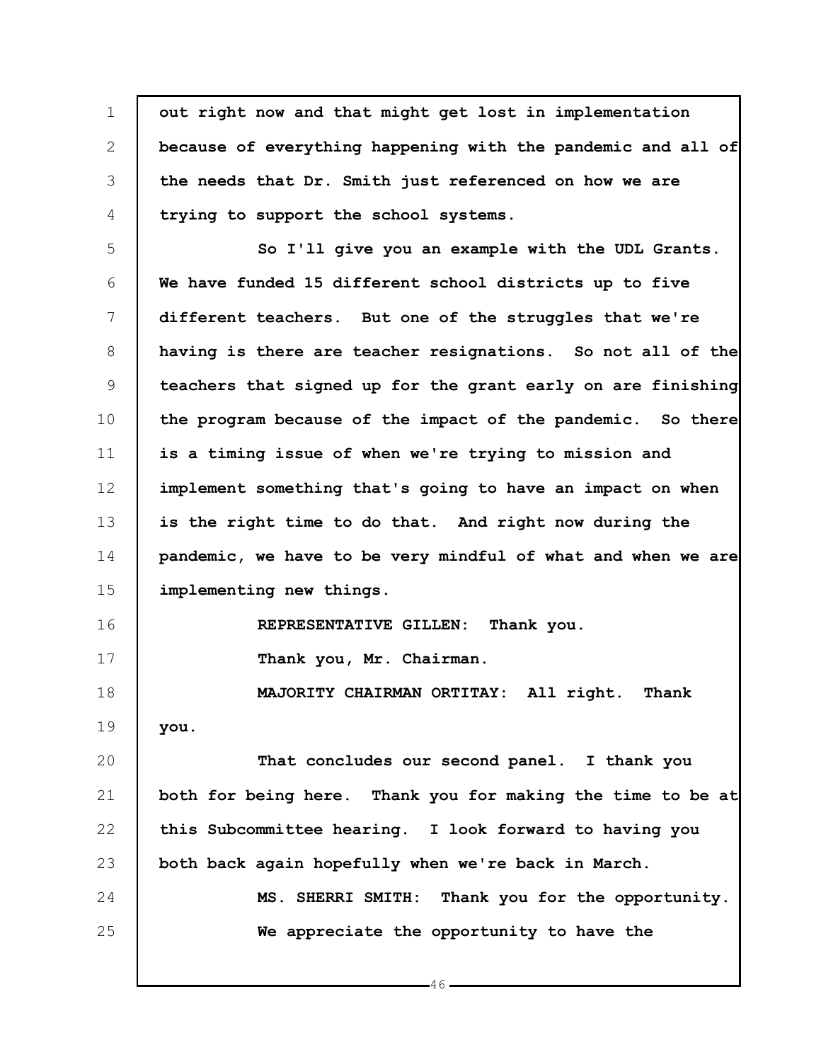out right now and that might get lost in implementation because of everything happening with the pandemic and all of the needs that Dr. Smith just referenced on how we are trying to support the school systems.

So I'll give you an example with the UDL Grants. We have funded 15 different school districts up to five different teachers. But one of the struggles that we're having is there are teacher resignations. So not all of the teachers that signed up for the grant early on are finishing the program because of the impact of the pandemic. So there is a timing issue of when we're trying to mission and implement something that's going to have an impact on when is the right time to do that. And right now during the pandemic, we have to be very mindful of what and when we are implementing new things.

REPRESENTATIVE GILLEN: Thank you.

Thank you, Mr. Chairman.

MAJORITY CHAIRMAN ORTITAY: All right. Thank you.

That concludes our second panel. I thank you both for being here. Thank you for making the time to be at this Subcommittee hearing. I look forward to having you both back again hopefully when we're back in March.

MS. SHERRI SMITH: Thank you for the opportunity.

We appreciate the opportunity to have the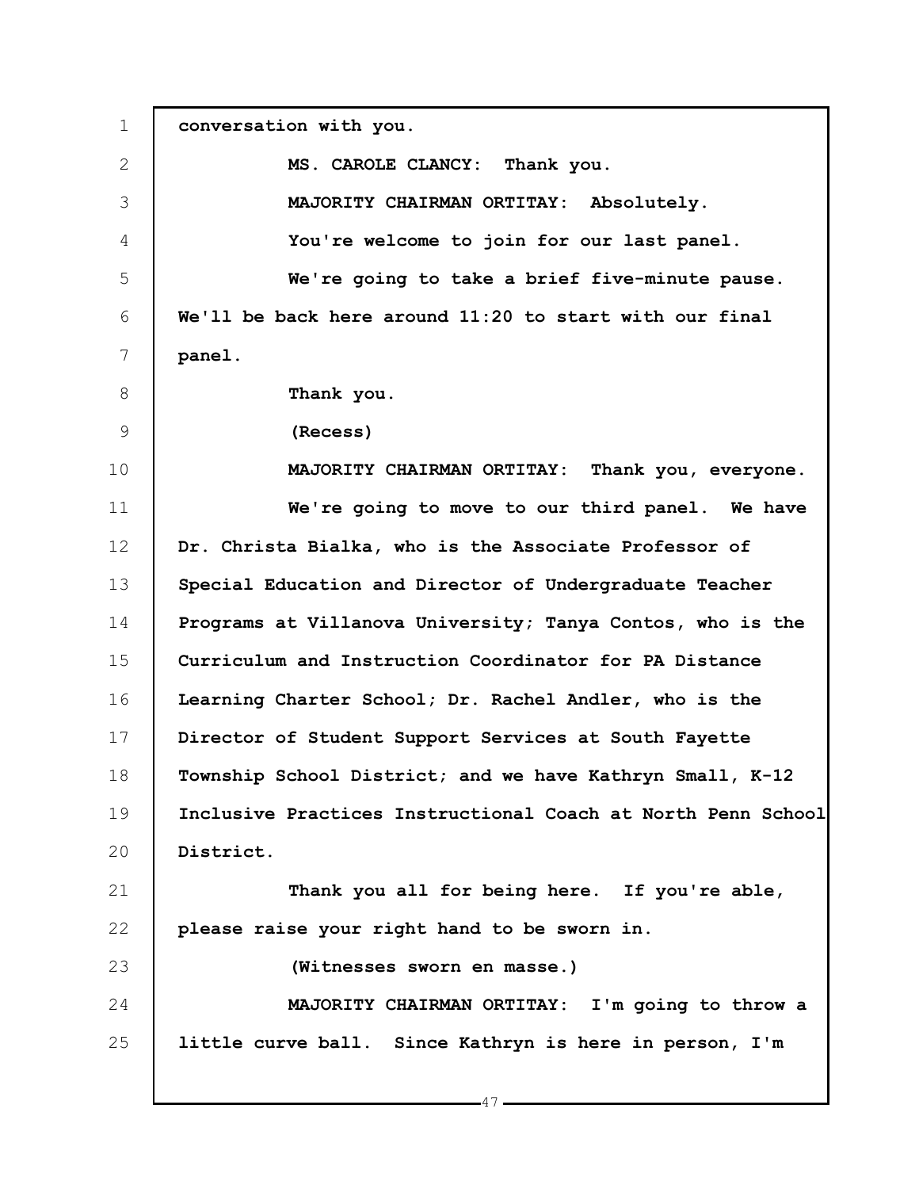conversation with you.

MS. CAROLE CLANCY: Thank you.

MAJORITY CHAIRMAN ORTITAY: Absolutely.

You're welcome to join for our last panel.

We're going to take a brief five-minute pause. We'll be back here around 11:20 to start with our final panel.

Thank you.

(Recess)

MAJORITY CHAIRMAN ORTITAY: Thank you, everyone.

We're going to move to our third panel. We have Dr. Christa Bialka, who is the Associate Professor of Special Education and Director of Undergraduate Teacher Programs at Villanova University; Tanya Contos, who is the Curriculum and Instruction Coordinator for PA Distance Learning Charter School; Dr. Rachel Andler, who is the Director of Student Support Services at South Fayette Township School District; and we have Kathryn Small, K-12 Inclusive Practices Instructional Coach at North Penn School District.

Thank you all for being here. If you're able, please raise your right hand to be sworn in.

(Witnesses sworn en masse.)

MAJORITY CHAIRMAN ORTITAY: I'm going to throw a little curve ball. Since Kathryn is here in person, I'm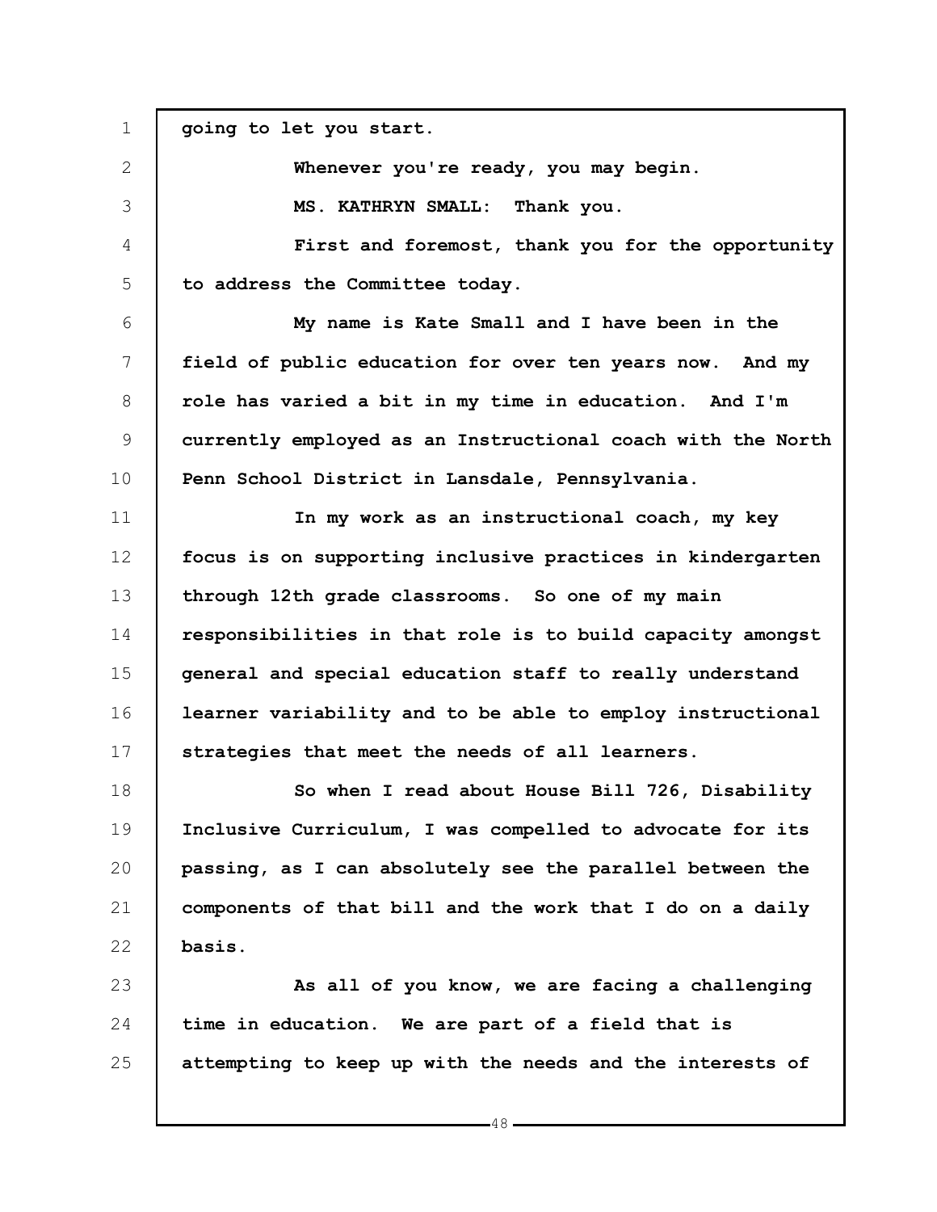going to let you start.

Whenever you're ready, you may begin.

MS. KATHRYN SMALL: Thank you.

First and foremost, thank you for the opportunity to address the Committee today.

My name is Kate Small and I have been in the field of public education for over ten years now. And my role has varied a bit in my time in education. And I'm currently employed as an Instructional coach with the North Penn School District in Lansdale, Pennsylvania.

In my work as an instructional coach, my key focus is on supporting inclusive practices in kindergarten through 12th grade classrooms. So one of my main responsibilities in that role is to build capacity amongst general and special education staff to really understand learner variability and to be able to employ instructional strategies that meet the needs of all learners.

So when I read about House Bill 726, Disability Inclusive Curriculum, I was compelled to advocate for its passing, as I can absolutely see the parallel between the components of that bill and the work that I do on a daily basis.

As all of you know, we are facing a challenging time in education. We are part of a field that is attempting to keep up with the needs and the interests of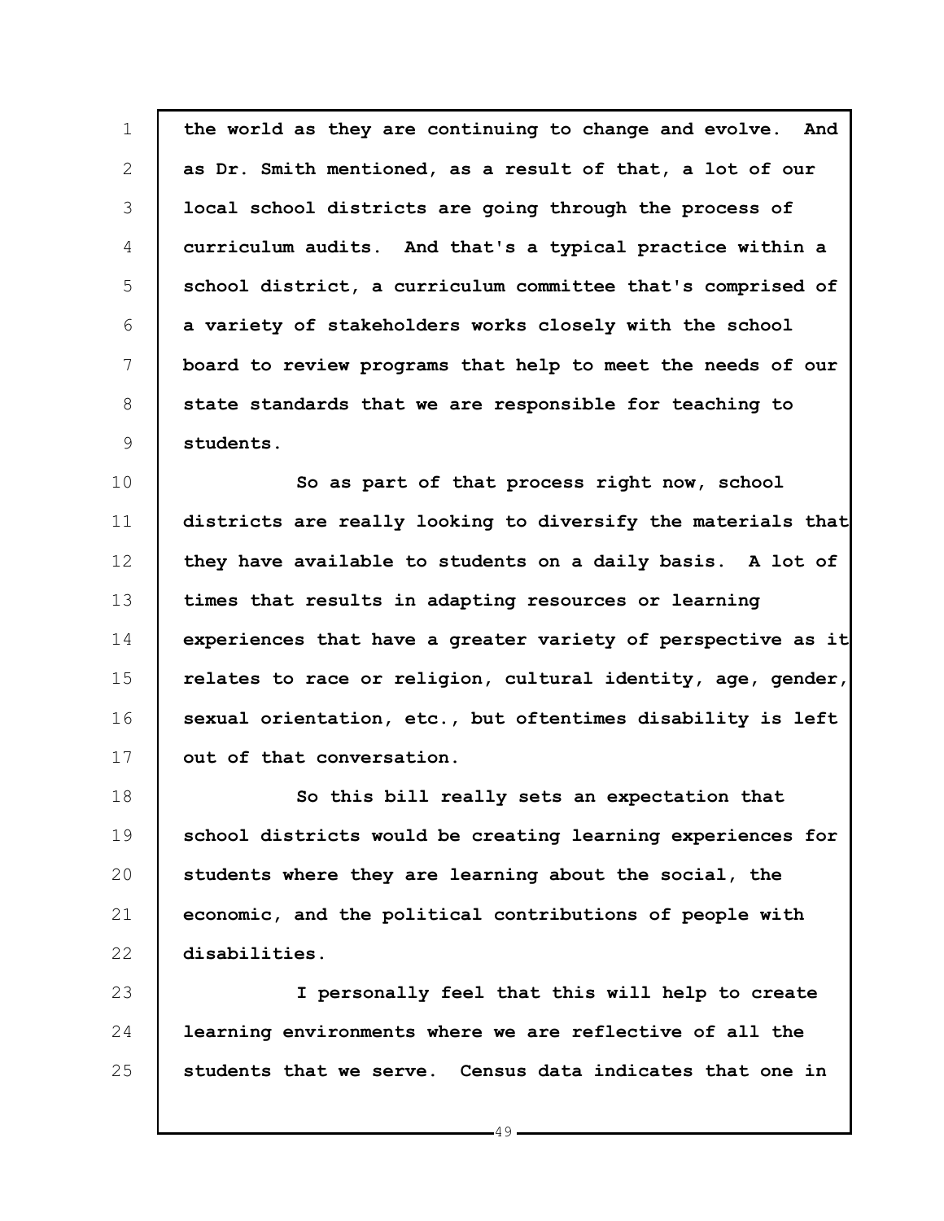**the world as they are continuing to change and evolve. And as Dr. Smith mentioned, as a result of that, a lot of our local school districts are going through the process of curriculum audits. And that's a typical practice within a school district, a curriculum committee that's comprised of a variety of stakeholders works closely with the school board to review programs that help to meet the needs of our state standards that we are responsible for teaching to students.**

**So as part of that process right now, school districts are really looking to diversify the materials that they have available to students on a daily basis. A lot of times that results in adapting resources or learning experiences that have a greater variety of perspective as it relates to race or religion, cultural identity, age, gender, sexual orientation, etc., but oftentimes disability is left out of that conversation.**

**So this bill really sets an expectation that school districts would be creating learning experiences for students where they are learning about the social, the economic, and the political contributions of people with disabilities.**

**I personally feel that this will help to create learning environments where we are reflective of all the students that we serve. Census data indicates that one in**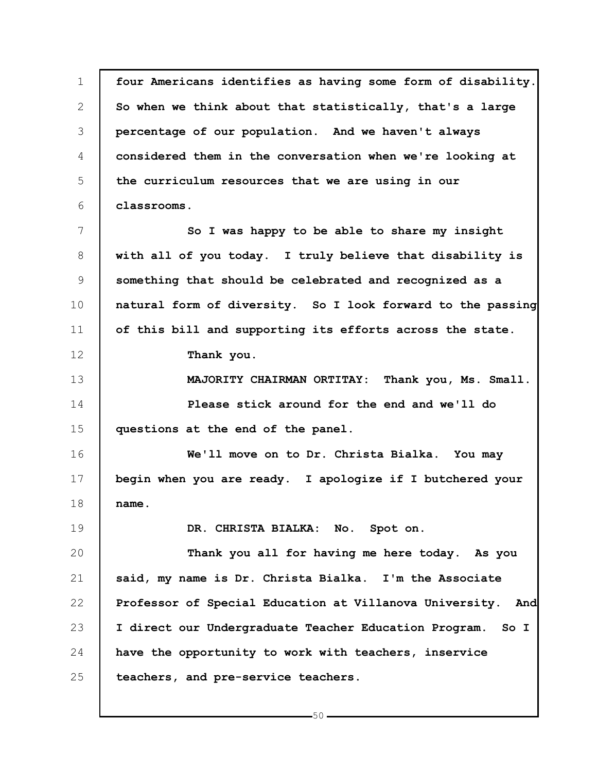four Americans identifies as having some form of disability. So when we think about that statistically, that's a large percentage of our population. And we haven't always considered them in the conversation when we're looking at the curriculum resources that we are using in our classrooms.

So I was happy to be able to share my insight with all of you today. I truly believe that disability is something that should be celebrated and recognized as a natural form of diversity. So I look forward to the passing of this bill and supporting its efforts across the state.

Thank you.

MAJORITY CHAIRMAN ORTITAY: Thank you, Ms. Small.

Please stick around for the end and we'll do questions at the end of the panel.

We'll move on to Dr. Christa Bialka. You may begin when you are ready. I apologize if I butchered your name.

DR. CHRISTA BIALKA: No. Spot on.

Thank you all for having me here today. As you said, my name is Dr. Christa Bialka. I'm the Associate Professor of Special Education at Villanova University. And I direct our Undergraduate Teacher Education Program. So I have the opportunity to work with teachers, inservice teachers, and pre-service teachers.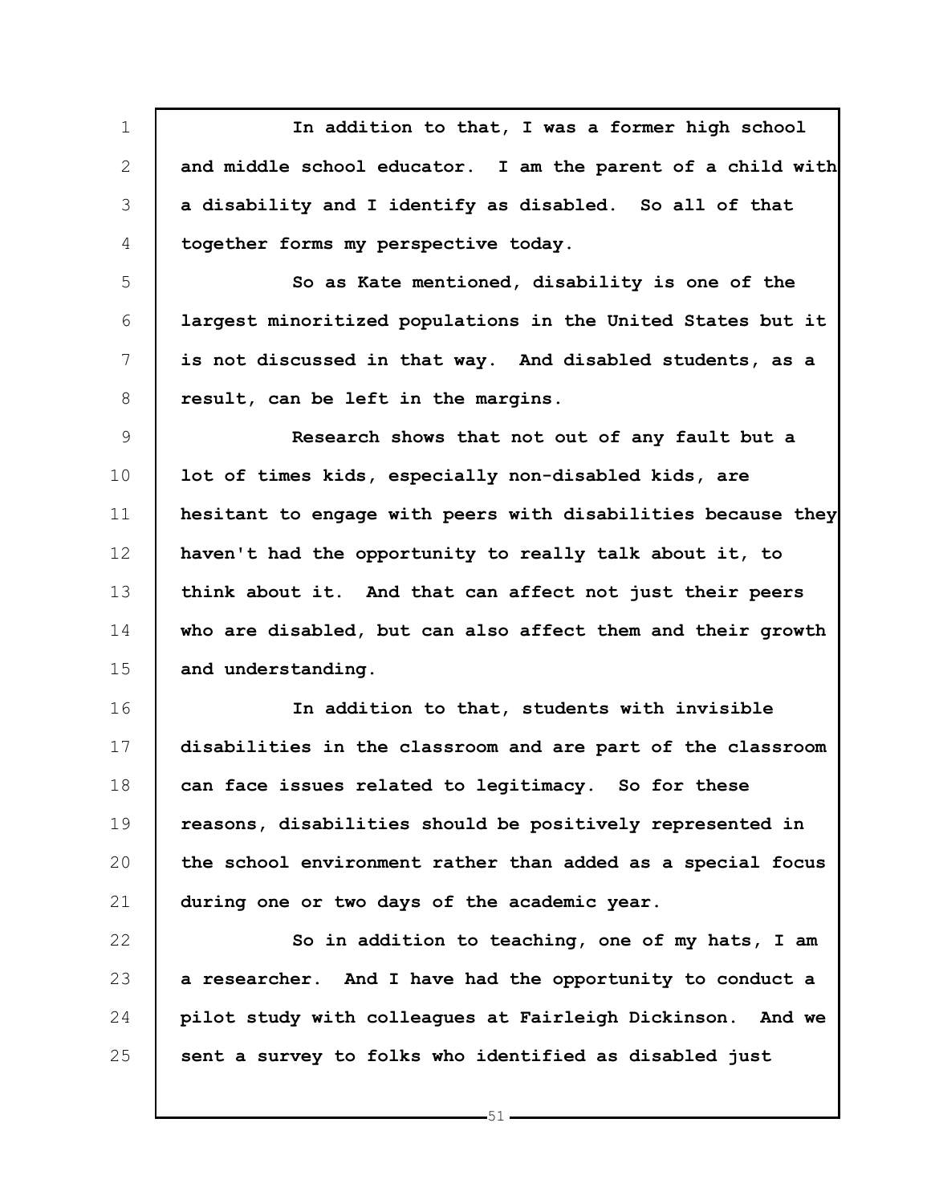In addition to that, I was a former high school and middle school educator. I am the parent of a child with a disability and I identify as disabled. So all of that together forms my perspective today.

So as Kate mentioned, disability is one of the largest minoritized populations in the United States but it is not discussed in that way. And disabled students, as a result, can be left in the margins.

Research shows that not out of any fault but a lot of times kids, especially non-disabled kids, are hesitant to engage with peers with disabilities because they haven't had the opportunity to really talk about it, to think about it. And that can affect not just their peers who are disabled, but can also affect them and their growth and understanding.

In addition to that, students with invisible disabilities in the classroom and are part of the classroom can face issues related to legitimacy. So for these reasons, disabilities should be positively represented in the school environment rather than added as a special focus during one or two days of the academic year.

So in addition to teaching, one of my hats, I am a researcher. And I have had the opportunity to conduct a pilot study with colleagues at Fairleigh Dickinson. And we sent a survey to folks who identified as disabled just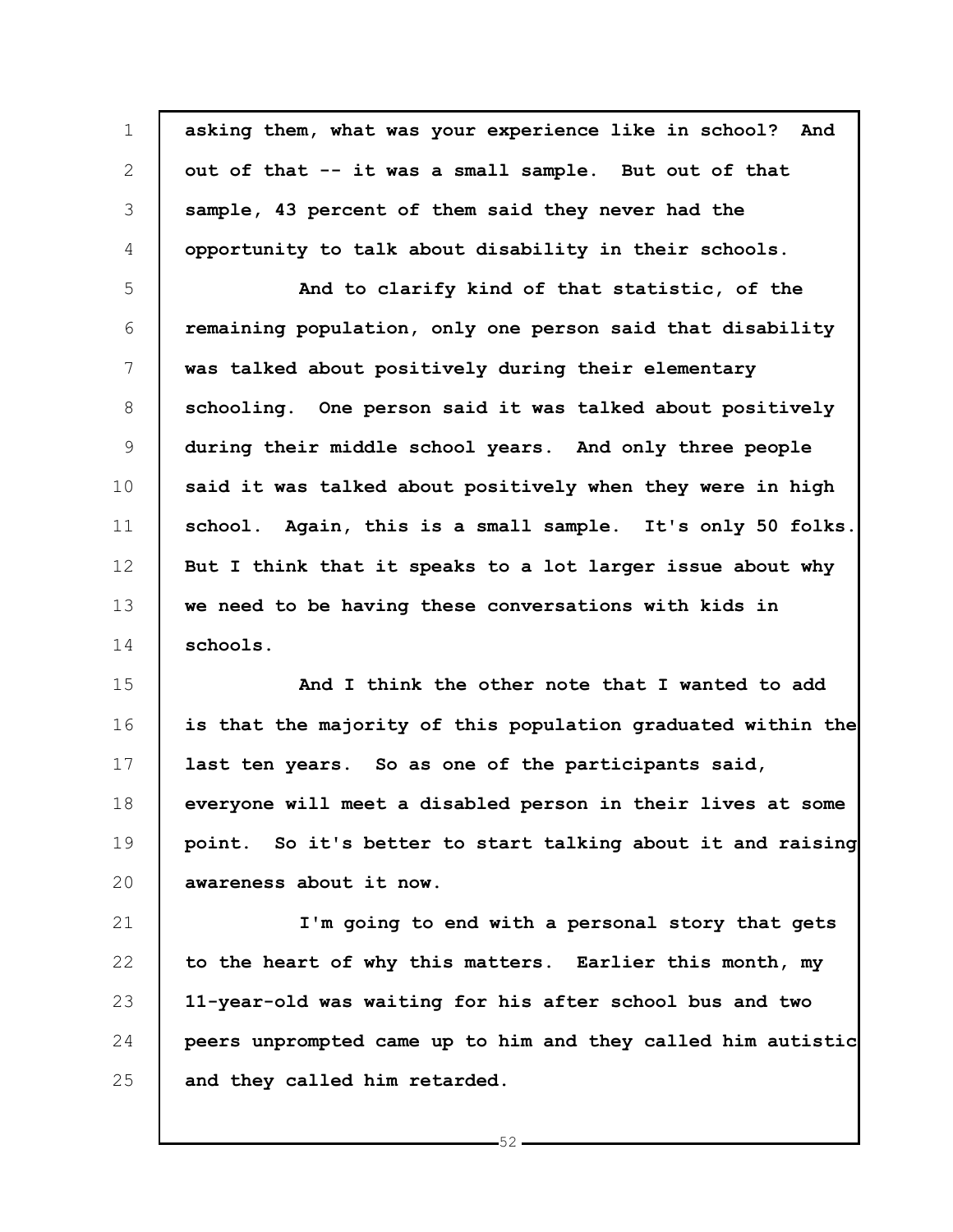asking them, what was your experience like in school? And out of that -- it was a small sample. But out of that sample, 43 percent of them said they never had the opportunity to talk about disability in their schools.

And to clarify kind of that statistic, of the remaining population, only one person said that disability was talked about positively during their elementary schooling. One person said it was talked about positively during their middle school years. And only three people said it was talked about positively when they were in high school. Again, this is a small sample. It's only 50 folks. But I think that it speaks to a lot larger issue about why we need to be having these conversations with kids in schools.

And I think the other note that I wanted to add is that the majority of this population graduated within the last ten years. So as one of the participants said, everyone will meet a disabled person in their lives at some point. So it's better to start talking about it and raising awareness about it now.

I'm going to end with a personal story that gets to the heart of why this matters. Earlier this month, my 11-year-old was waiting for his after school bus and two peers unprompted came up to him and they called him autistic and they called him retarded.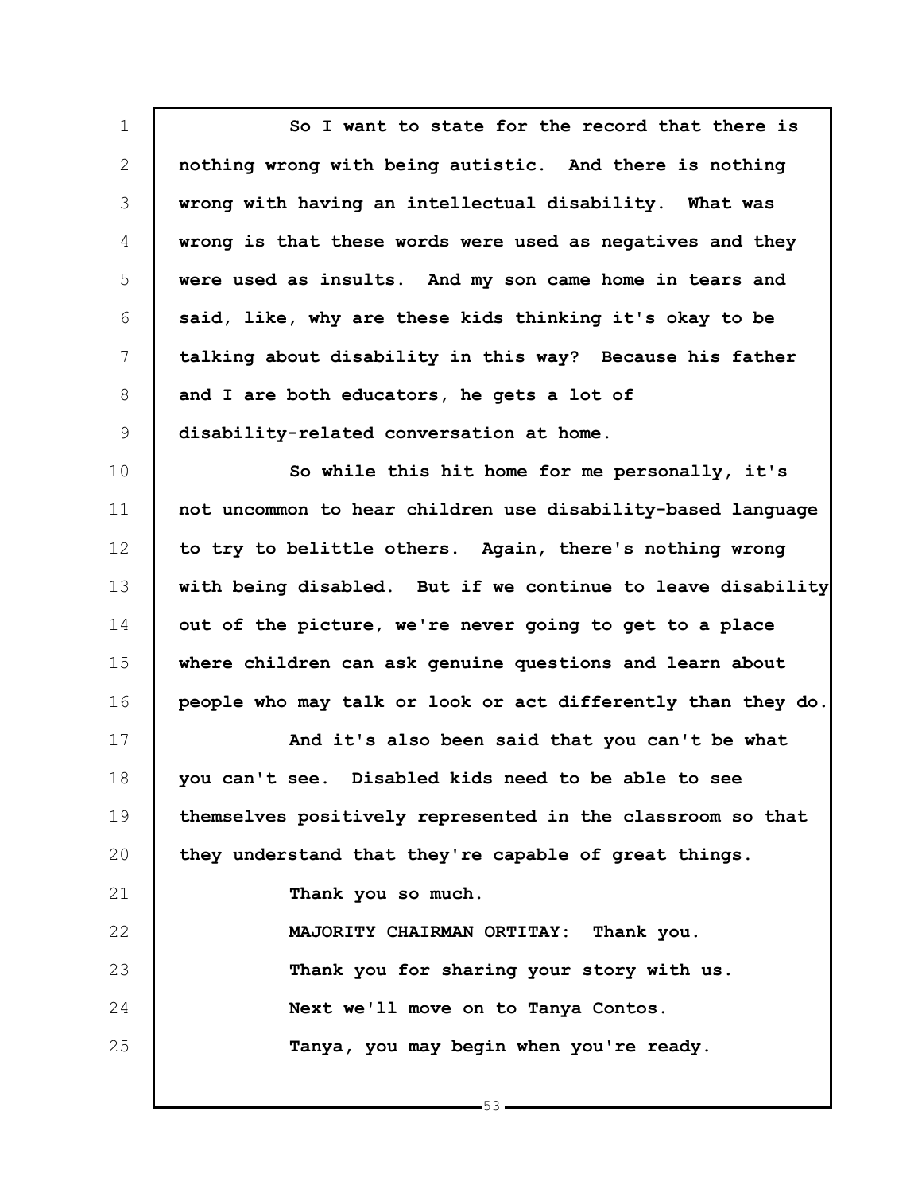So I want to state for the record that there is nothing wrong with being autistic. And there is nothing wrong with having an intellectual disability. What was wrong is that these words were used as negatives and they were used as insults. And my son came home in tears and said, like, why are these kids thinking it's okay to be talking about disability in this way? Because his father and I are both educators, he gets a lot of disability-related conversation at home.

So while this hit home for me personally, it's not uncommon to hear children use disability-based language to try to belittle others. Again, there's nothing wrong with being disabled. But if we continue to leave disability out of the picture, we're never going to get to a place where children can ask genuine questions and learn about people who may talk or look or act differently than they do.

And it's also been said that you can't be what you can't see. Disabled kids need to be able to see themselves positively represented in the classroom so that they understand that they're capable of great things.

Thank you so much.

MAJORITY CHAIRMAN ORTITAY: Thank you.

Thank you for sharing your story with us.

Next we'll move on to Tanya Contos.

Tanya, you may begin when you're ready.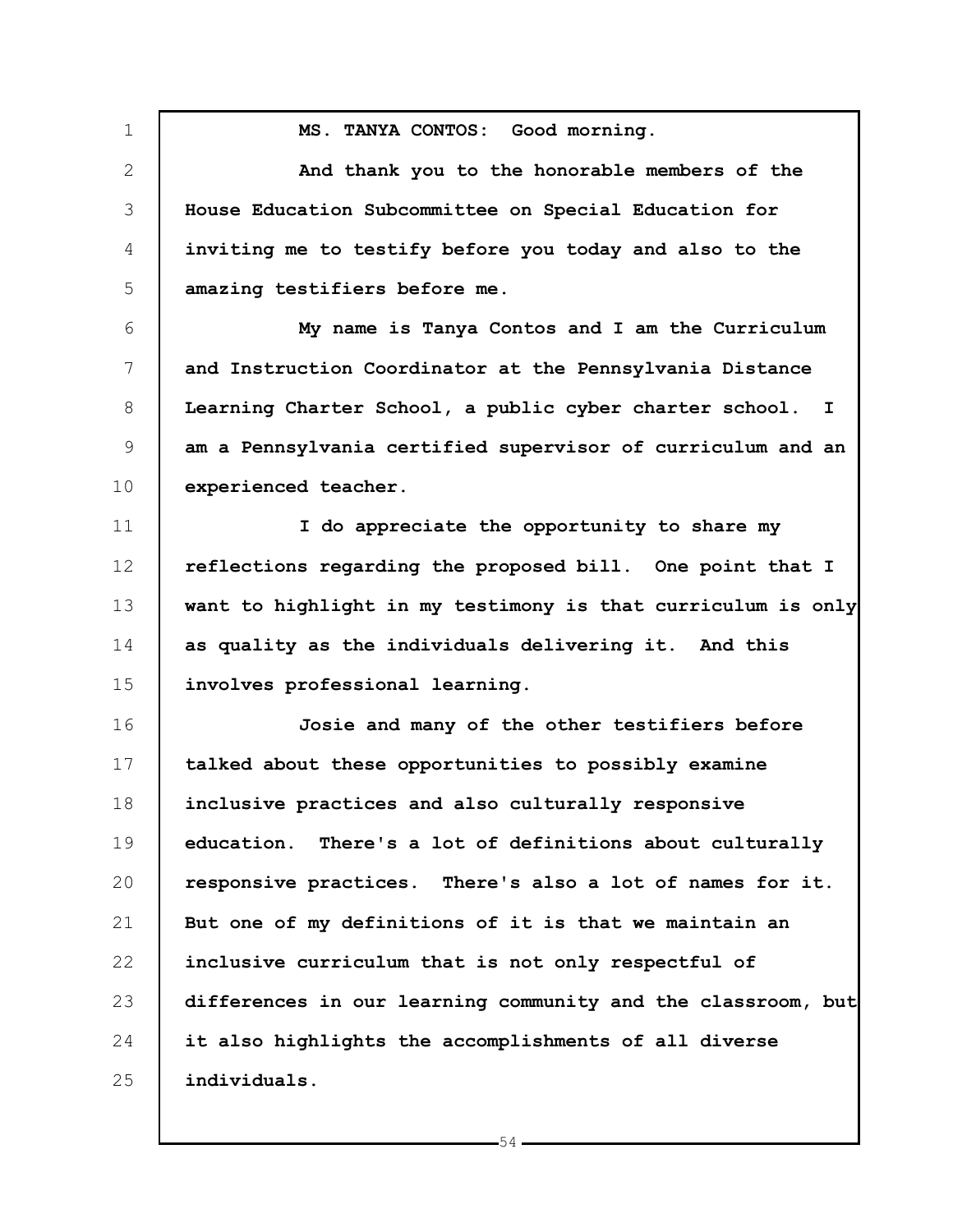MS. TANYA CONTOS: Good morning.

And thank you to the honorable members of the House Education Subcommittee on Special Education for inviting me to testify before you today and also to the amazing testifiers before me.

My name is Tanya Contos and I am the Curriculum and Instruction Coordinator at the Pennsylvania Distance Learning Charter School, a public cyber charter school. I am a Pennsylvania certified supervisor of curriculum and an experienced teacher.

I do appreciate the opportunity to share my reflections regarding the proposed bill. One point that I want to highlight in my testimony is that curriculum is only as quality as the individuals delivering it. And this involves professional learning.

Josie and many of the other testifiers before talked about these opportunities to possibly examine inclusive practices and also culturally responsive education. There's a lot of definitions about culturally responsive practices. There's also a lot of names for it. But one of my definitions of it is that we maintain an inclusive curriculum that is not only respectful of differences in our learning community and the classroom, but it also highlights the accomplishments of all diverse individuals.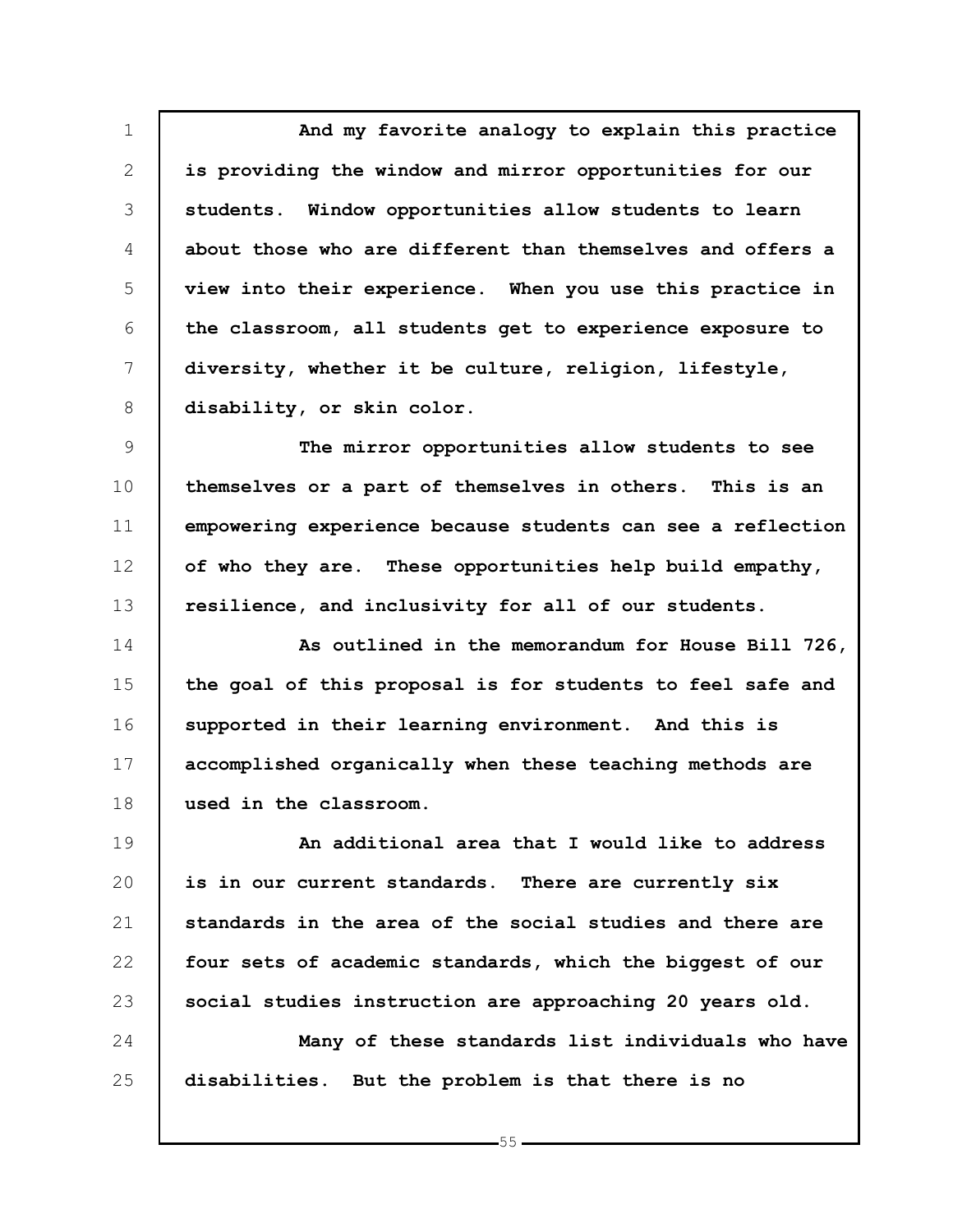And my favorite analogy to explain this practice is providing the window and mirror opportunities for our students. Window opportunities allow students to learn about those who are different than themselves and offers a view into their experience. When you use this practice in the classroom, all students get to experience exposure to diversity, whether it be culture, religion, lifestyle, disability, or skin color.

The mirror opportunities allow students to see themselves or a part of themselves in others. This is an empowering experience because students can see a reflection of who they are. These opportunities help build empathy, resilience, and inclusivity for all of our students.

As outlined in the memorandum for House Bill 726, the goal of this proposal is for students to feel safe and supported in their learning environment. And this is accomplished organically when these teaching methods are used in the classroom.

An additional area that I would like to address is in our current standards. There are currently six standards in the area of the social studies and there are four sets of academic standards, which the biggest of our social studies instruction are approaching 20 years old.

Many of these standards list individuals who have disabilities. But the problem is that there is no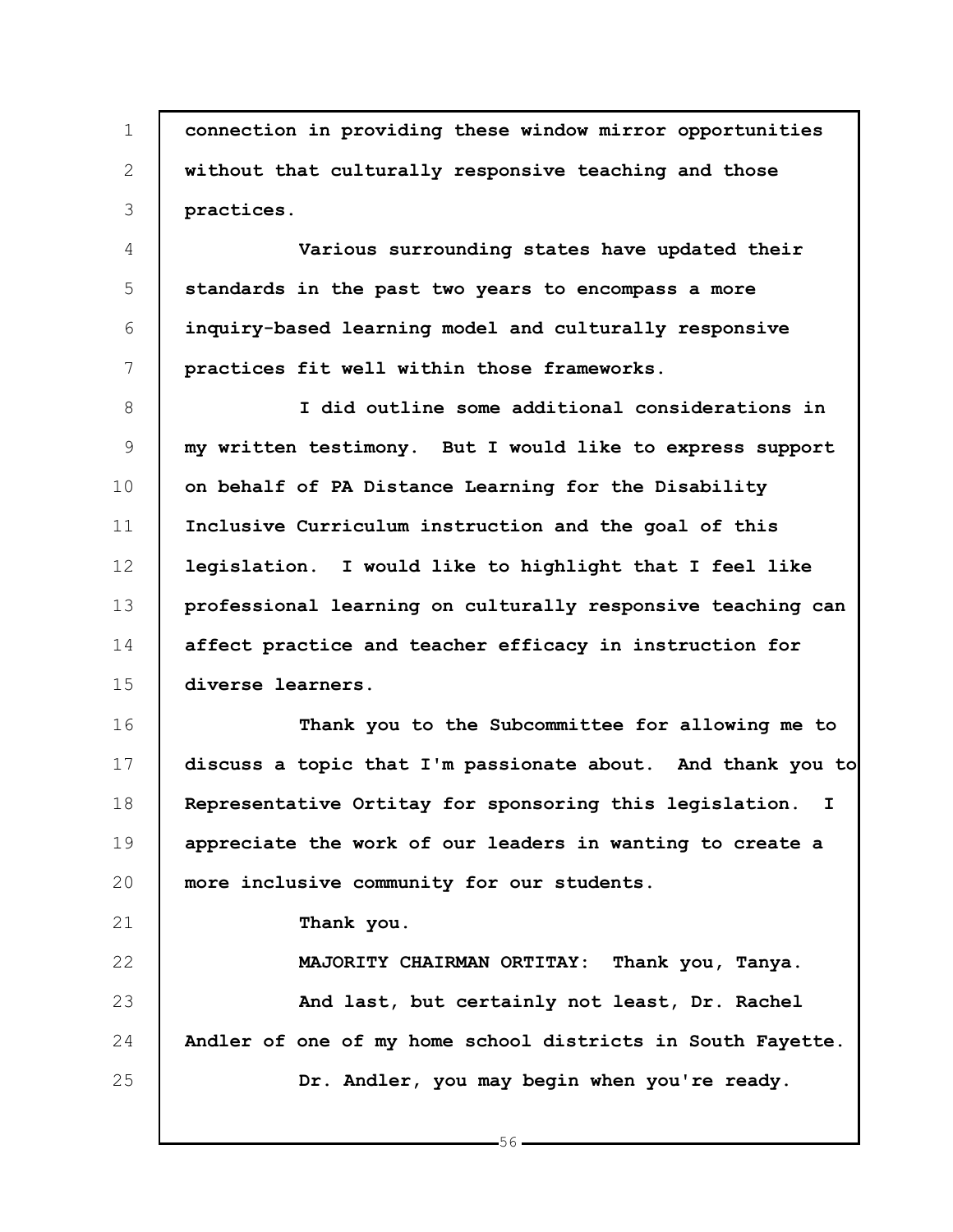connection in providing these window mirror opportunities without that culturally responsive teaching and those practices.

Various surrounding states have updated their standards in the past two years to encompass a more inquiry-based learning model and culturally responsive practices fit well within those frameworks.

I did outline some additional considerations in my written testimony. But I would like to express support on behalf of PA Distance Learning for the Disability Inclusive Curriculum instruction and the goal of this legislation. I would like to highlight that I feel like professional learning on culturally responsive teaching can affect practice and teacher efficacy in instruction for diverse learners.

Thank you to the Subcommittee for allowing me to discuss a topic that I'm passionate about. And thank you to Representative Ortitay for sponsoring this legislation. I appreciate the work of our leaders in wanting to create a more inclusive community for our students.

Thank you.

MAJORITY CHAIRMAN ORTITAY: Thank you, Tanya.

And last, but certainly not least, Dr. Rachel Andler of one of my home school districts in South Fayette.

Dr. Andler, you may begin when you're ready.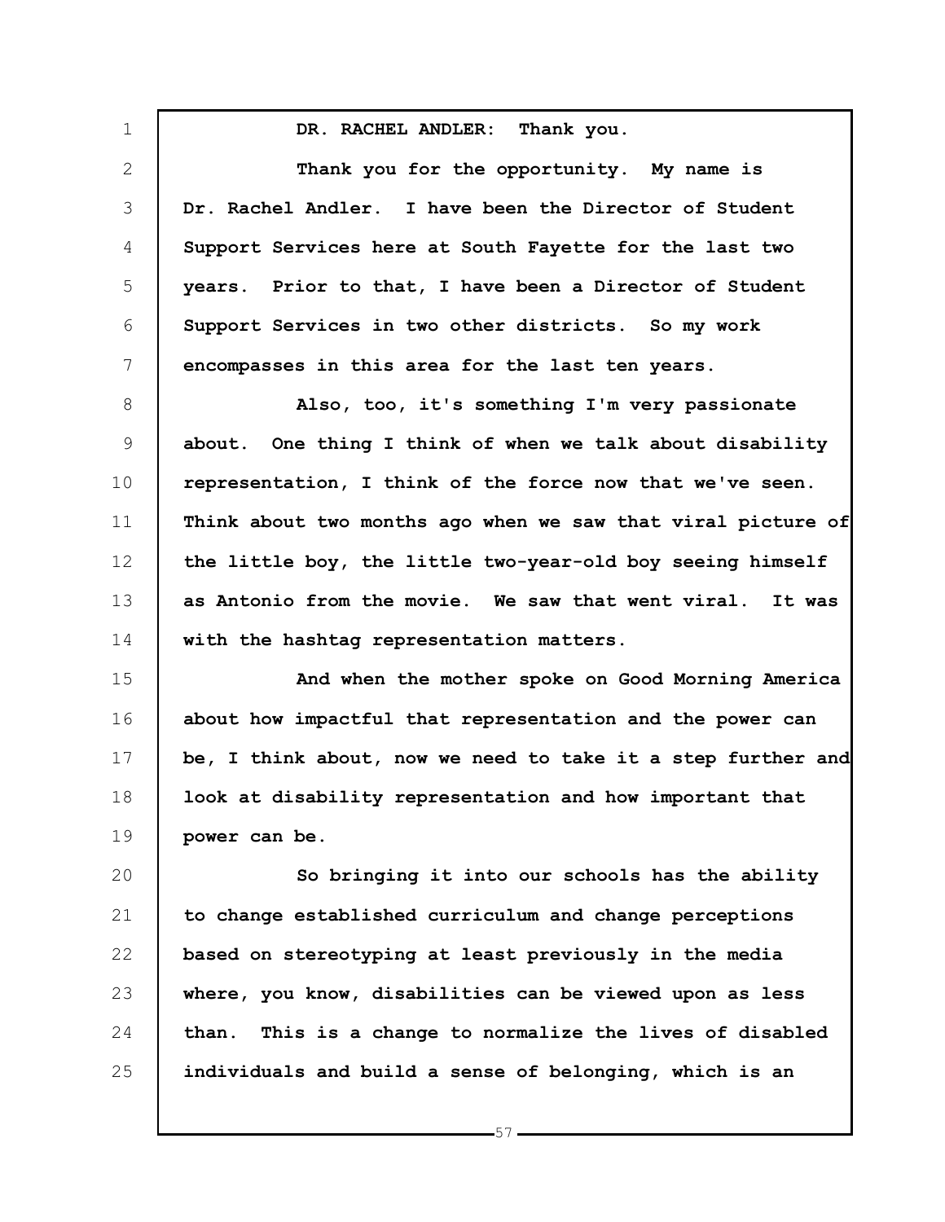**DR. RACHEL ANDLER: Thank you.**

**Thank you for the opportunity. My name is Dr. Rachel Andler. I have been the Director of Student Support Services here at South Fayette for the last two years. Prior to that, I have been a Director of Student Support Services in two other districts. So my work encompasses in this area for the last ten years.**

**Also, too, it's something I'm very passionate about. One thing I think of when we talk about disability representation, I think of the force now that we've seen. Think about two months ago when we saw that viral picture of the little boy, the little two-year-old boy seeing himself as Antonio from the movie. We saw that went viral. It was with the hashtag representation matters.**

**And when the mother spoke on Good Morning America about how impactful that representation and the power can be, I think about, now we need to take it a step further and look at disability representation and how important that power can be.**

**So bringing it into our schools has the ability to change established curriculum and change perceptions based on stereotyping at least previously in the media where, you know, disabilities can be viewed upon as less than. This is a change to normalize the lives of disabled individuals and build a sense of belonging, which is an**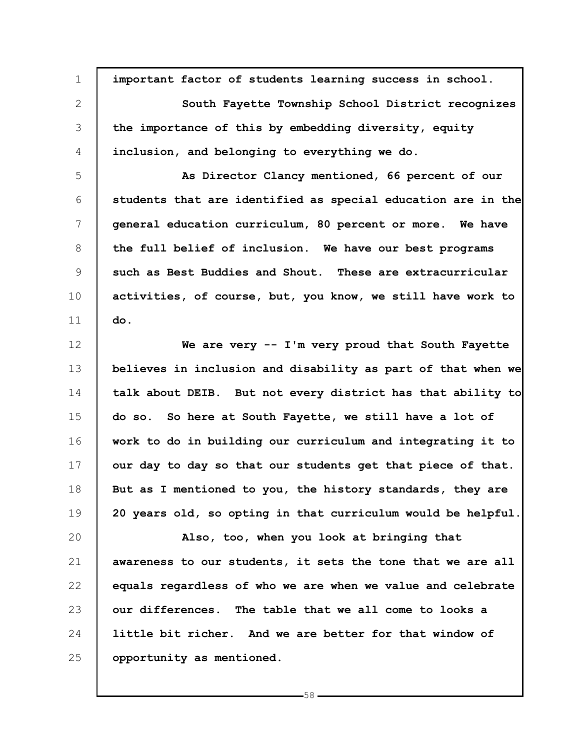important factor of students learning success in school.

South Fayette Township School District recognizes the importance of this by embedding diversity, equity inclusion, and belonging to everything we do.

As Director Clancy mentioned, 66 percent of our students that are identified as special education are in the general education curriculum, 80 percent or more. We have the full belief of inclusion. We have our best programs such as Best Buddies and Shout. These are extracurricular activities, of course, but, you know, we still have work to do.

We are very -- I'm very proud that South Fayette believes in inclusion and disability as part of that when we talk about DEIB. But not every district has that ability to do so. So here at South Fayette, we still have a lot of work to do in building our curriculum and integrating it to our day to day so that our students get that piece of that. But as I mentioned to you, the history standards, they are 20 years old, so opting in that curriculum would be helpful.

Also, too, when you look at bringing that awareness to our students, it sets the tone that we are all equals regardless of who we are when we value and celebrate our differences. The table that we all come to looks a little bit richer. And we are better for that window of opportunity as mentioned.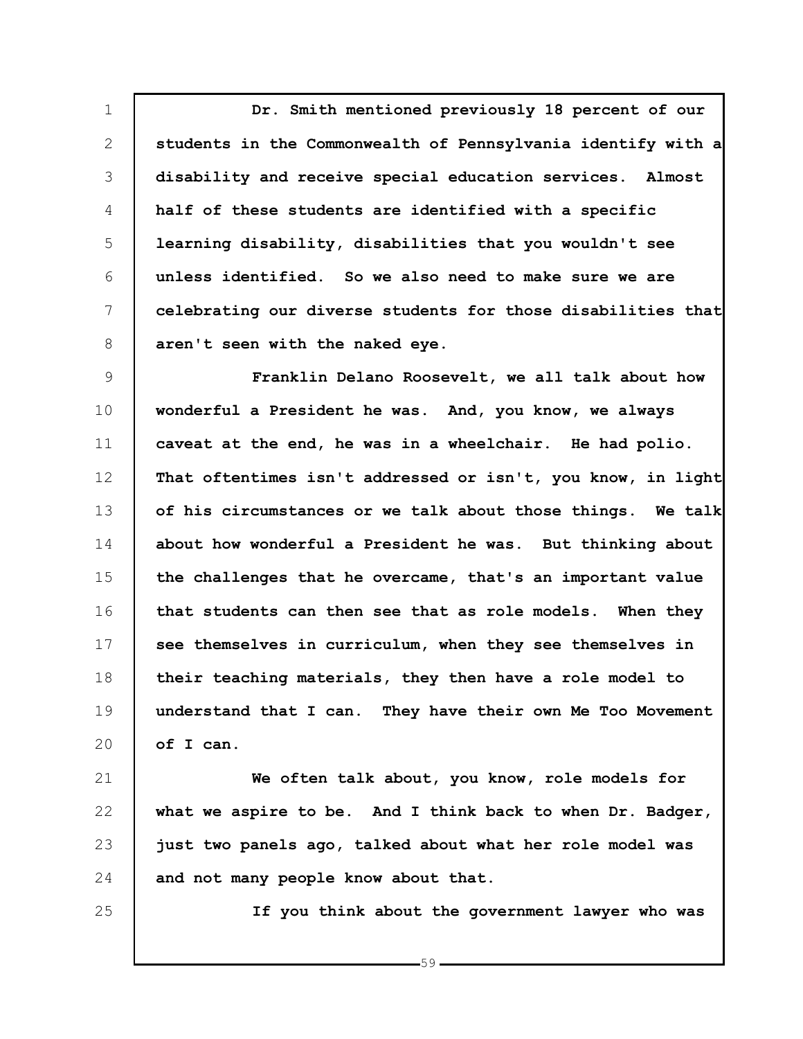Dr. Smith mentioned previously 18 percent of our students in the Commonwealth of Pennsylvania identify with a disability and receive special education services. Almost half of these students are identified with a specific learning disability, disabilities that you wouldn't see unless identified. So we also need to make sure we are celebrating our diverse students for those disabilities that aren't seen with the naked eye.

Franklin Delano Roosevelt, we all talk about how wonderful a President he was. And, you know, we always caveat at the end, he was in a wheelchair. He had polio. That oftentimes isn't addressed or isn't, you know, in light of his circumstances or we talk about those things. We talk about how wonderful a President he was. But thinking about the challenges that he overcame, that's an important value that students can then see that as role models. When they see themselves in curriculum, when they see themselves in their teaching materials, they then have a role model to understand that I can. They have their own Me Too Movement of I can.

We often talk about, you know, role models for what we aspire to be. And I think back to when Dr. Badger, just two panels ago, talked about what her role model was and not many people know about that.

If you think about the government lawyer who was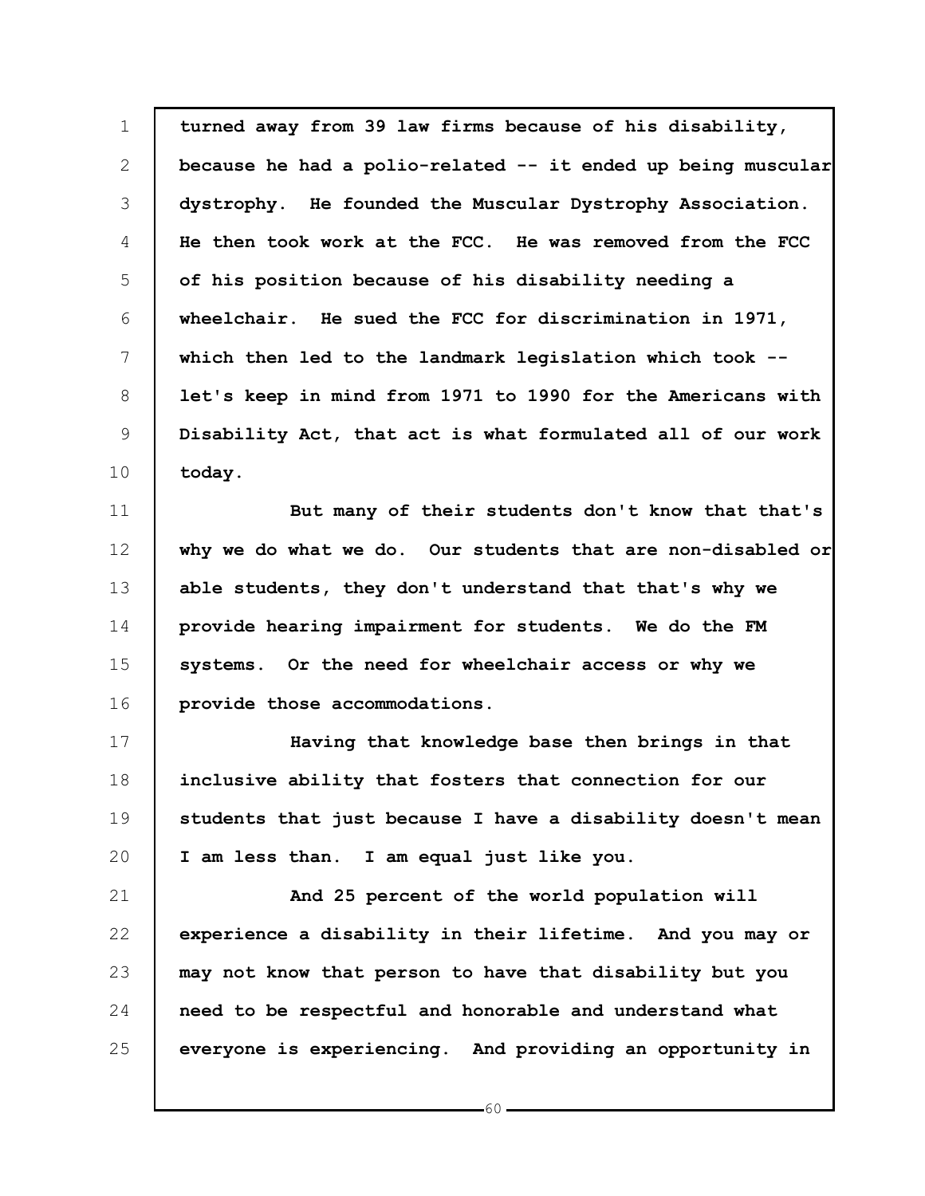turned away from 39 law firms because of his disability, because he had a polio-related -- it ended up being muscular dystrophy. He founded the Muscular Dystrophy Association. He then took work at the FCC. He was removed from the FCC of his position because of his disability needing a wheelchair. He sued the FCC for discrimination in 1971, which then led to the landmark legislation which took -- let's keep in mind from 1971 to 1990 for the Americans with Disability Act, that act is what formulated all of our work today.

But many of their students don't know that that's why we do what we do. Our students that are non-disabled or able students, they don't understand that that's why we provide hearing impairment for students. We do the FM systems. Or the need for wheelchair access or why we provide those accommodations.

Having that knowledge base then brings in that inclusive ability that fosters that connection for our students that just because I have a disability doesn't mean I am less than. I am equal just like you.

And 25 percent of the world population will experience a disability in their lifetime. And you may or may not know that person to have that disability but you need to be respectful and honorable and understand what everyone is experiencing. And providing an opportunity in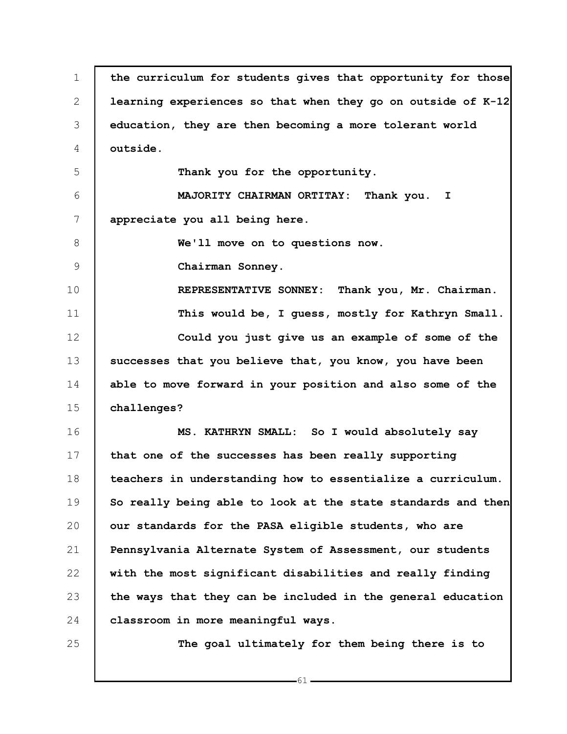the curriculum for students gives that opportunity for those learning experiences so that when they go on outside of K-12 education, they are then becoming a more tolerant world outside.

Thank you for the opportunity.

MAJORITY CHAIRMAN ORTITAY: Thank you. I appreciate you all being here.

We'll move on to questions now.

Chairman Sonney.

REPRESENTATIVE SONNEY: Thank you, Mr. Chairman.

This would be, I guess, mostly for Kathryn Small.

Could you just give us an example of some of the successes that you believe that, you know, you have been able to move forward in your position and also some of the challenges?

MS. KATHRYN SMALL: So I would absolutely say that one of the successes has been really supporting teachers in understanding how to essentialize a curriculum. So really being able to look at the state standards and then our standards for the PASA eligible students, who are Pennsylvania Alternate System of Assessment, our students with the most significant disabilities and really finding the ways that they can be included in the general education classroom in more meaningful ways.

The goal ultimately for them being there is to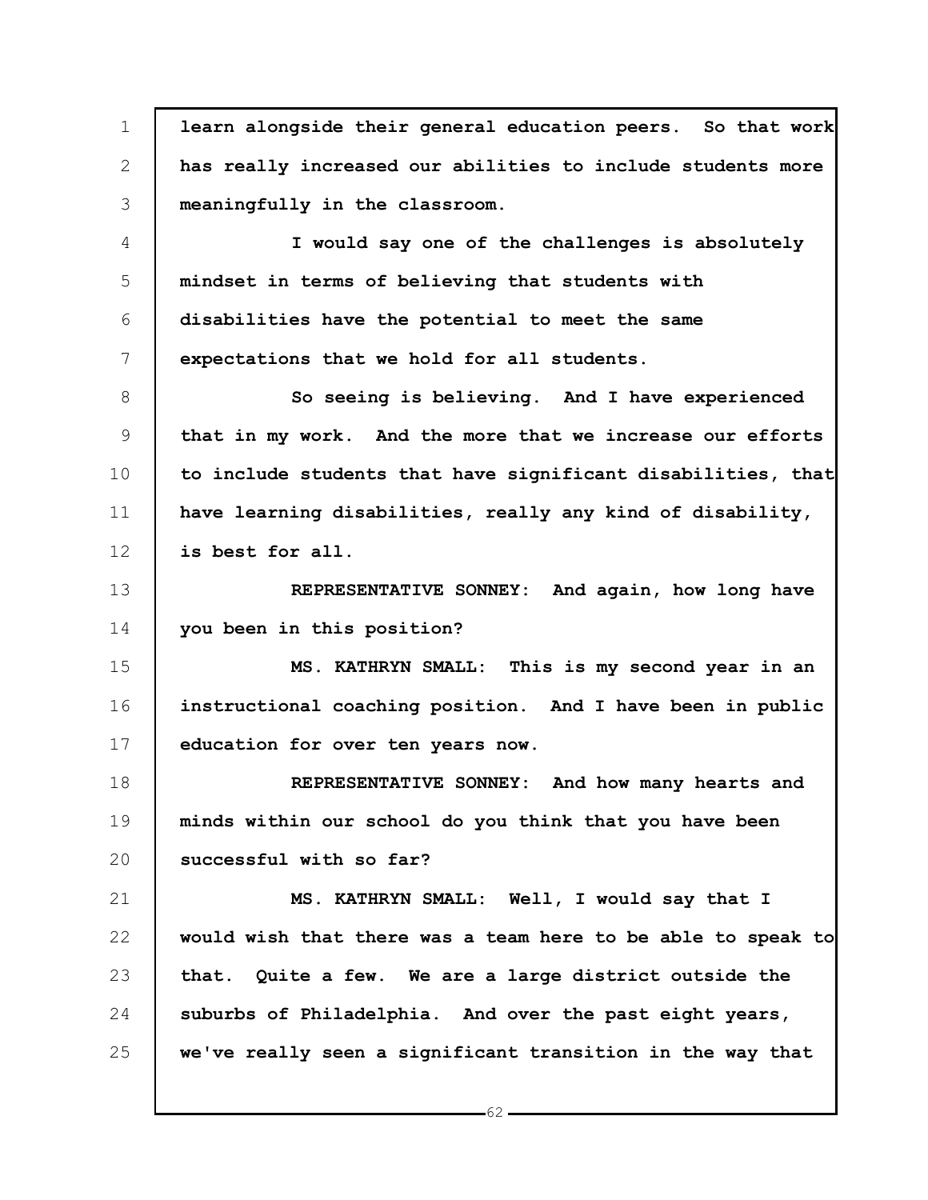learn alongside their general education peers. So that work has really increased our abilities to include students more meaningfully in the classroom.

I would say one of the challenges is absolutely mindset in terms of believing that students with disabilities have the potential to meet the same expectations that we hold for all students.

So seeing is believing. And I have experienced that in my work. And the more that we increase our efforts to include students that have significant disabilities, that have learning disabilities, really any kind of disability, is best for all.

REPRESENTATIVE SONNEY: And again, how long have you been in this position?

MS. KATHRYN SMALL: This is my second year in an instructional coaching position. And I have been in public education for over ten years now.

REPRESENTATIVE SONNEY: And how many hearts and minds within our school do you think that you have been successful with so far?

MS. KATHRYN SMALL: Well, I would say that I would wish that there was a team here to be able to speak to that. Quite a few. We are a large district outside the suburbs of Philadelphia. And over the past eight years, we've really seen a significant transition in the way that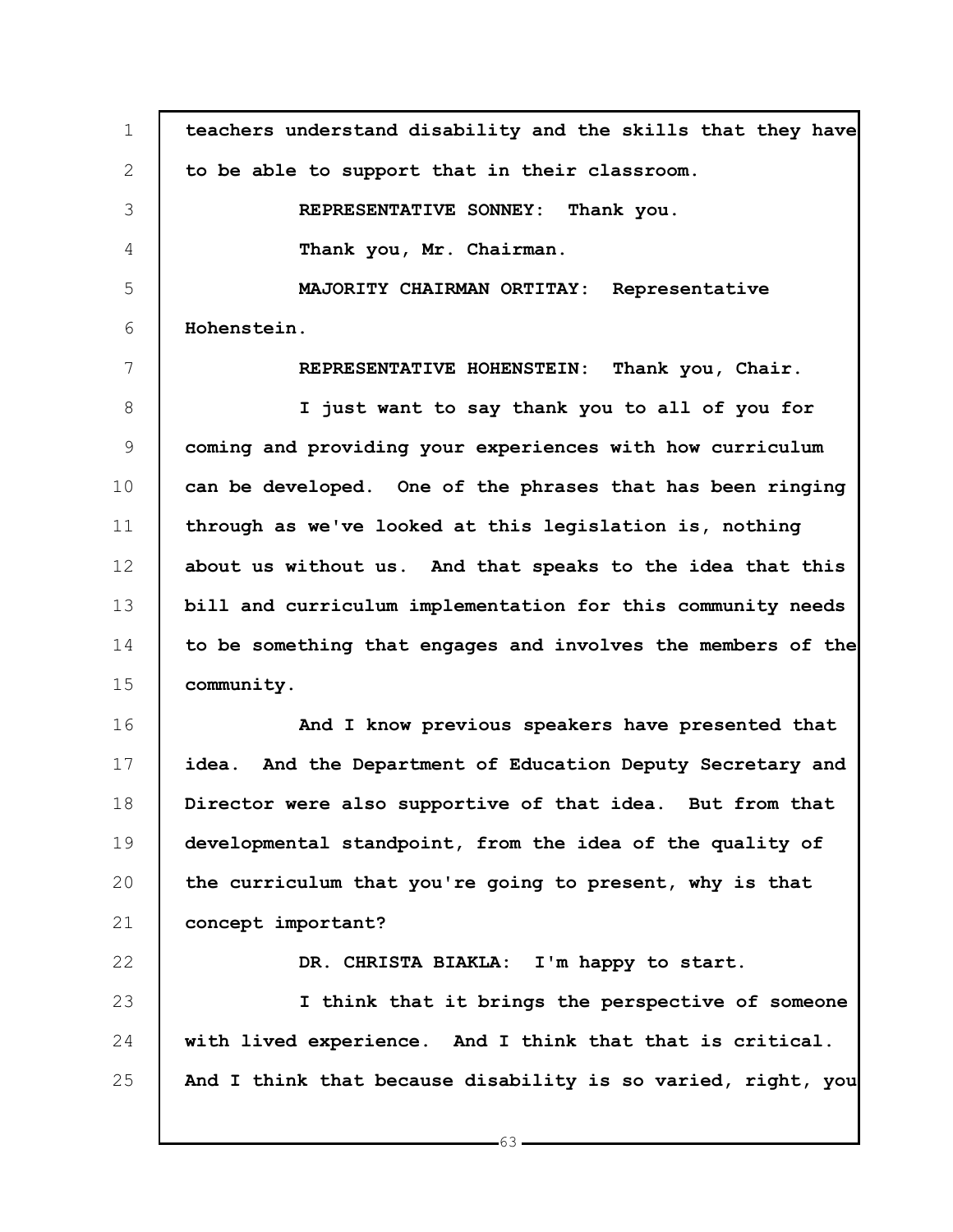teachers understand disability and the skills that they have to be able to support that in their classroom.

REPRESENTATIVE SONNEY: Thank you.

Thank you, Mr. Chairman.

MAJORITY CHAIRMAN ORTITAY: Representative Hohenstein.

REPRESENTATIVE HOHENSTEIN: Thank you, Chair.

I just want to say thank you to all of you for coming and providing your experiences with how curriculum can be developed. One of the phrases that has been ringing through as we've looked at this legislation is, nothing about us without us. And that speaks to the idea that this bill and curriculum implementation for this community needs to be something that engages and involves the members of the community.

And I know previous speakers have presented that idea. And the Department of Education Deputy Secretary and Director were also supportive of that idea. But from that developmental standpoint, from the idea of the quality of the curriculum that you're going to present, why is that concept important?

DR. CHRISTA BIAKLA: I'm happy to start.

I think that it brings the perspective of someone with lived experience. And I think that that is critical. And I think that because disability is so varied, right, you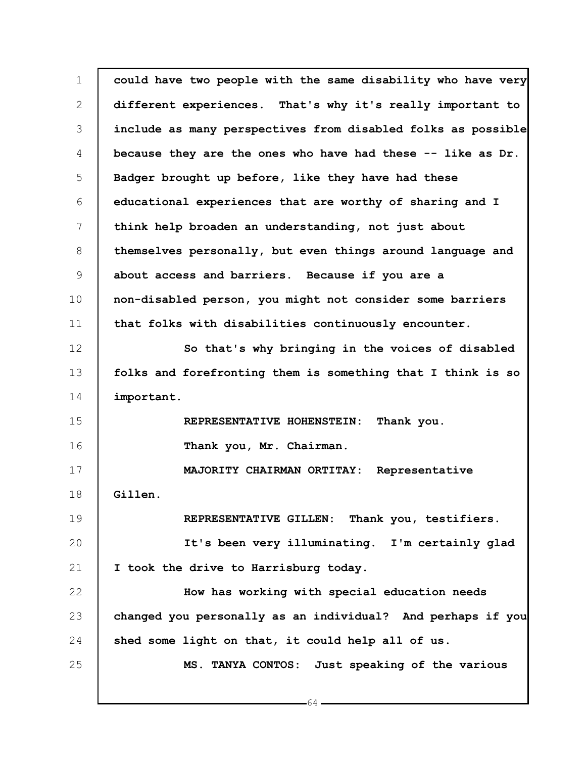could have two people with the same disability who have very different experiences. That's why it's really important to include as many perspectives from disabled folks as possible because they are the ones who have had these -- like as Dr. Badger brought up before, like they have had these educational experiences that are worthy of sharing and I think help broaden an understanding, not just about themselves personally, but even things around language and about access and barriers. Because if you are a non-disabled person, you might not consider some barriers that folks with disabilities continuously encounter.

So that's why bringing in the voices of disabled folks and forefronting them is something that I think is so important.

REPRESENTATIVE HOHENSTEIN: Thank you.

Thank you, Mr. Chairman.

MAJORITY CHAIRMAN ORTITAY: Representative Gillen.

REPRESENTATIVE GILLEN: Thank you, testifiers.

It's been very illuminating. I'm certainly glad I took the drive to Harrisburg today.

How has working with special education needs changed you personally as an individual? And perhaps if you shed some light on that, it could help all of us.

MS. TANYA CONTOS: Just speaking of the various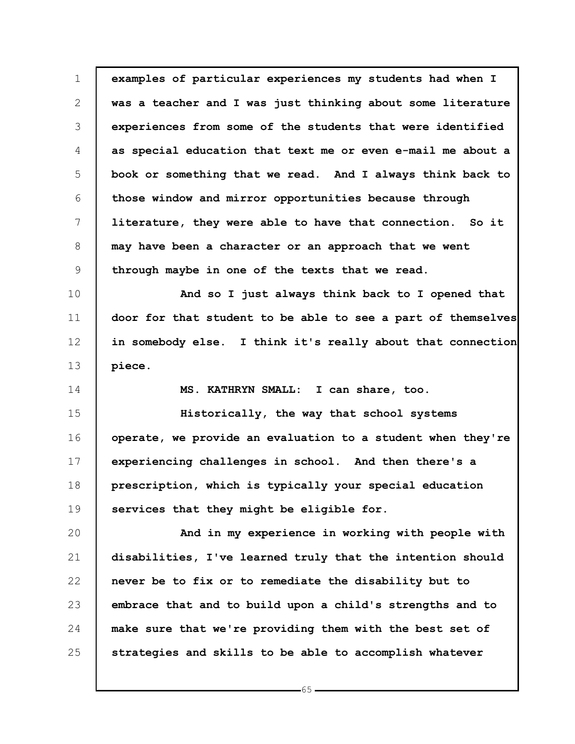examples of particular experiences my students had when I was a teacher and I was just thinking about some literature experiences from some of the students that were identified as special education that text me or even e-mail me about a book or something that we read. And I always think back to those window and mirror opportunities because through literature, they were able to have that connection. So it may have been a character or an approach that we went through maybe in one of the texts that we read.

And so I just always think back to I opened that door for that student to be able to see a part of themselves in somebody else. I think it's really about that connection piece.

MS. KATHRYN SMALL: I can share, too.

Historically, the way that school systems operate, we provide an evaluation to a student when they're experiencing challenges in school. And then there's a prescription, which is typically your special education services that they might be eligible for.

And in my experience in working with people with disabilities, I've learned truly that the intention should never be to fix or to remediate the disability but to embrace that and to build upon a child's strengths and to make sure that we're providing them with the best set of strategies and skills to be able to accomplish whatever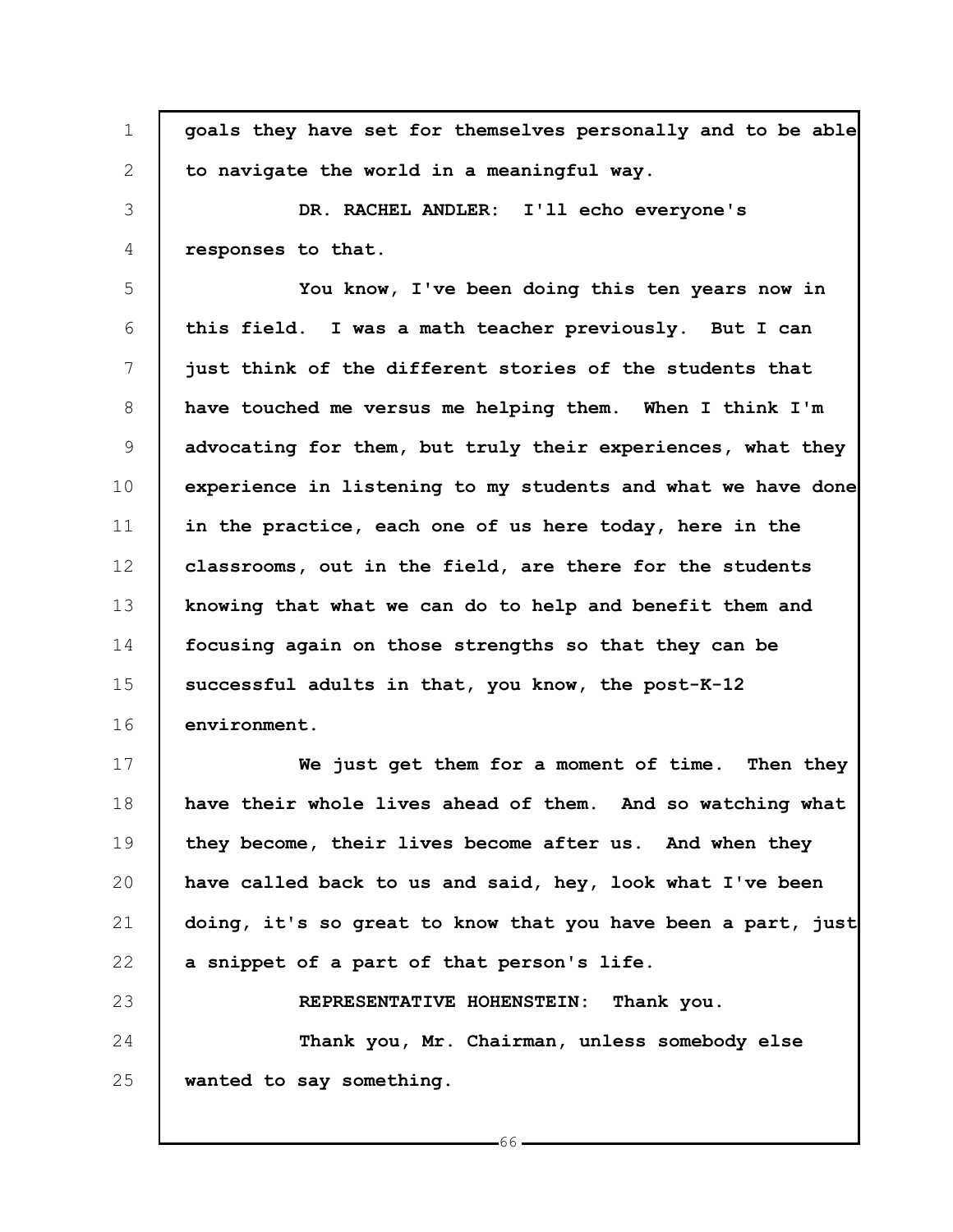goals they have set for themselves personally and to be able to navigate the world in a meaningful way.

DR. RACHEL ANDLER: I'll echo everyone's responses to that.

You know, I've been doing this ten years now in this field. I was a math teacher previously. But I can just think of the different stories of the students that have touched me versus me helping them. When I think I'm advocating for them, but truly their experiences, what they experience in listening to my students and what we have done in the practice, each one of us here today, here in the classrooms, out in the field, are there for the students knowing that what we can do to help and benefit them and focusing again on those strengths so that they can be successful adults in that, you know, the post-K-12 environment.

We just get them for a moment of time. Then they have their whole lives ahead of them. And so watching what they become, their lives become after us. And when they have called back to us and said, hey, look what I've been doing, it's so great to know that you have been a part, just a snippet of a part of that person's life.

REPRESENTATIVE HOHENSTEIN: Thank you.

Thank you, Mr. Chairman, unless somebody else wanted to say something.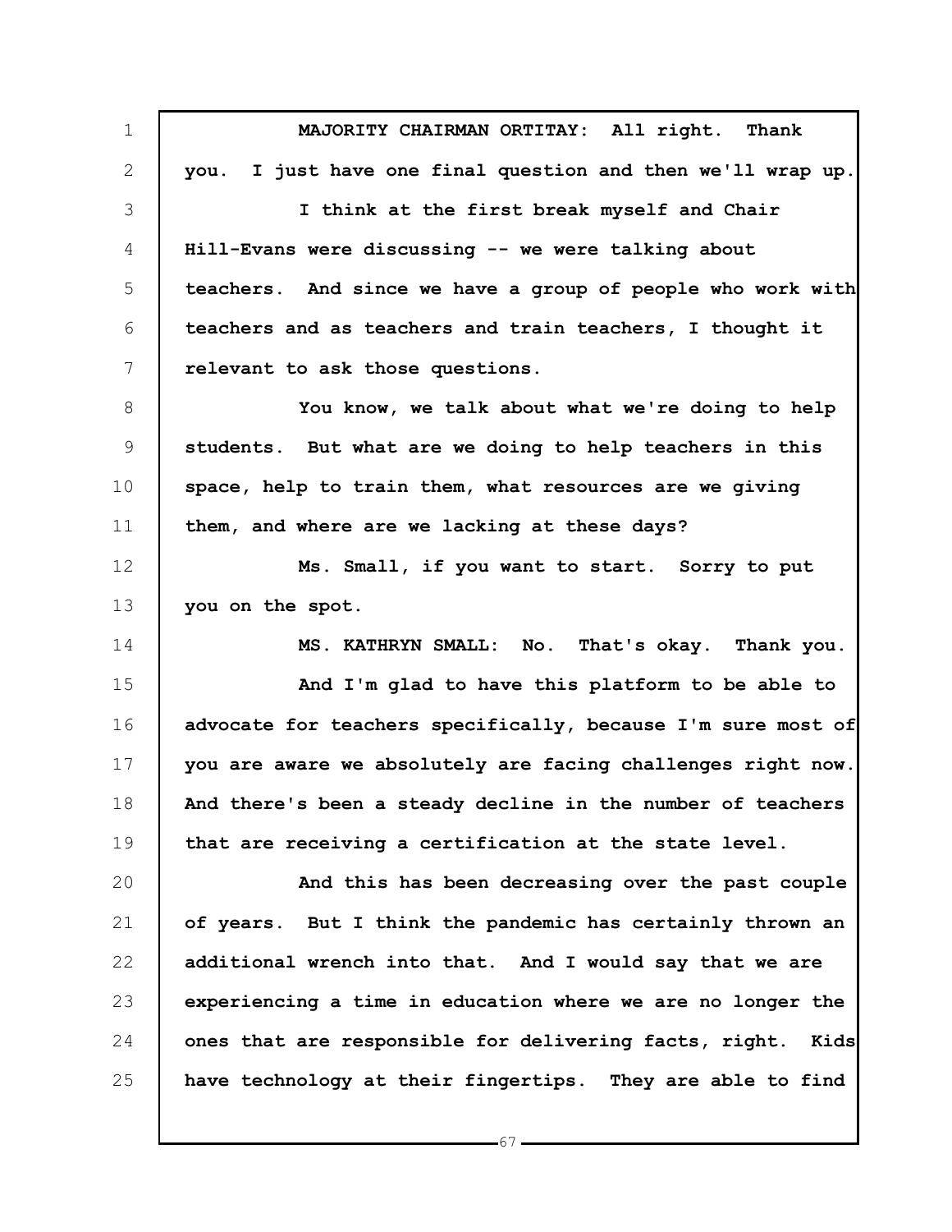**MAJORITY CHAIRMAN ORTITAY: All right. Thank you. I just have one final question and then we'll wrap up.**

**I think at the first break myself and Chair Hill-Evans were discussing -- we were talking about teachers. And since we have a group of people who work with teachers and as teachers and train teachers, I thought it relevant to ask those questions.**

**You know, we talk about what we're doing to help students. But what are we doing to help teachers in this space, help to train them, what resources are we giving them, and where are we lacking at these days?**

**Ms. Small, if you want to start. Sorry to put you on the spot.**

**MS. KATHRYN SMALL: No. That's okay. Thank you.**

**And I'm glad to have this platform to be able to advocate for teachers specifically, because I'm sure most of you are aware we absolutely are facing challenges right now. And there's been a steady decline in the number of teachers that are receiving a certification at the state level.**

**And this has been decreasing over the past couple of years. But I think the pandemic has certainly thrown an additional wrench into that. And I would say that we are experiencing a time in education where we are no longer the ones that are responsible for delivering facts, right. Kids have technology at their fingertips. They are able to find**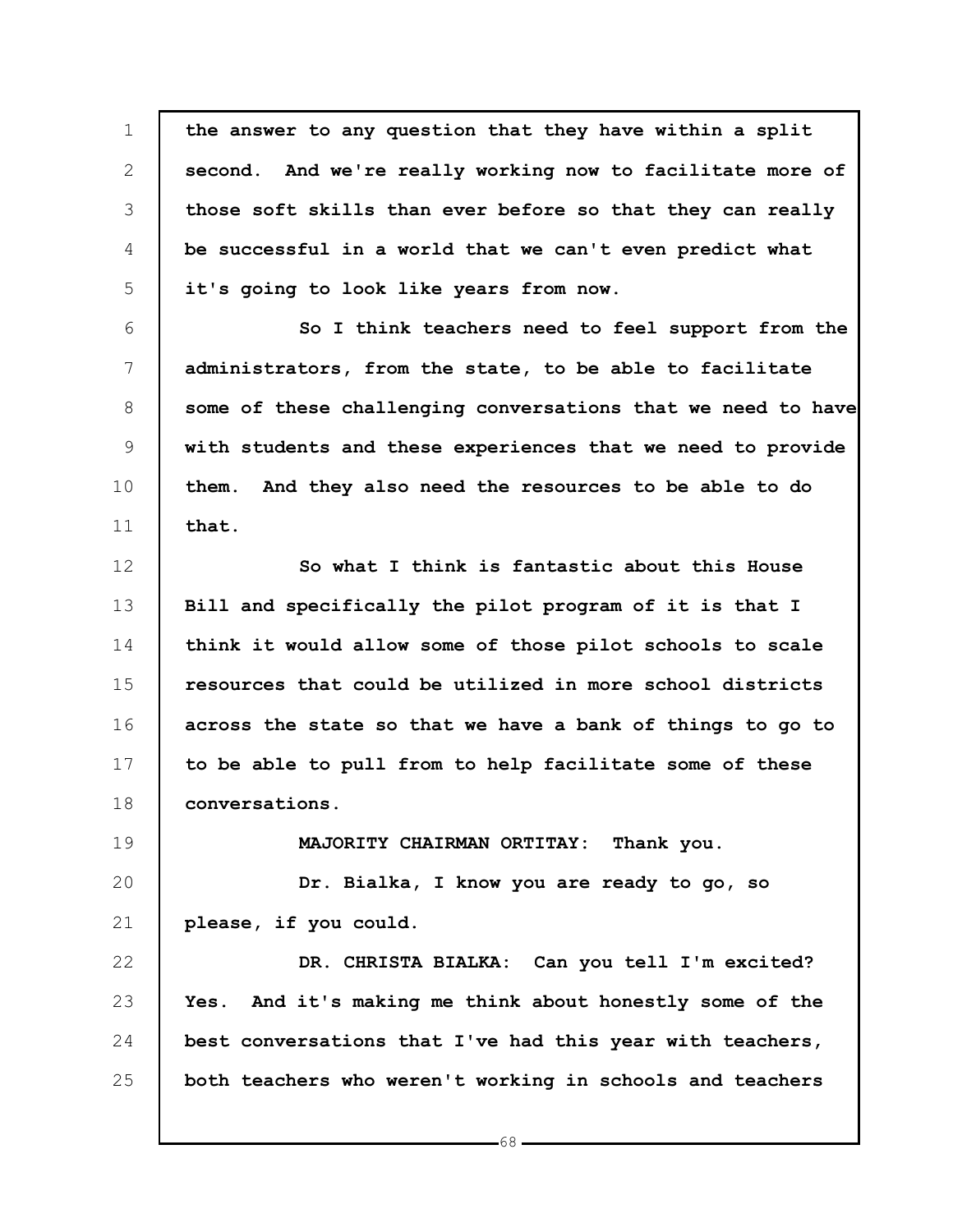the answer to any question that they have within a split second. And we're really working now to facilitate more of those soft skills than ever before so that they can really be successful in a world that we can't even predict what it's going to look like years from now.

So I think teachers need to feel support from the administrators, from the state, to be able to facilitate some of these challenging conversations that we need to have with students and these experiences that we need to provide them. And they also need the resources to be able to do that.

So what I think is fantastic about this House Bill and specifically the pilot program of it is that I think it would allow some of those pilot schools to scale resources that could be utilized in more school districts across the state so that we have a bank of things to go to to be able to pull from to help facilitate some of these conversations.

MAJORITY CHAIRMAN ORTITAY: Thank you.

Dr. Bialka, I know you are ready to go, so please, if you could.

DR. CHRISTA BIALKA: Can you tell I'm excited? Yes. And it's making me think about honestly some of the best conversations that I've had this year with teachers, both teachers who weren't working in schools and teachers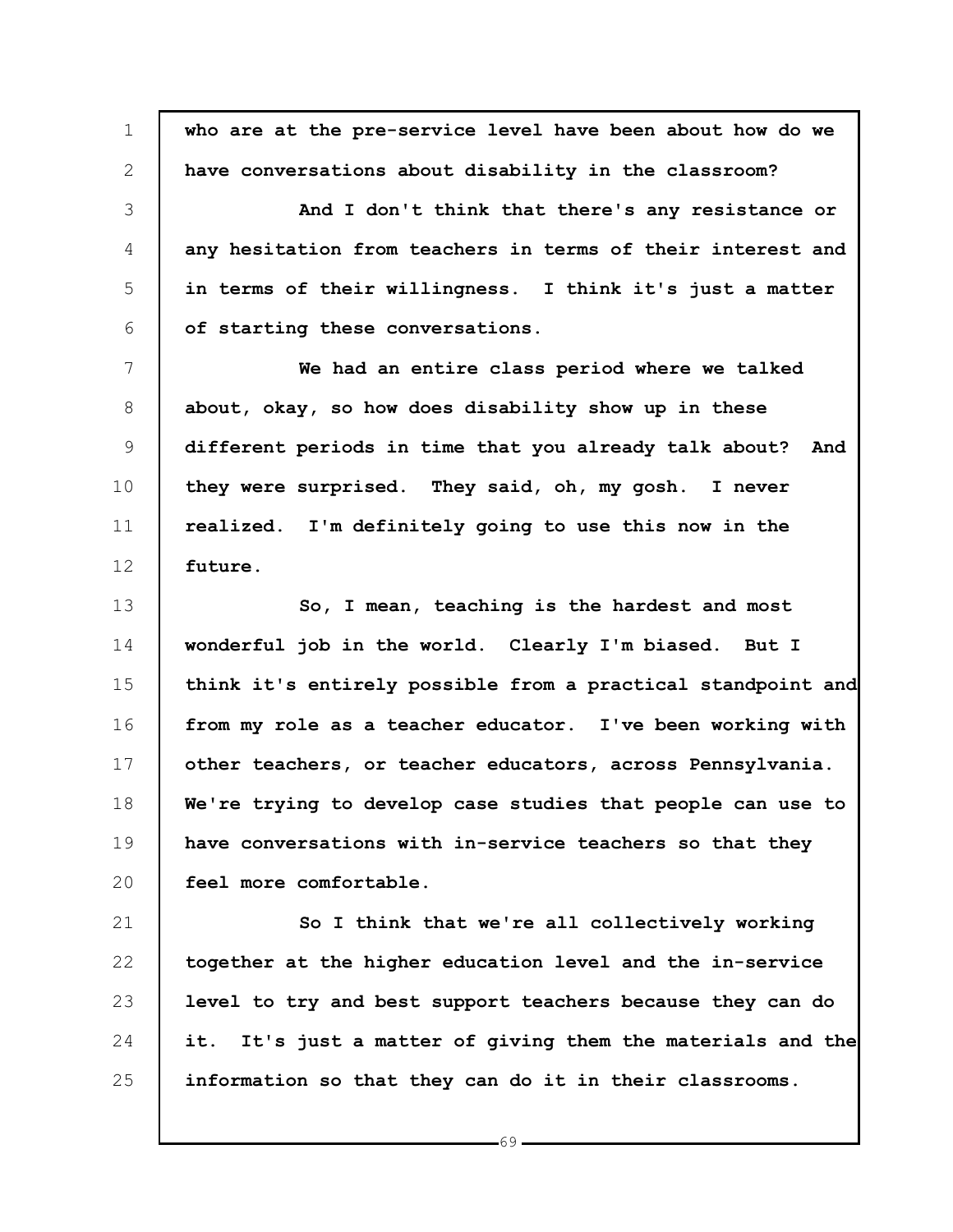who are at the pre-service level have been about how do we have conversations about disability in the classroom?

And I don't think that there's any resistance or any hesitation from teachers in terms of their interest and in terms of their willingness. I think it's just a matter of starting these conversations.

We had an entire class period where we talked about, okay, so how does disability show up in these different periods in time that you already talk about? And they were surprised. They said, oh, my gosh. I never realized. I'm definitely going to use this now in the future.

So, I mean, teaching is the hardest and most wonderful job in the world. Clearly I'm biased. But I think it's entirely possible from a practical standpoint and from my role as a teacher educator. I've been working with other teachers, or teacher educators, across Pennsylvania. We're trying to develop case studies that people can use to have conversations with in-service teachers so that they feel more comfortable.

So I think that we're all collectively working together at the higher education level and the in-service level to try and best support teachers because they can do it. It's just a matter of giving them the materials and the information so that they can do it in their classrooms.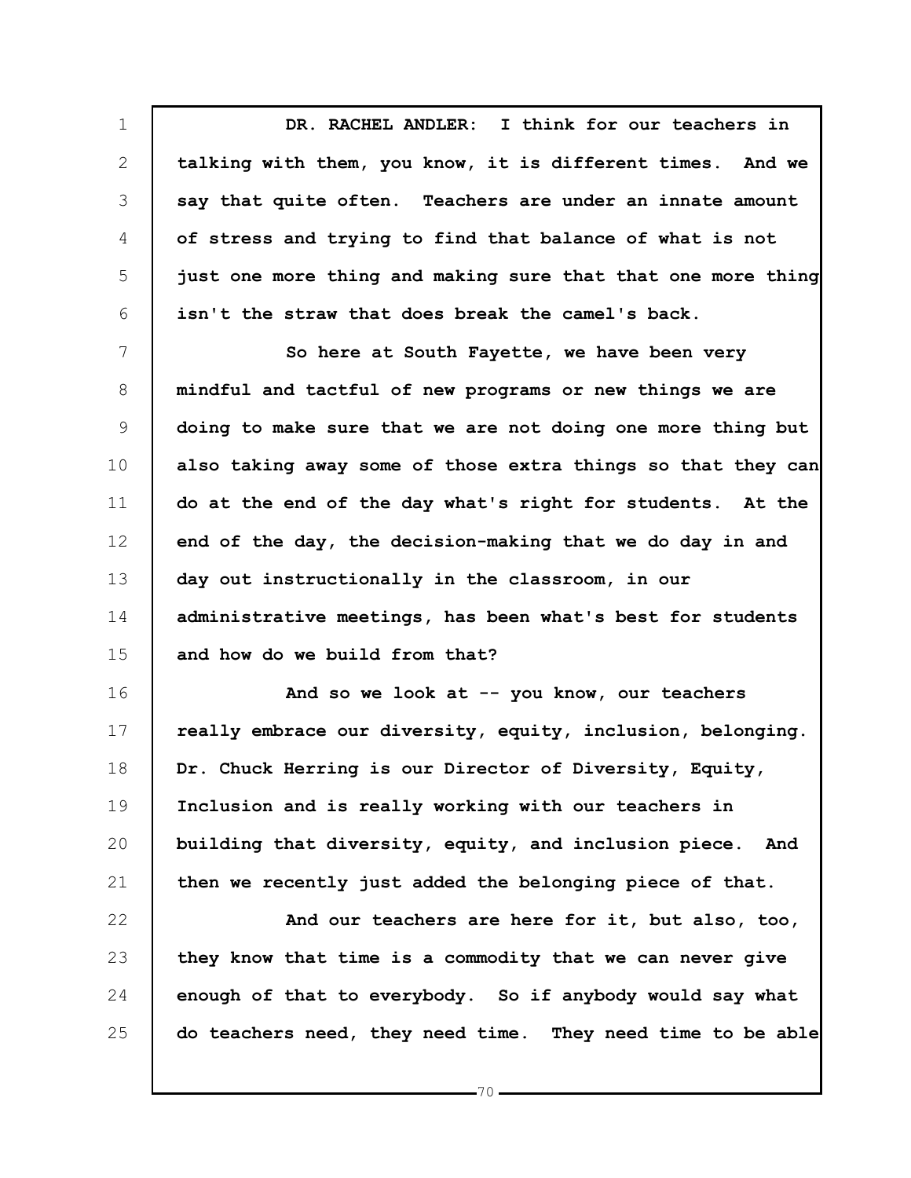**DR. RACHEL ANDLER: I think for our teachers in talking with them, you know, it is different times. And we say that quite often. Teachers are under an innate amount of stress and trying to find that balance of what is not just one more thing and making sure that that one more thing isn't the straw that does break the camel's back.**

**So here at South Fayette, we have been very mindful and tactful of new programs or new things we are doing to make sure that we are not doing one more thing but also taking away some of those extra things so that they can do at the end of the day what's right for students. At the end of the day, the decision-making that we do day in and day out instructionally in the classroom, in our administrative meetings, has been what's best for students and how do we build from that?**

**And so we look at -- you know, our teachers really embrace our diversity, equity, inclusion, belonging. Dr. Chuck Herring is our Director of Diversity, Equity, Inclusion and is really working with our teachers in building that diversity, equity, and inclusion piece. And then we recently just added the belonging piece of that.**

**And our teachers are here for it, but also, too, they know that time is a commodity that we can never give enough of that to everybody. So if anybody would say what do teachers need, they need time. They need time to be able**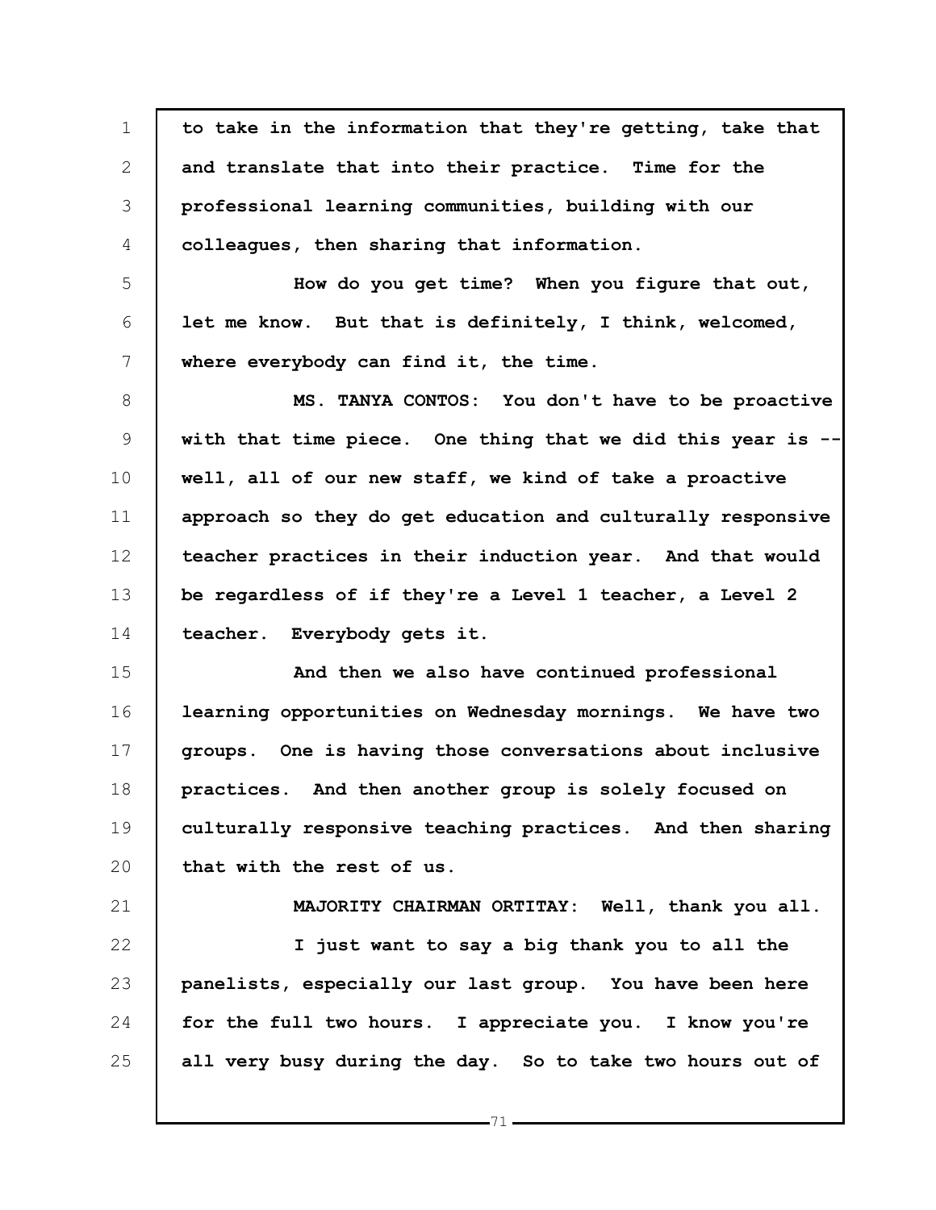to take in the information that they're getting, take that and translate that into their practice. Time for the professional learning communities, building with our colleagues, then sharing that information.

How do you get time? When you figure that out, let me know. But that is definitely, I think, welcomed, where everybody can find it, the time.

MS. TANYA CONTOS: You don't have to be proactive with that time piece. One thing that we did this year is -- well, all of our new staff, we kind of take a proactive approach so they do get education and culturally responsive teacher practices in their induction year. And that would be regardless of if they're a Level 1 teacher, a Level 2 teacher. Everybody gets it.

And then we also have continued professional learning opportunities on Wednesday mornings. We have two groups. One is having those conversations about inclusive practices. And then another group is solely focused on culturally responsive teaching practices. And then sharing that with the rest of us.

MAJORITY CHAIRMAN ORTITAY: Well, thank you all.

I just want to say a big thank you to all the panelists, especially our last group. You have been here for the full two hours. I appreciate you. I know you're all very busy during the day. So to take two hours out of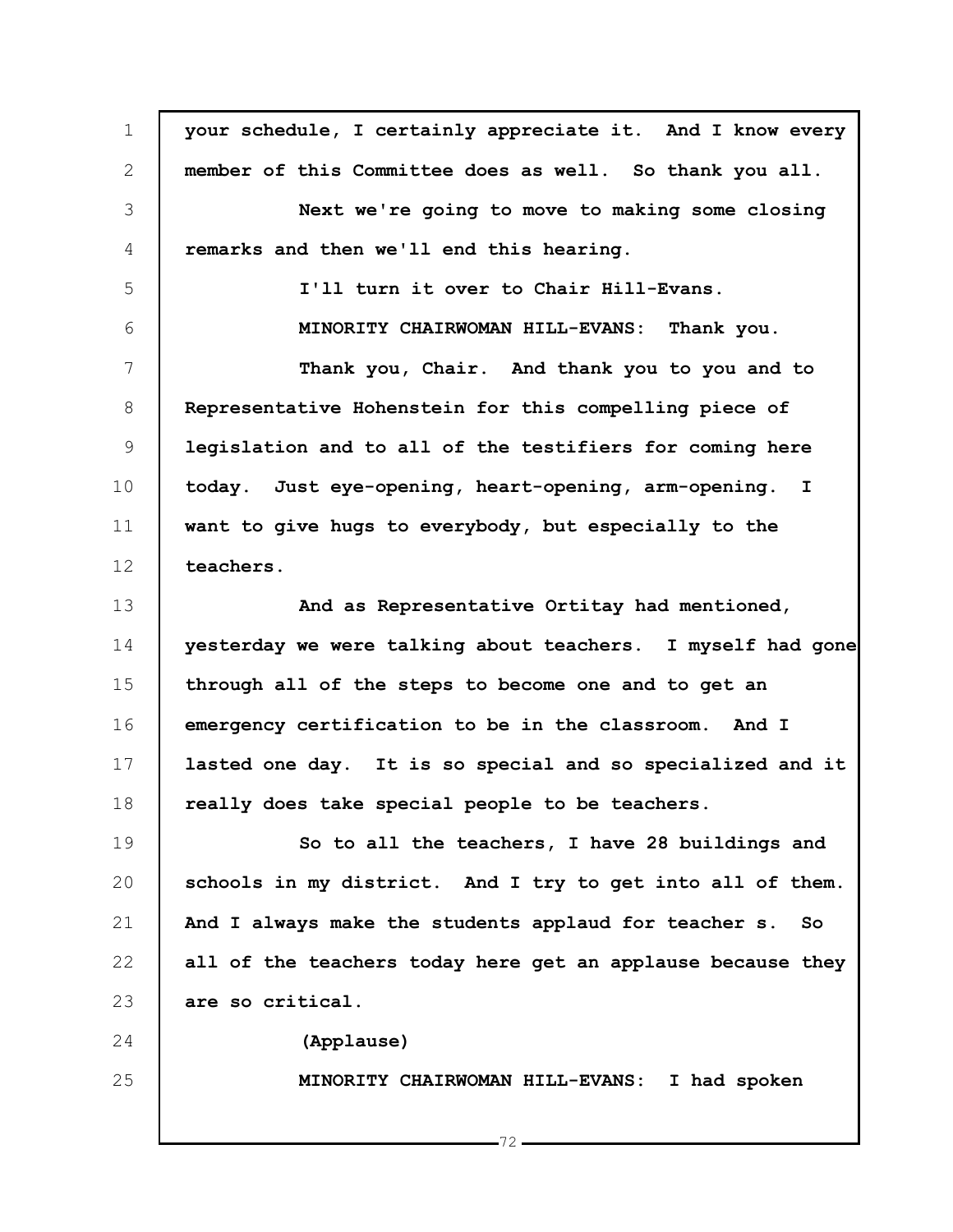your schedule, I certainly appreciate it. And I know every member of this Committee does as well. So thank you all.

Next we're going to move to making some closing remarks and then we'll end this hearing.

I'll turn it over to Chair Hill-Evans.

MINORITY CHAIRWOMAN HILL-EVANS: Thank you.

Thank you, Chair. And thank you to you and to Representative Hohenstein for this compelling piece of legislation and to all of the testifiers for coming here today. Just eye-opening, heart-opening, arm-opening. I want to give hugs to everybody, but especially to the teachers.

And as Representative Ortitay had mentioned, yesterday we were talking about teachers. I myself had gone through all of the steps to become one and to get an emergency certification to be in the classroom. And I lasted one day. It is so special and so specialized and it really does take special people to be teachers.

So to all the teachers, I have 28 buildings and schools in my district. And I try to get into all of them. And I always make the students applaud for teacher s. So all of the teachers today here get an applause because they are so critical.

(Applause)

MINORITY CHAIRWOMAN HILL-EVANS: I had spoken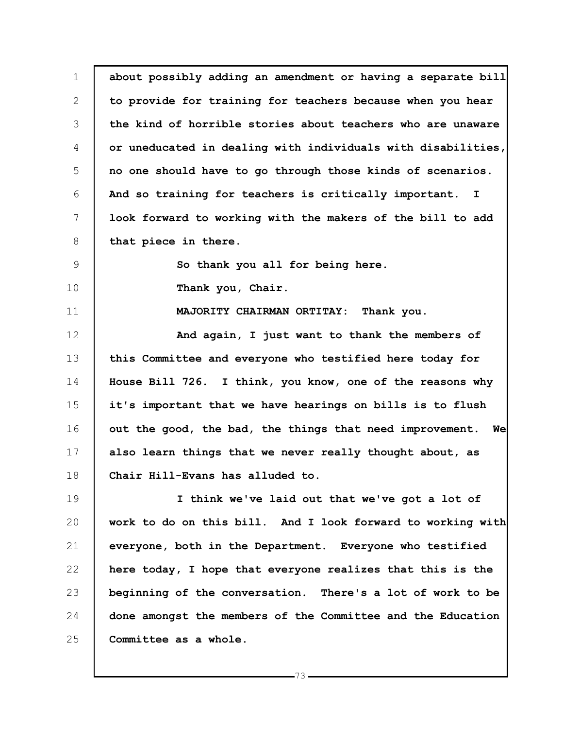about possibly adding an amendment or having a separate bill to provide for training for teachers because when you hear the kind of horrible stories about teachers who are unaware or uneducated in dealing with individuals with disabilities, no one should have to go through those kinds of scenarios. And so training for teachers is critically important. I look forward to working with the makers of the bill to add that piece in there.

So thank you all for being here.

Thank you, Chair.

MAJORITY CHAIRMAN ORTITAY: Thank you.

And again, I just want to thank the members of this Committee and everyone who testified here today for House Bill 726. I think, you know, one of the reasons why it's important that we have hearings on bills is to flush out the good, the bad, the things that need improvement. We also learn things that we never really thought about, as Chair Hill-Evans has alluded to.

I think we've laid out that we've got a lot of work to do on this bill. And I look forward to working with everyone, both in the Department. Everyone who testified here today, I hope that everyone realizes that this is the beginning of the conversation. There's a lot of work to be done amongst the members of the Committee and the Education Committee as a whole.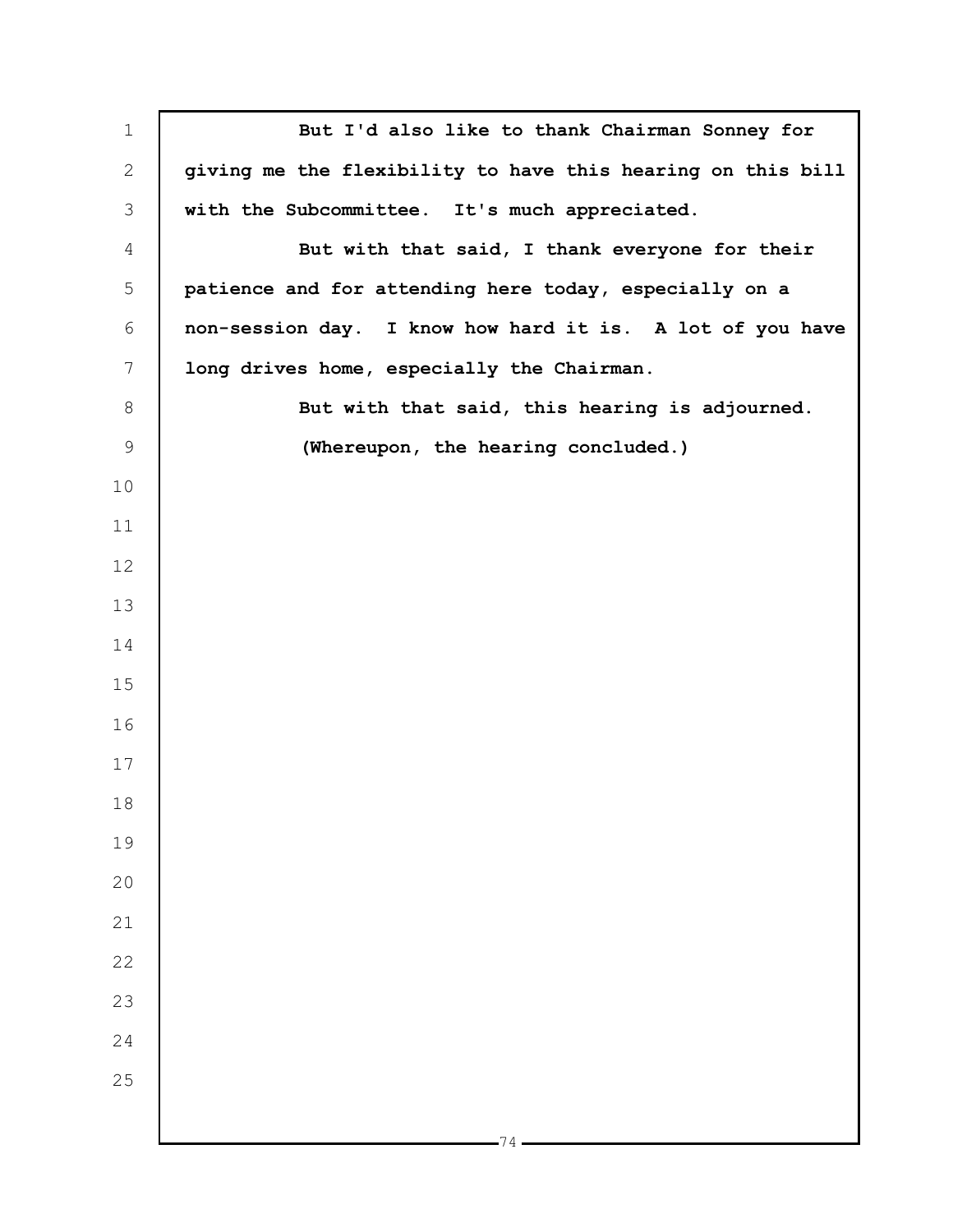But I'd also like to thank Chairman Sonney for giving me the flexibility to have this hearing on this bill with the Subcommittee. It's much appreciated.

But with that said, I thank everyone for their patience and for attending here today, especially on a non-session day. I know how hard it is. A lot of you have long drives home, especially the Chairman.

But with that said, this hearing is adjourned.

(Whereupon, the hearing concluded.)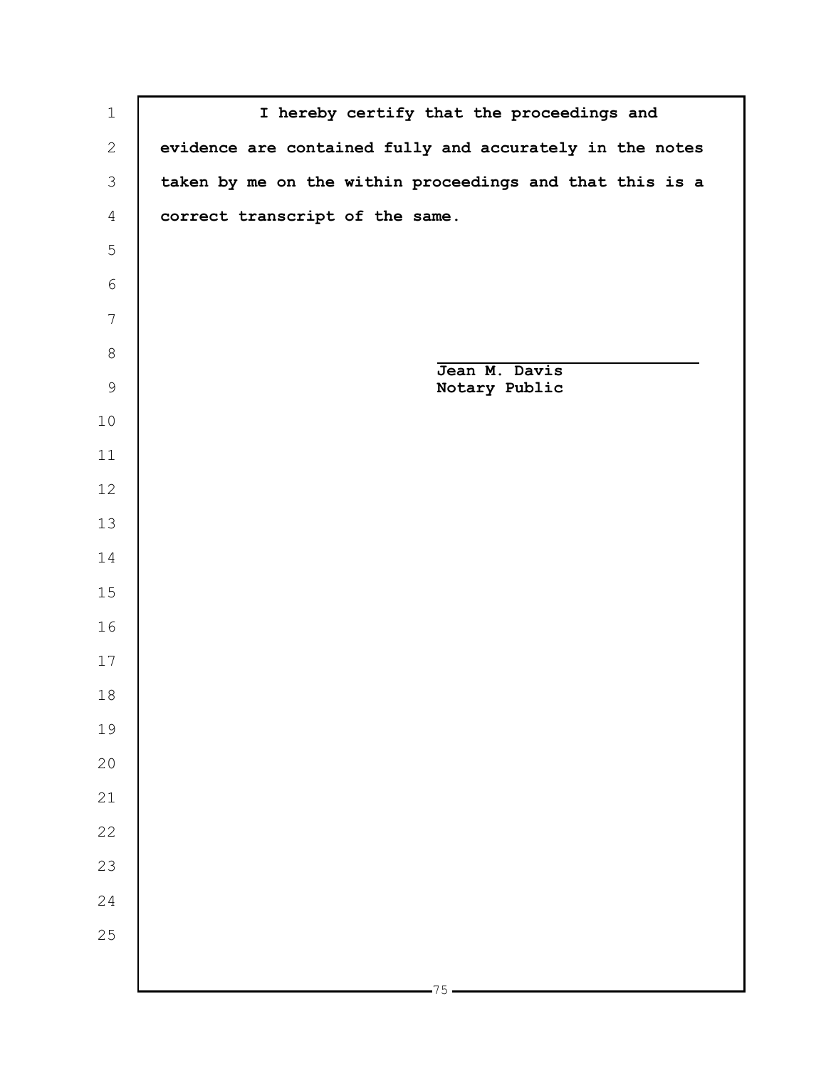**I hereby certify that the proceedings and evidence are contained fully and accurately in the notes taken by me on the within proceedings and that this is a correct transcript of the same.**

**Jean M. Davis**
**Notary Public**